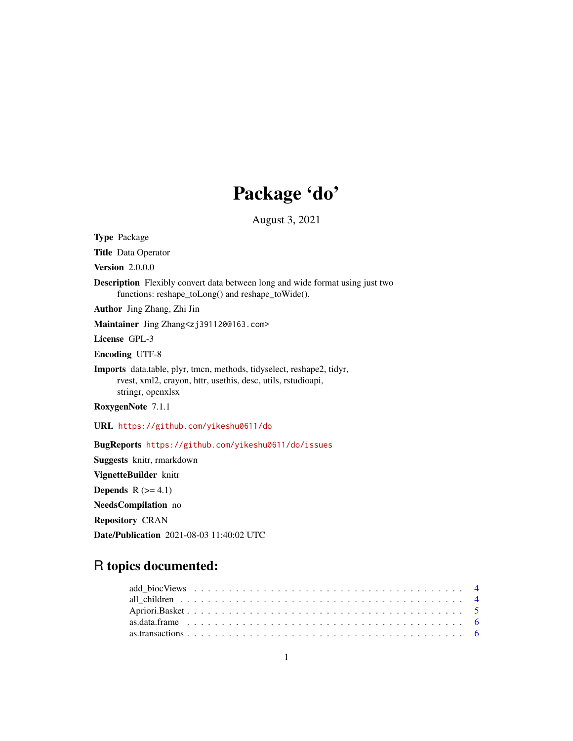# Package 'do'

August 3, 2021

**Type** Package

**Title** Data Operator

**Version** 2.0.0.0

**Description** Flexibly convert data between long and wide format using just two functions: reshape_toLong() and reshape_toWide().

**Author** Jing Zhang, Zhi Jin

**Maintainer** Jing Zhang<zj391120@163.com>

**License** GPL-3

**Encoding** UTF-8

**Imports** data.table, plyr, tmcn, methods, tidyselect, reshape2, tidyr, rvest, xml2, crayon, httr, usethis, desc, utils, rstudioapi, stringr, openxlsx

**RoxygenNote** 7.1.1

**URL** https://github.com/yikeshu0611/do

**BugReports** https://github.com/yikeshu0611/do/issues

**Suggests** knitr, rmarkdown

**VignetteBuilder** knitr

**Depends** R (>= 4.1)

**NeedsCompilation** no

**Repository** CRAN

**Date/Publication** 2021-08-03 11:40:02 UTC

## R topics documented:

- add_biocViews . . . . . . . . . . . . . . . . . . . . . . . . . . . . . . . . . . . . 4
- all_children . . . . . . . . . . . . . . . . . . . . . . . . . . . . . . . . . . . . . 4
- Apriori.Basket . . . . . . . . . . . . . . . . . . . . . . . . . . . . . . . . . . . . 5
- as.data.frame . . . . . . . . . . . . . . . . . . . . . . . . . . . . . . . . . . . . 6
- as.transactions . . . . . . . . . . . . . . . . . . . . . . . . . . . . . . . . . . . 6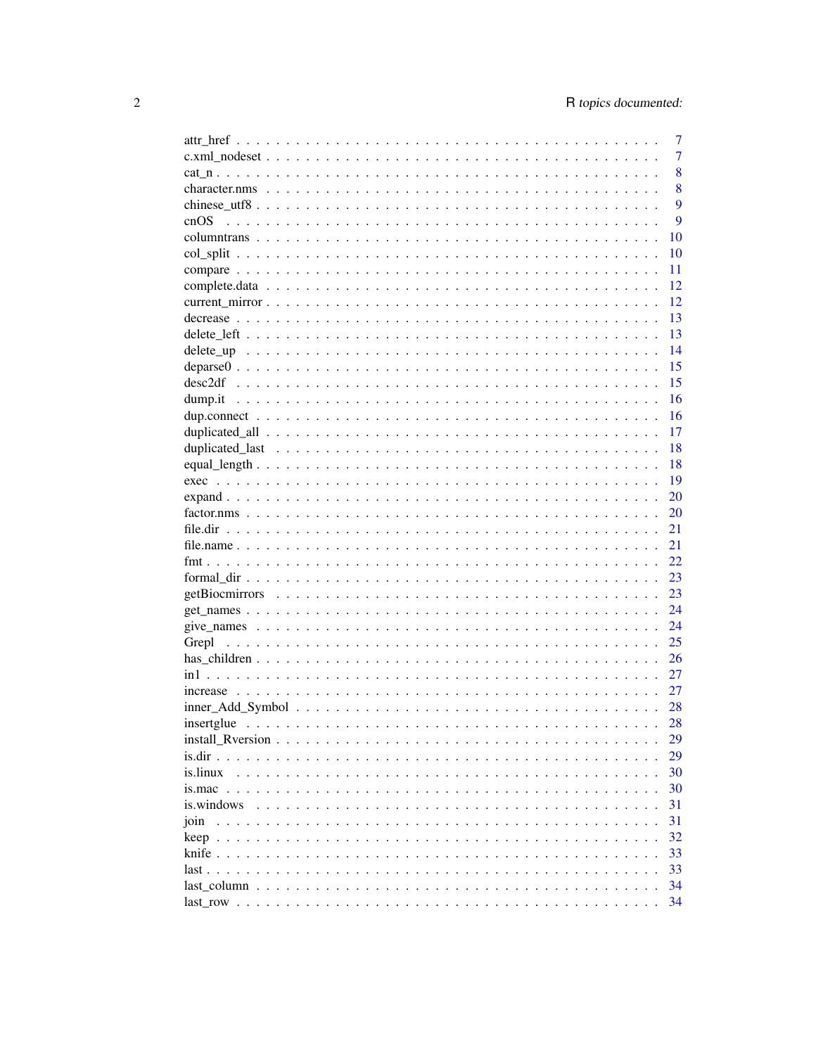attr_href . . . . . . . . . . . . . . . . . . . . . . . . . . . . . . . . . . . . . . . . 7
c.xml_nodeset . . . . . . . . . . . . . . . . . . . . . . . . . . . . . . . . . . . . . . 7
cat_n . . . . . . . . . . . . . . . . . . . . . . . . . . . . . . . . . . . . . . . . . . 8
character.nms . . . . . . . . . . . . . . . . . . . . . . . . . . . . . . . . . . . . . . 8
chinese_utf8 . . . . . . . . . . . . . . . . . . . . . . . . . . . . . . . . . . . . . . 9
cnOS . . . . . . . . . . . . . . . . . . . . . . . . . . . . . . . . . . . . . . . . . . 9
columntrans . . . . . . . . . . . . . . . . . . . . . . . . . . . . . . . . . . . . . . 10
col_split . . . . . . . . . . . . . . . . . . . . . . . . . . . . . . . . . . . . . . . . 10
compare . . . . . . . . . . . . . . . . . . . . . . . . . . . . . . . . . . . . . . . . 11
complete.data . . . . . . . . . . . . . . . . . . . . . . . . . . . . . . . . . . . . . 12
current_mirror . . . . . . . . . . . . . . . . . . . . . . . . . . . . . . . . . . . . . 12
decrease . . . . . . . . . . . . . . . . . . . . . . . . . . . . . . . . . . . . . . . . 13
delete_left . . . . . . . . . . . . . . . . . . . . . . . . . . . . . . . . . . . . . . . 13
delete_up . . . . . . . . . . . . . . . . . . . . . . . . . . . . . . . . . . . . . . . 14
deparse0 . . . . . . . . . . . . . . . . . . . . . . . . . . . . . . . . . . . . . . . . 15
desc2df . . . . . . . . . . . . . . . . . . . . . . . . . . . . . . . . . . . . . . . . 15
dump.it . . . . . . . . . . . . . . . . . . . . . . . . . . . . . . . . . . . . . . . . 16
dup.connect . . . . . . . . . . . . . . . . . . . . . . . . . . . . . . . . . . . . . . 16
duplicated_all . . . . . . . . . . . . . . . . . . . . . . . . . . . . . . . . . . . . . 17
duplicated_last . . . . . . . . . . . . . . . . . . . . . . . . . . . . . . . . . . . . 18
equal_length . . . . . . . . . . . . . . . . . . . . . . . . . . . . . . . . . . . . . 18
exec . . . . . . . . . . . . . . . . . . . . . . . . . . . . . . . . . . . . . . . . . . 19
expand . . . . . . . . . . . . . . . . . . . . . . . . . . . . . . . . . . . . . . . . . 20
factor.nms . . . . . . . . . . . . . . . . . . . . . . . . . . . . . . . . . . . . . . . 20
file.dir . . . . . . . . . . . . . . . . . . . . . . . . . . . . . . . . . . . . . . . . . 21
file.name . . . . . . . . . . . . . . . . . . . . . . . . . . . . . . . . . . . . . . . . 21
fmt . . . . . . . . . . . . . . . . . . . . . . . . . . . . . . . . . . . . . . . . . . . 22
formal_dir . . . . . . . . . . . . . . . . . . . . . . . . . . . . . . . . . . . . . . . 23
getBiocmirrors . . . . . . . . . . . . . . . . . . . . . . . . . . . . . . . . . . . . . 23
get_names . . . . . . . . . . . . . . . . . . . . . . . . . . . . . . . . . . . . . . . 24
give_names . . . . . . . . . . . . . . . . . . . . . . . . . . . . . . . . . . . . . . 24
Grepl . . . . . . . . . . . . . . . . . . . . . . . . . . . . . . . . . . . . . . . . . . 25
has_children . . . . . . . . . . . . . . . . . . . . . . . . . . . . . . . . . . . . . . 26
in1 . . . . . . . . . . . . . . . . . . . . . . . . . . . . . . . . . . . . . . . . . . . 27
increase . . . . . . . . . . . . . . . . . . . . . . . . . . . . . . . . . . . . . . . . 27
inner_Add_Symbol . . . . . . . . . . . . . . . . . . . . . . . . . . . . . . . . . . . 28
insertglue . . . . . . . . . . . . . . . . . . . . . . . . . . . . . . . . . . . . . . . 28
install_Rversion . . . . . . . . . . . . . . . . . . . . . . . . . . . . . . . . . . . . 29
is.dir . . . . . . . . . . . . . . . . . . . . . . . . . . . . . . . . . . . . . . . . . . 29
is.linux . . . . . . . . . . . . . . . . . . . . . . . . . . . . . . . . . . . . . . . . 30
is.mac . . . . . . . . . . . . . . . . . . . . . . . . . . . . . . . . . . . . . . . . . 30
is.windows . . . . . . . . . . . . . . . . . . . . . . . . . . . . . . . . . . . . . . . 31
join . . . . . . . . . . . . . . . . . . . . . . . . . . . . . . . . . . . . . . . . . . 31
keep . . . . . . . . . . . . . . . . . . . . . . . . . . . . . . . . . . . . . . . . . . 32
knife . . . . . . . . . . . . . . . . . . . . . . . . . . . . . . . . . . . . . . . . . . 33
last . . . . . . . . . . . . . . . . . . . . . . . . . . . . . . . . . . . . . . . . . . . 33
last_column . . . . . . . . . . . . . . . . . . . . . . . . . . . . . . . . . . . . . . 34
last_row . . . . . . . . . . . . . . . . . . . . . . . . . . . . . . . . . . . . . . . . 34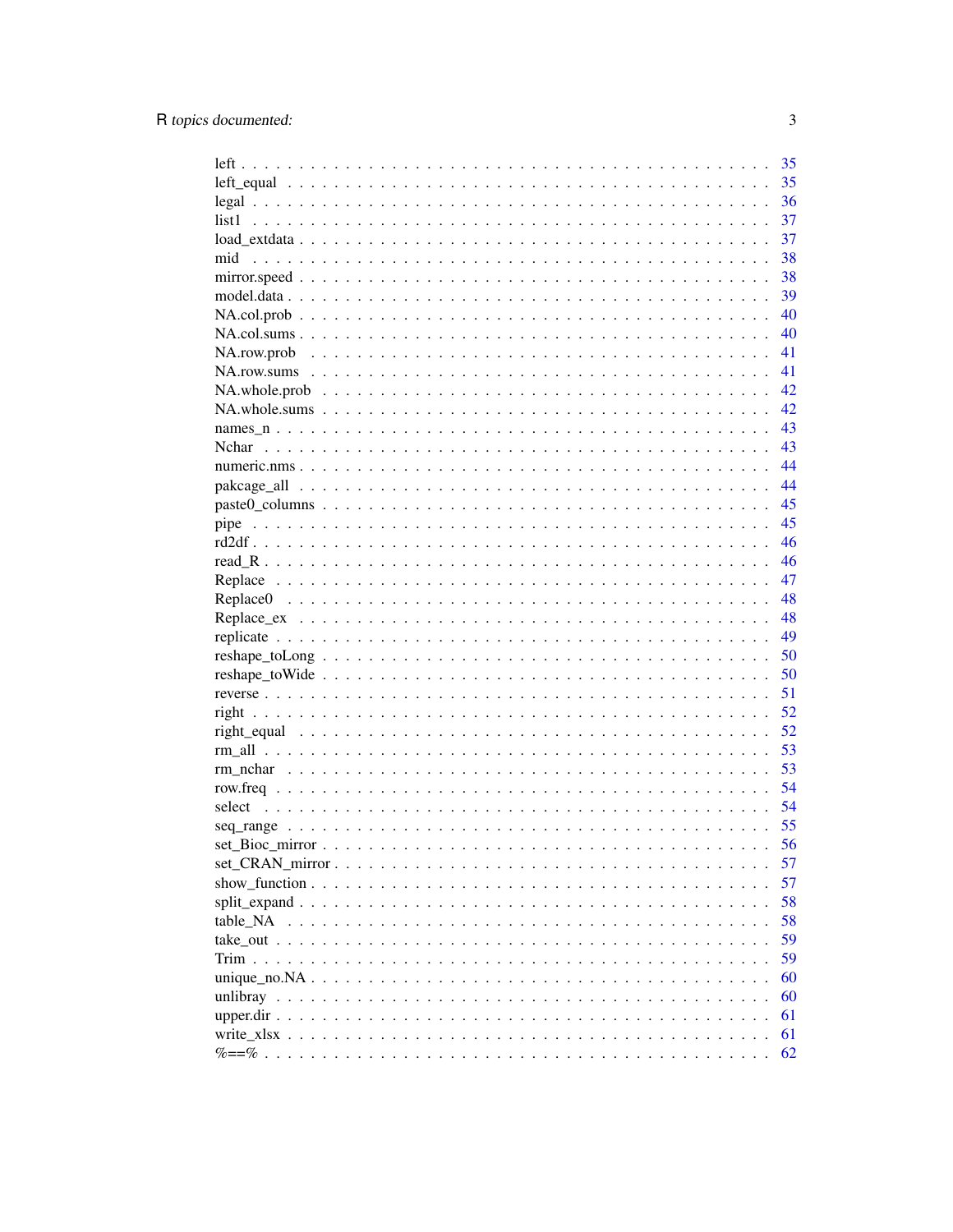left . . . . . . . . . . . . . . . . . . . . . . . . . . . . . . . . . . . . . . . . . . 35
left_equal . . . . . . . . . . . . . . . . . . . . . . . . . . . . . . . . . . . . . . . 35
legal . . . . . . . . . . . . . . . . . . . . . . . . . . . . . . . . . . . . . . . . . . 36
list1 . . . . . . . . . . . . . . . . . . . . . . . . . . . . . . . . . . . . . . . . . . 37
load_extdata . . . . . . . . . . . . . . . . . . . . . . . . . . . . . . . . . . . . . . 37
mid . . . . . . . . . . . . . . . . . . . . . . . . . . . . . . . . . . . . . . . . . . 38
mirror.speed . . . . . . . . . . . . . . . . . . . . . . . . . . . . . . . . . . . . . . 38
model.data . . . . . . . . . . . . . . . . . . . . . . . . . . . . . . . . . . . . . . . 39
NA.col.prob . . . . . . . . . . . . . . . . . . . . . . . . . . . . . . . . . . . . . . 40
NA.col.sums . . . . . . . . . . . . . . . . . . . . . . . . . . . . . . . . . . . . . . 40
NA.row.prob . . . . . . . . . . . . . . . . . . . . . . . . . . . . . . . . . . . . . . 41
NA.row.sums . . . . . . . . . . . . . . . . . . . . . . . . . . . . . . . . . . . . . . 41
NA.whole.prob . . . . . . . . . . . . . . . . . . . . . . . . . . . . . . . . . . . . . 42
NA.whole.sums . . . . . . . . . . . . . . . . . . . . . . . . . . . . . . . . . . . . . 42
names_n . . . . . . . . . . . . . . . . . . . . . . . . . . . . . . . . . . . . . . . . 43
Nchar . . . . . . . . . . . . . . . . . . . . . . . . . . . . . . . . . . . . . . . . . 43
numeric.nms . . . . . . . . . . . . . . . . . . . . . . . . . . . . . . . . . . . . . . 44
pakcage_all . . . . . . . . . . . . . . . . . . . . . . . . . . . . . . . . . . . . . . 44
paste0_columns . . . . . . . . . . . . . . . . . . . . . . . . . . . . . . . . . . . . 45
pipe . . . . . . . . . . . . . . . . . . . . . . . . . . . . . . . . . . . . . . . . . . 45
rd2df . . . . . . . . . . . . . . . . . . . . . . . . . . . . . . . . . . . . . . . . . . 46
read_R . . . . . . . . . . . . . . . . . . . . . . . . . . . . . . . . . . . . . . . . . 46
Replace . . . . . . . . . . . . . . . . . . . . . . . . . . . . . . . . . . . . . . . . 47
Replace0 . . . . . . . . . . . . . . . . . . . . . . . . . . . . . . . . . . . . . . . . 48
Replace_ex . . . . . . . . . . . . . . . . . . . . . . . . . . . . . . . . . . . . . . . 48
replicate . . . . . . . . . . . . . . . . . . . . . . . . . . . . . . . . . . . . . . . . 49
reshape_toLong . . . . . . . . . . . . . . . . . . . . . . . . . . . . . . . . . . . . 50
reshape_toWide . . . . . . . . . . . . . . . . . . . . . . . . . . . . . . . . . . . . 50
reverse . . . . . . . . . . . . . . . . . . . . . . . . . . . . . . . . . . . . . . . . . 51
right . . . . . . . . . . . . . . . . . . . . . . . . . . . . . . . . . . . . . . . . . . 52
right_equal . . . . . . . . . . . . . . . . . . . . . . . . . . . . . . . . . . . . . . . 52
rm_all . . . . . . . . . . . . . . . . . . . . . . . . . . . . . . . . . . . . . . . . . 53
rm_nchar . . . . . . . . . . . . . . . . . . . . . . . . . . . . . . . . . . . . . . . . 53
row.freq . . . . . . . . . . . . . . . . . . . . . . . . . . . . . . . . . . . . . . . . 54
select . . . . . . . . . . . . . . . . . . . . . . . . . . . . . . . . . . . . . . . . . 54
seq_range . . . . . . . . . . . . . . . . . . . . . . . . . . . . . . . . . . . . . . . 55
set_Bioc_mirror . . . . . . . . . . . . . . . . . . . . . . . . . . . . . . . . . . . . 56
set_CRAN_mirror . . . . . . . . . . . . . . . . . . . . . . . . . . . . . . . . . . . 57
show_function . . . . . . . . . . . . . . . . . . . . . . . . . . . . . . . . . . . . . 57
split_expand . . . . . . . . . . . . . . . . . . . . . . . . . . . . . . . . . . . . . . 58
table_NA . . . . . . . . . . . . . . . . . . . . . . . . . . . . . . . . . . . . . . . . 58
take_out . . . . . . . . . . . . . . . . . . . . . . . . . . . . . . . . . . . . . . . . 59
Trim . . . . . . . . . . . . . . . . . . . . . . . . . . . . . . . . . . . . . . . . . . 59
unique_no.NA . . . . . . . . . . . . . . . . . . . . . . . . . . . . . . . . . . . . . 60
unlibray . . . . . . . . . . . . . . . . . . . . . . . . . . . . . . . . . . . . . . . . 60
upper.dir . . . . . . . . . . . . . . . . . . . . . . . . . . . . . . . . . . . . . . . . 61
write_xlsx . . . . . . . . . . . . . . . . . . . . . . . . . . . . . . . . . . . . . . . 61
%==% . . . . . . . . . . . . . . . . . . . . . . . . . . . . . . . . . . . . . . . . . 62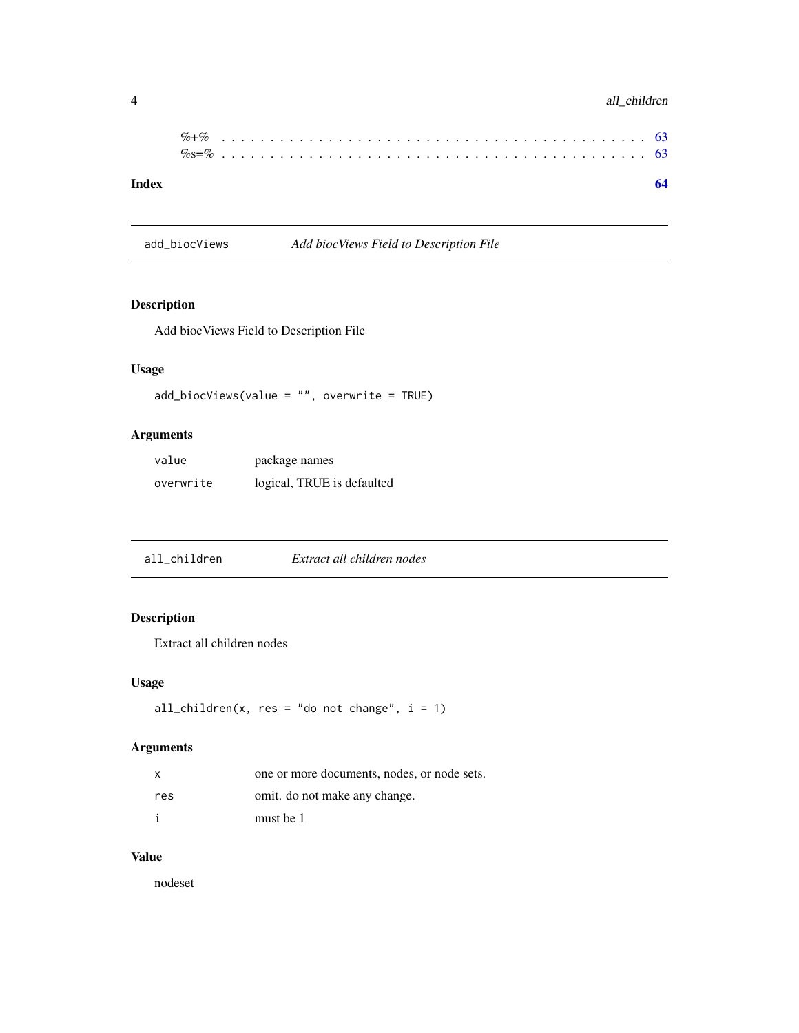%+% . . . . . . . . . . . . . . . . . . . . . . . . . . . . . . . . . . . . . . . . . . . . 63
%s=% . . . . . . . . . . . . . . . . . . . . . . . . . . . . . . . . . . . . . . . . . . . . 63

**Index** **64**

---

`add_biocViews` *Add biocViews Field to Description File*

---

### Description

Add biocViews Field to Description File

### Usage

```
add_biocViews(value = "", overwrite = TRUE)
```

### Arguments

| | |
|---|---|
| `value` | package names |
| `overwrite` | logical, TRUE is defaulted |

---

`all_children` *Extract all children nodes*

---

### Description

Extract all children nodes

### Usage

```
all_children(x, res = "do not change", i = 1)
```

### Arguments

| | |
|---|---|
| `x` | one or more documents, nodes, or node sets. |
| `res` | omit. do not make any change. |
| `i` | must be 1 |

### Value

nodeset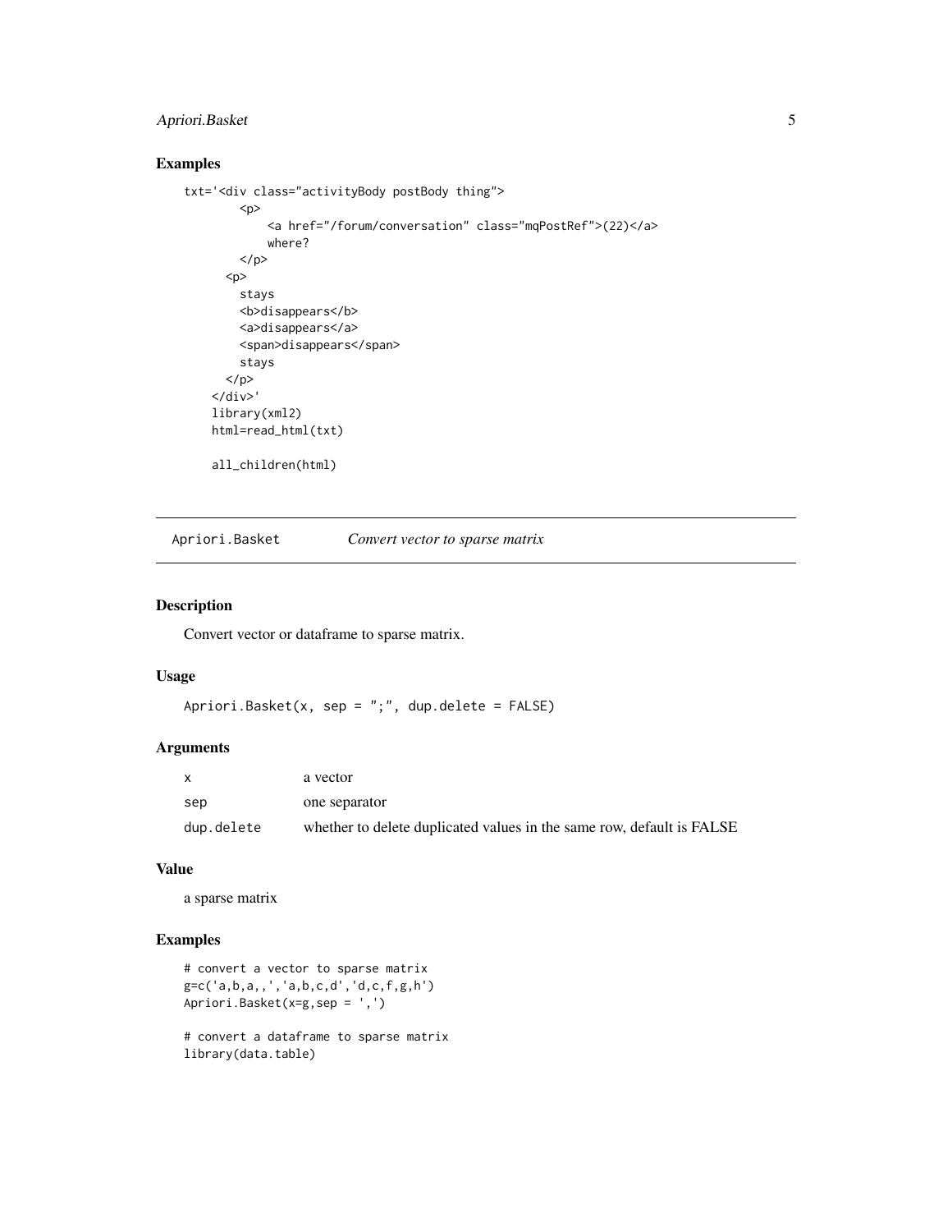## Examples

```
txt='<div class="activityBody postBody thing">
        <p>
            <a href="/forum/conversation" class="mqPostRef">(22)</a>
            where?
        </p>
      <p>
        stays
        <b>disappears</b>
        <a>disappears</a>
        <span>disappears</span>
        stays
      </p>
    </div>'
    library(xml2)
    html=read_html(txt)

    all_children(html)
```

---

# Apriori.Basket    *Convert vector to sparse matrix*

---

## Description

Convert vector or dataframe to sparse matrix.

## Usage

```
Apriori.Basket(x, sep = ";", dup.delete = FALSE)
```

## Arguments

| | |
|---|---|
| `x` | a vector |
| `sep` | one separator |
| `dup.delete` | whether to delete duplicated values in the same row, default is FALSE |

## Value

a sparse matrix

## Examples

```
# convert a vector to sparse matrix
g=c('a,b,a,,','a,b,c,d','d,c,f,g,h')
Apriori.Basket(x=g,sep = ',')

# convert a dataframe to sparse matrix
library(data.table)
```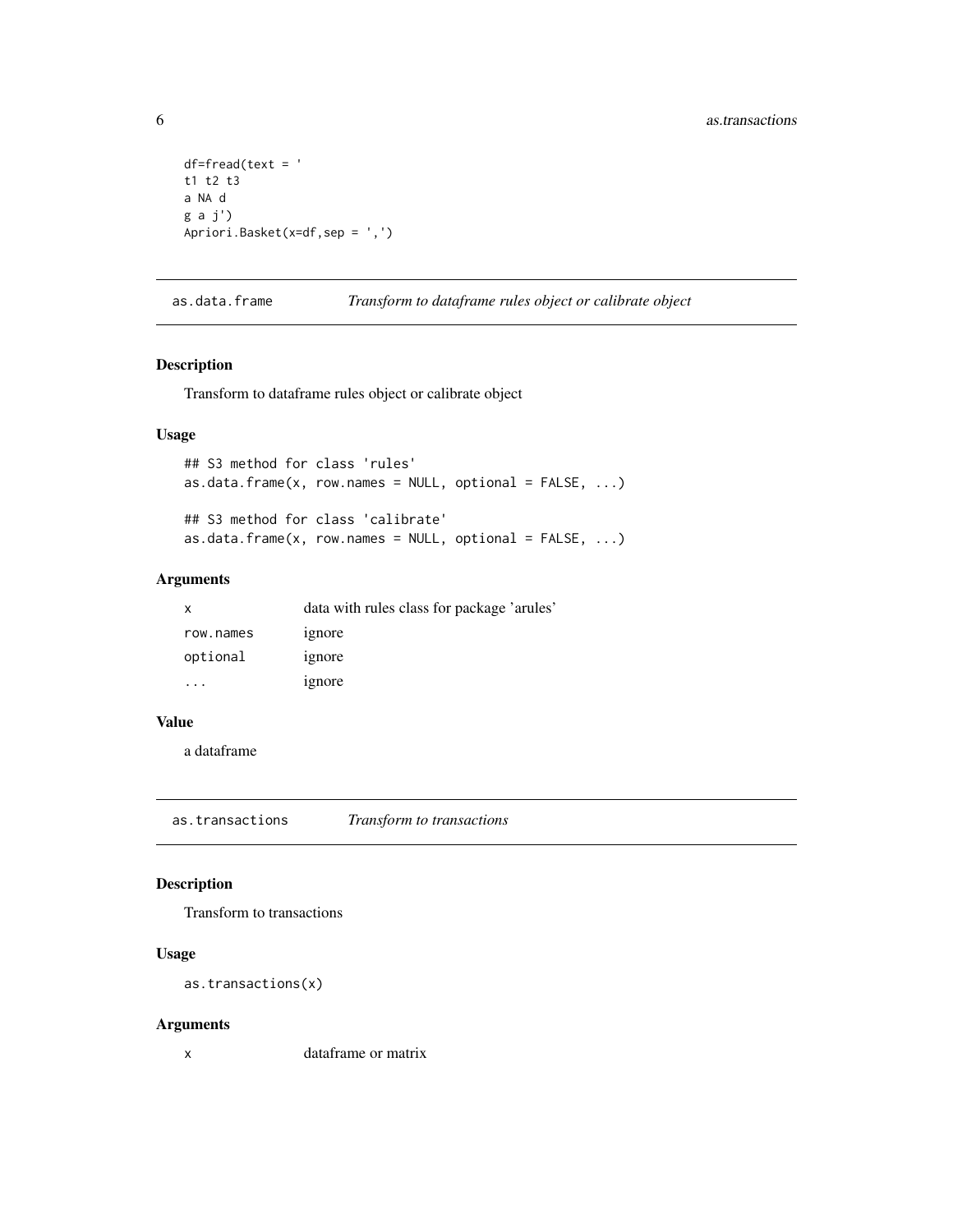```
df=fread(text = '
t1 t2 t3
a NA d
g a j')
Apriori.Basket(x=df,sep = ',')
```

## as.data.frame — *Transform to dataframe rules object or calibrate object*

### Description

Transform to dataframe rules object or calibrate object

### Usage

```
## S3 method for class 'rules'
as.data.frame(x, row.names = NULL, optional = FALSE, ...)

## S3 method for class 'calibrate'
as.data.frame(x, row.names = NULL, optional = FALSE, ...)
```

### Arguments

| | |
|---|---|
| `x` | data with rules class for package 'arules' |
| `row.names` | ignore |
| `optional` | ignore |
| `...` | ignore |

### Value

a dataframe

## as.transactions — *Transform to transactions*

### Description

Transform to transactions

### Usage

```
as.transactions(x)
```

### Arguments

| | |
|---|---|
| `x` | dataframe or matrix |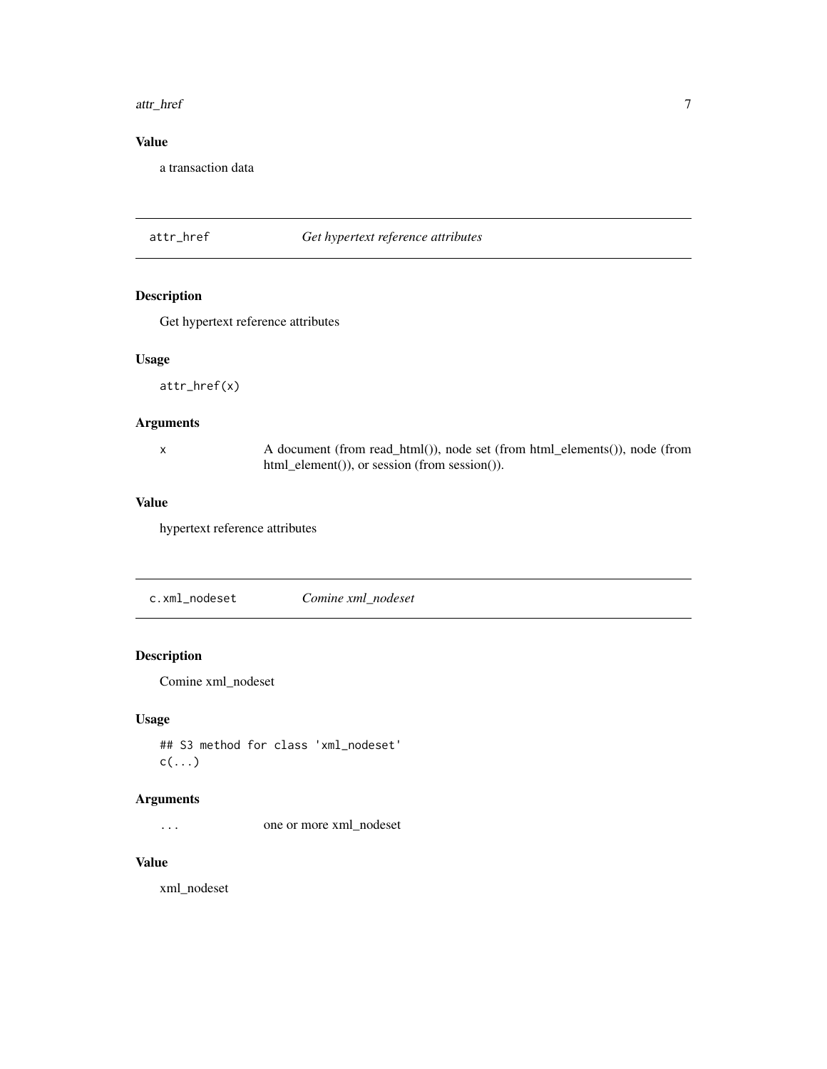### Value

a transaction data

## attr_href — *Get hypertext reference attributes*

### Description

Get hypertext reference attributes

### Usage

```
attr_href(x)
```

### Arguments

| | |
|---|---|
| x | A document (from read_html()), node set (from html_elements()), node (from html_element()), or session (from session()). |

### Value

hypertext reference attributes

## c.xml_nodeset — *Comine xml_nodeset*

### Description

Comine xml_nodeset

### Usage

```
## S3 method for class 'xml_nodeset'
c(...)
```

### Arguments

| | |
|---|---|
| ... | one or more xml_nodeset |

### Value

xml_nodeset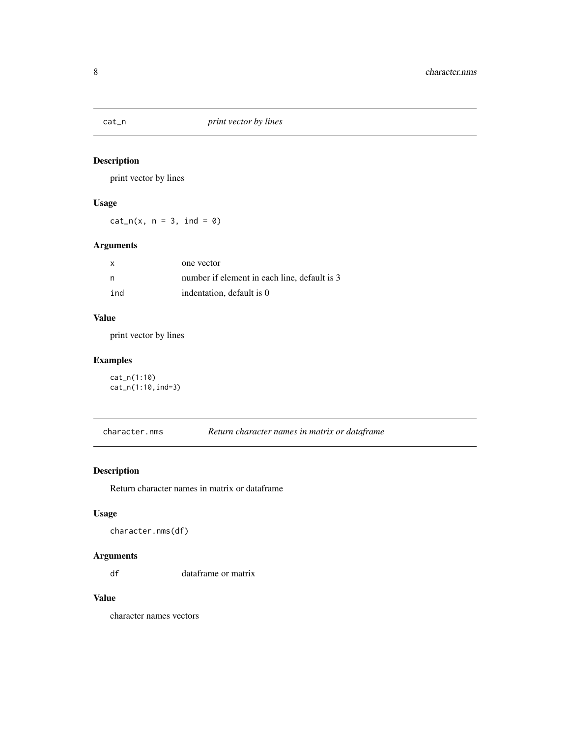## cat_n — *print vector by lines*

### Description

print vector by lines

### Usage

```
cat_n(x, n = 3, ind = 0)
```

### Arguments

| | |
|---|---|
| x | one vector |
| n | number if element in each line, default is 3 |
| ind | indentation, default is 0 |

### Value

print vector by lines

### Examples

```
cat_n(1:10)
cat_n(1:10,ind=3)
```

## character.nms — *Return character names in matrix or dataframe*

### Description

Return character names in matrix or dataframe

### Usage

```
character.nms(df)
```

### Arguments

| | |
|---|---|
| df | dataframe or matrix |

### Value

character names vectors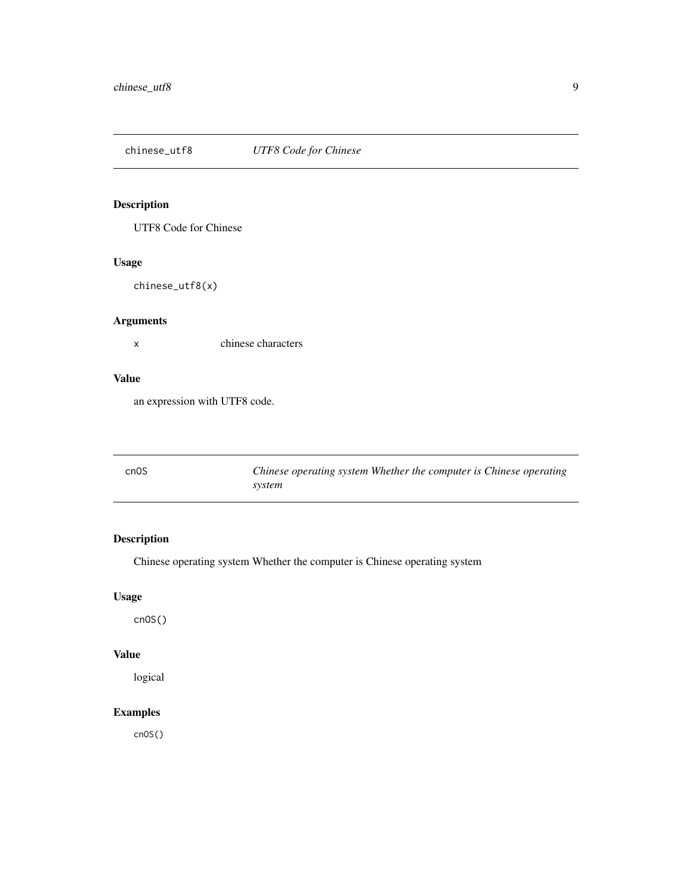## chinese_utf8 *UTF8 Code for Chinese*

### Description

UTF8 Code for Chinese

### Usage

```
chinese_utf8(x)
```

### Arguments

| | |
|---|---|
| x | chinese characters |

### Value

an expression with UTF8 code.

## cnOS *Chinese operating system Whether the computer is Chinese operating system*

### Description

Chinese operating system Whether the computer is Chinese operating system

### Usage

```
cnOS()
```

### Value

logical

### Examples

```
cnOS()
```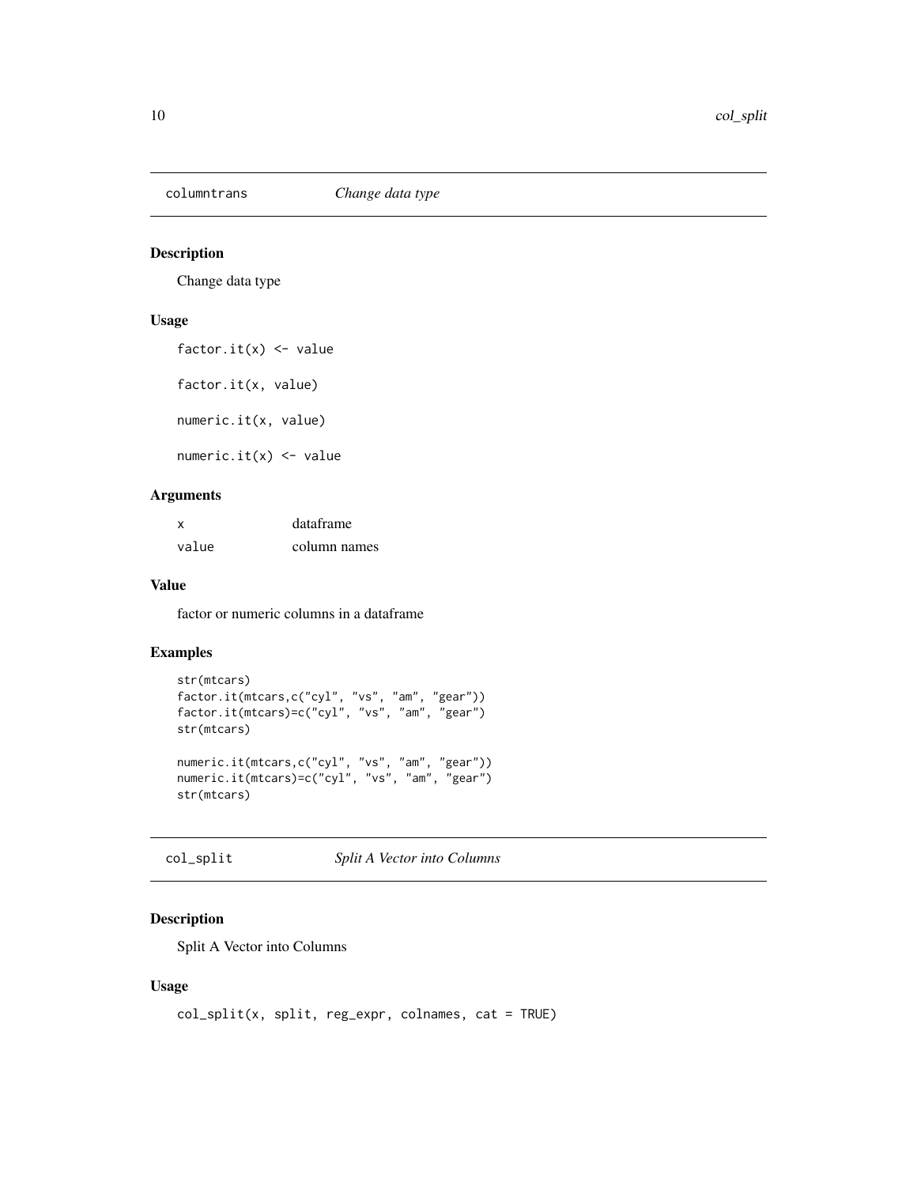## columntrans *Change data type*

### Description

Change data type

### Usage

```
factor.it(x) <- value

factor.it(x, value)

numeric.it(x, value)

numeric.it(x) <- value
```

### Arguments

| | |
|---|---|
| x | dataframe |
| value | column names |

### Value

factor or numeric columns in a dataframe

### Examples

```
str(mtcars)
factor.it(mtcars,c("cyl", "vs", "am", "gear"))
factor.it(mtcars)=c("cyl", "vs", "am", "gear")
str(mtcars)

numeric.it(mtcars,c("cyl", "vs", "am", "gear"))
numeric.it(mtcars)=c("cyl", "vs", "am", "gear")
str(mtcars)
```

## col_split *Split A Vector into Columns*

### Description

Split A Vector into Columns

### Usage

```
col_split(x, split, reg_expr, colnames, cat = TRUE)
```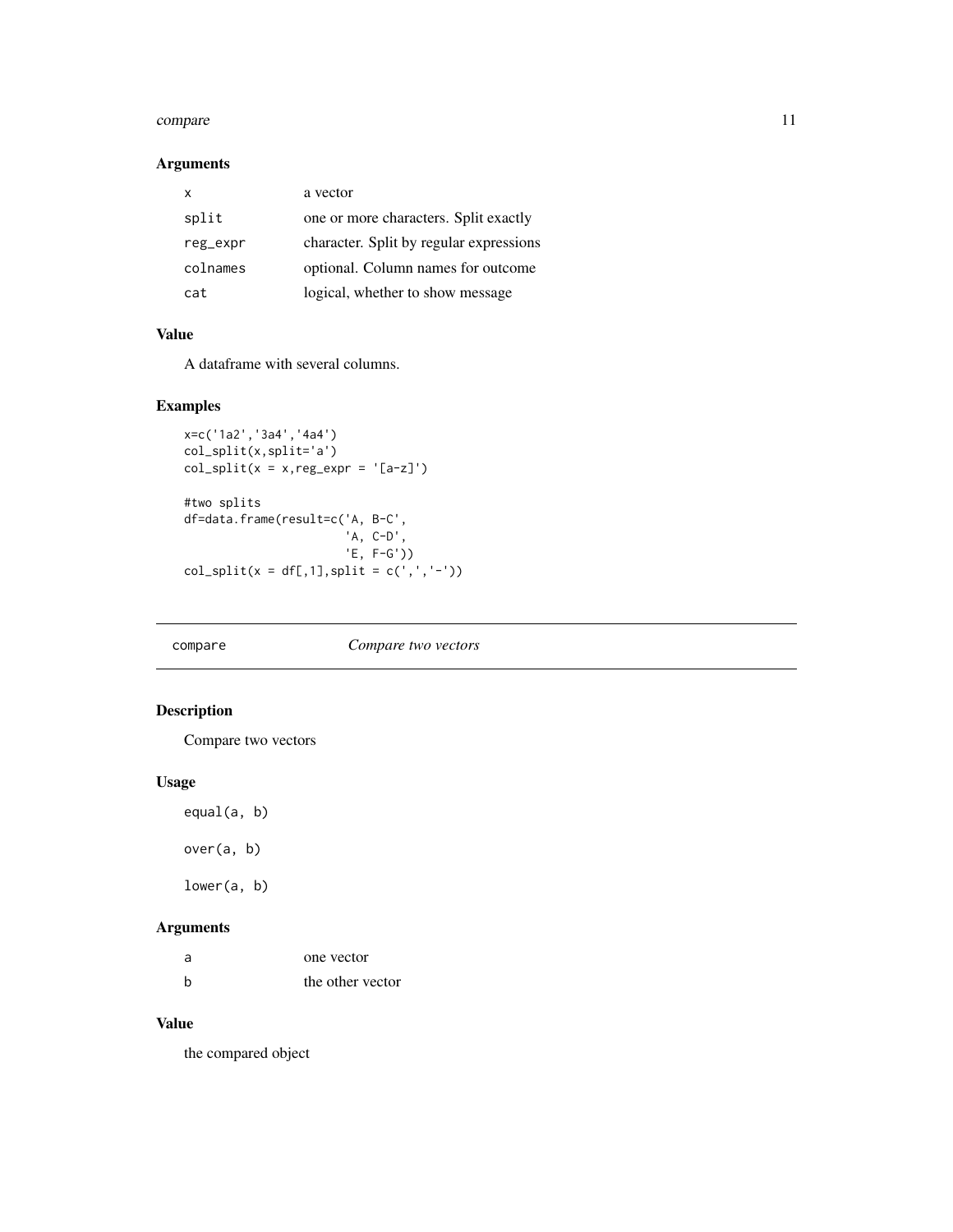### Arguments

| | |
|---|---|
| x | a vector |
| split | one or more characters. Split exactly |
| reg_expr | character. Split by regular expressions |
| colnames | optional. Column names for outcome |
| cat | logical, whether to show message |

### Value

A dataframe with several columns.

### Examples

```
x=c('1a2','3a4','4a4')
col_split(x,split='a')
col_split(x = x,reg_expr = '[a-z]')

#two splits
df=data.frame(result=c('A, B-C',
                       'A, C-D',
                       'E, F-G'))
col_split(x = df[,1],split = c(',','-'))
```

---

## compare — *Compare two vectors*

### Description

Compare two vectors

### Usage

```
equal(a, b)

over(a, b)

lower(a, b)
```

### Arguments

| | |
|---|---|
| a | one vector |
| b | the other vector |

### Value

the compared object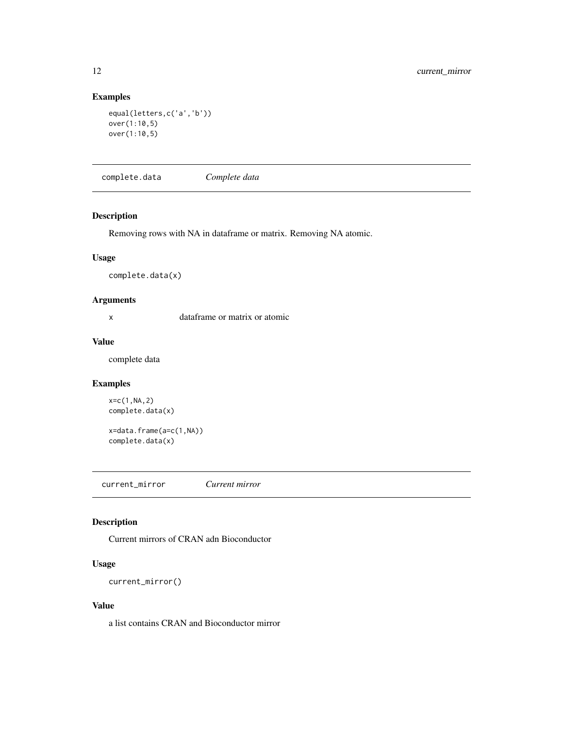## Examples

```
equal(letters,c('a','b'))
over(1:10,5)
over(1:10,5)
```

---

## complete.data    *Complete data*

### Description

Removing rows with NA in dataframe or matrix. Removing NA atomic.

### Usage

```
complete.data(x)
```

### Arguments

| | |
|---|---|
| x | dataframe or matrix or atomic |

### Value

complete data

### Examples

```
x=c(1,NA,2)
complete.data(x)

x=data.frame(a=c(1,NA))
complete.data(x)
```

---

## current_mirror    *Current mirror*

### Description

Current mirrors of CRAN adn Bioconductor

### Usage

```
current_mirror()
```

### Value

a list contains CRAN and Bioconductor mirror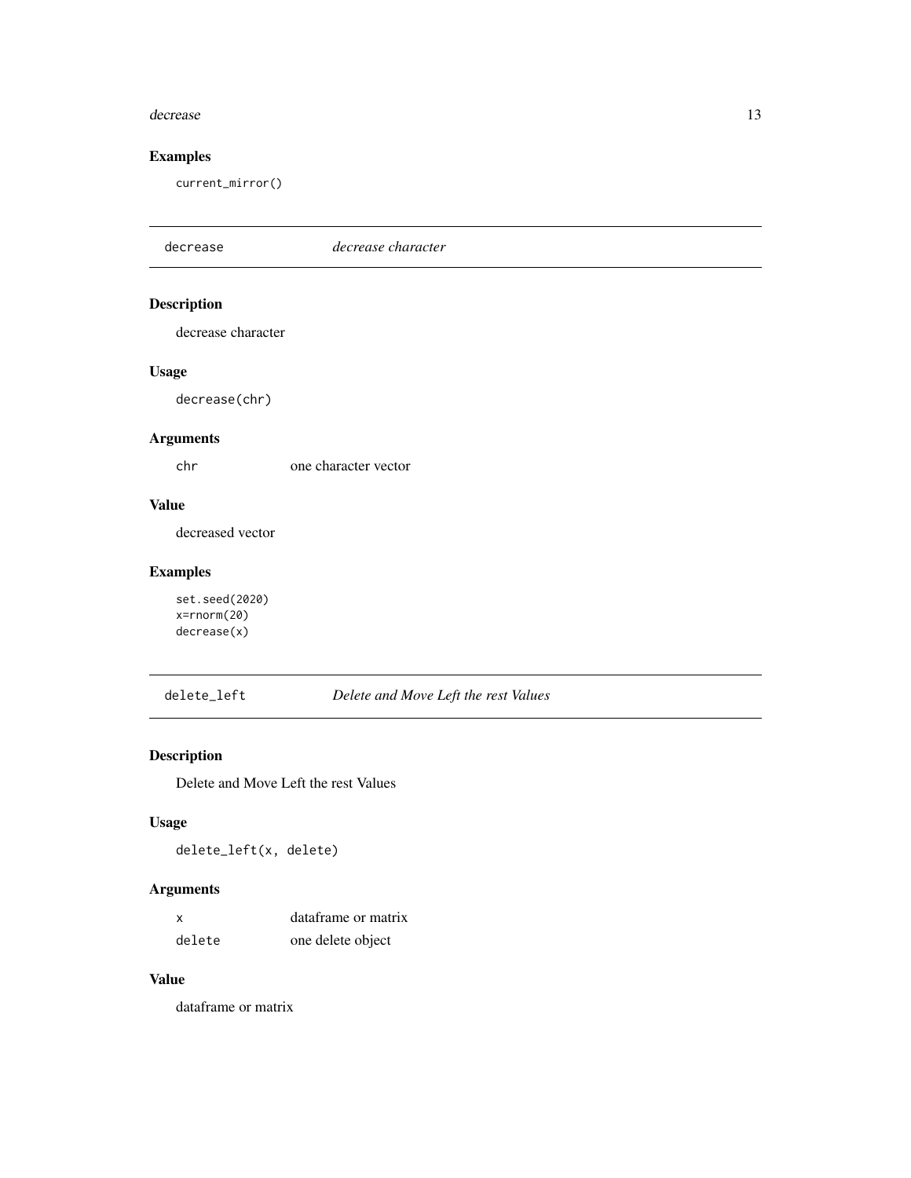## Examples

```
current_mirror()
```

---

# decrease *decrease character*

## Description

decrease character

## Usage

```
decrease(chr)
```

## Arguments

| | |
|---|---|
| chr | one character vector |

## Value

decreased vector

## Examples

```
set.seed(2020)
x=rnorm(20)
decrease(x)
```

---

# delete_left *Delete and Move Left the rest Values*

## Description

Delete and Move Left the rest Values

## Usage

```
delete_left(x, delete)
```

## Arguments

| | |
|---|---|
| x | dataframe or matrix |
| delete | one delete object |

## Value

dataframe or matrix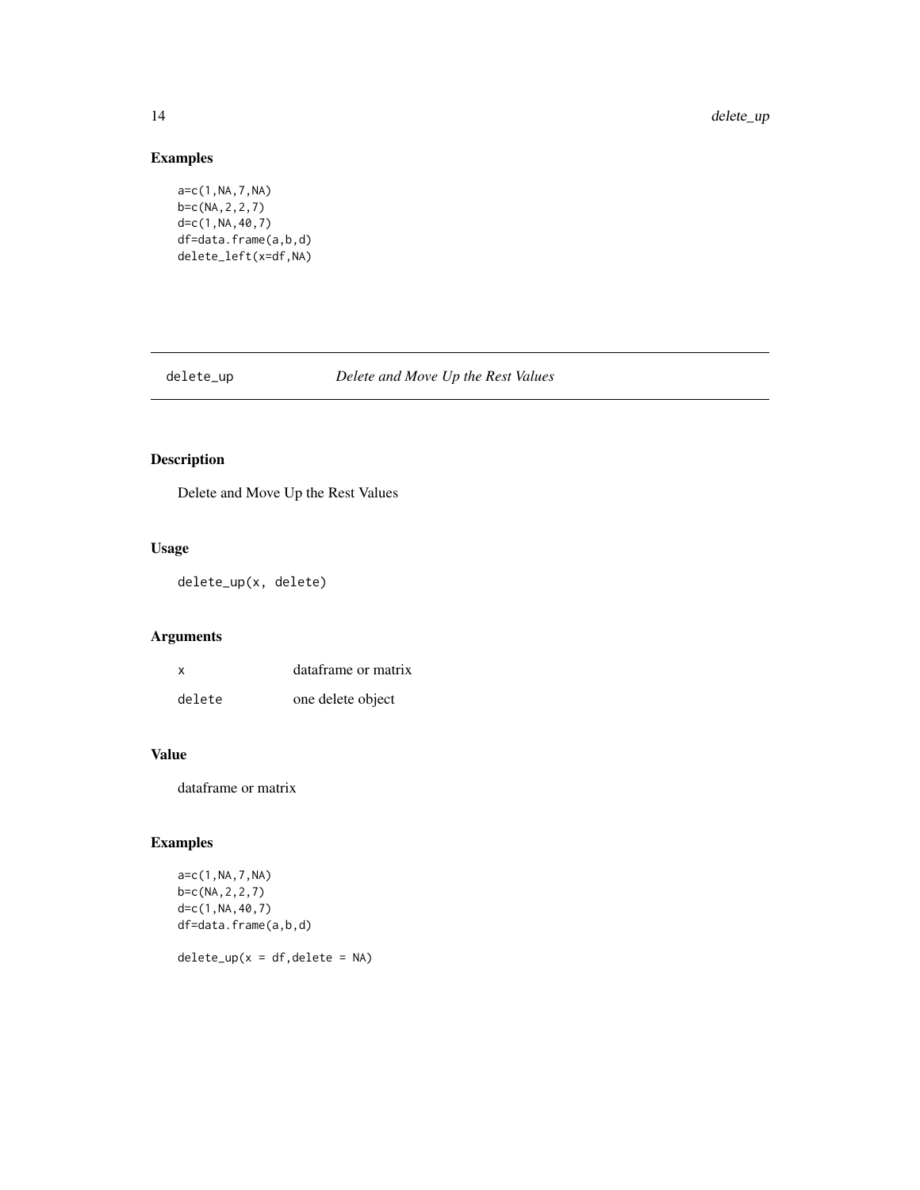## Examples

```
a=c(1,NA,7,NA)
b=c(NA,2,2,7)
d=c(1,NA,40,7)
df=data.frame(a,b,d)
delete_left(x=df,NA)
```

---

# delete_up    *Delete and Move Up the Rest Values*

---

## Description

Delete and Move Up the Rest Values

## Usage

```
delete_up(x, delete)
```

## Arguments

| | |
|---|---|
| x | dataframe or matrix |
| delete | one delete object |

## Value

dataframe or matrix

## Examples

```
a=c(1,NA,7,NA)
b=c(NA,2,2,7)
d=c(1,NA,40,7)
df=data.frame(a,b,d)

delete_up(x = df,delete = NA)
```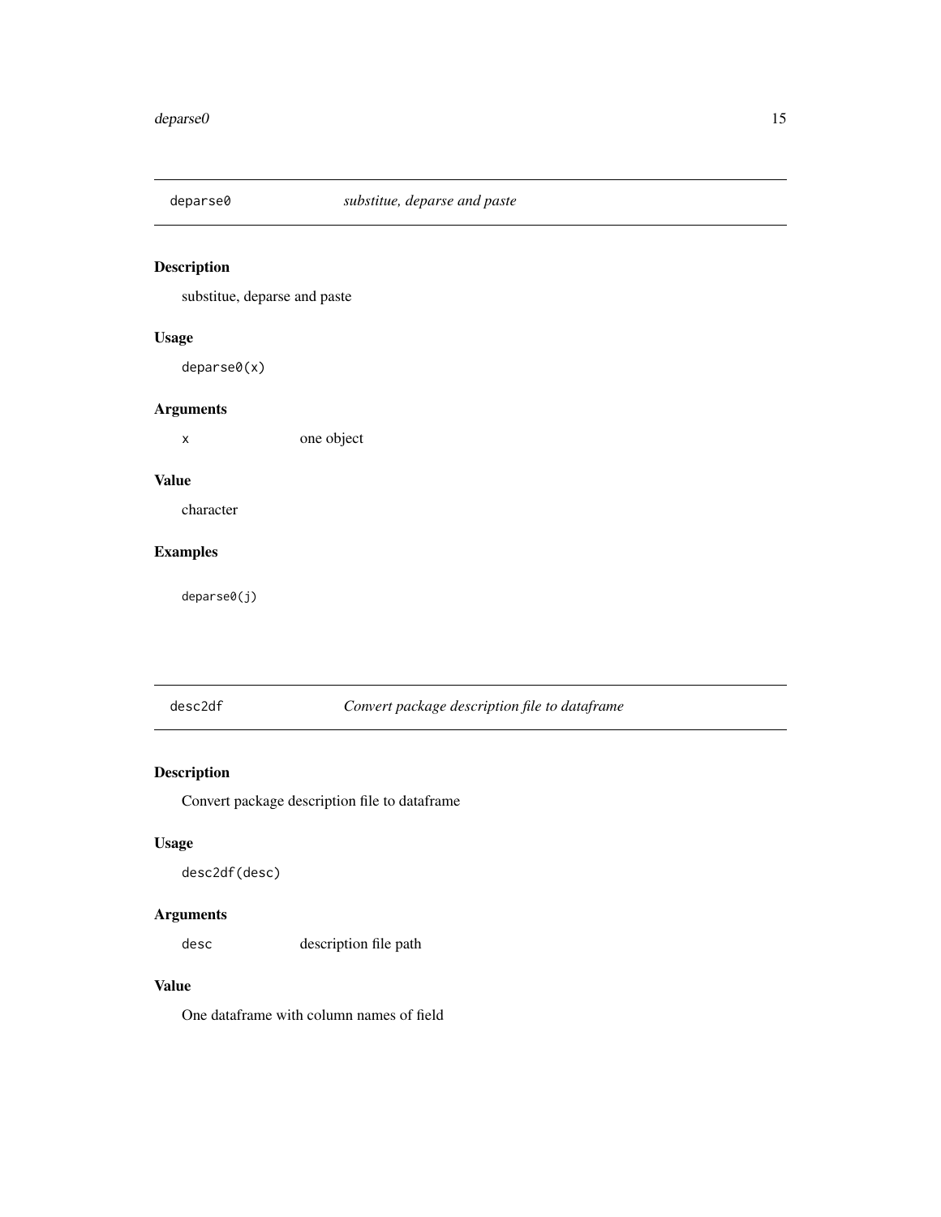## deparse0 — *substitue, deparse and paste*

### Description

substitue, deparse and paste

### Usage

```
deparse0(x)
```

### Arguments

| | |
|---|---|
| x | one object |

### Value

character

### Examples

```
deparse0(j)
```

## desc2df — *Convert package description file to dataframe*

### Description

Convert package description file to dataframe

### Usage

```
desc2df(desc)
```

### Arguments

| | |
|---|---|
| desc | description file path |

### Value

One dataframe with column names of field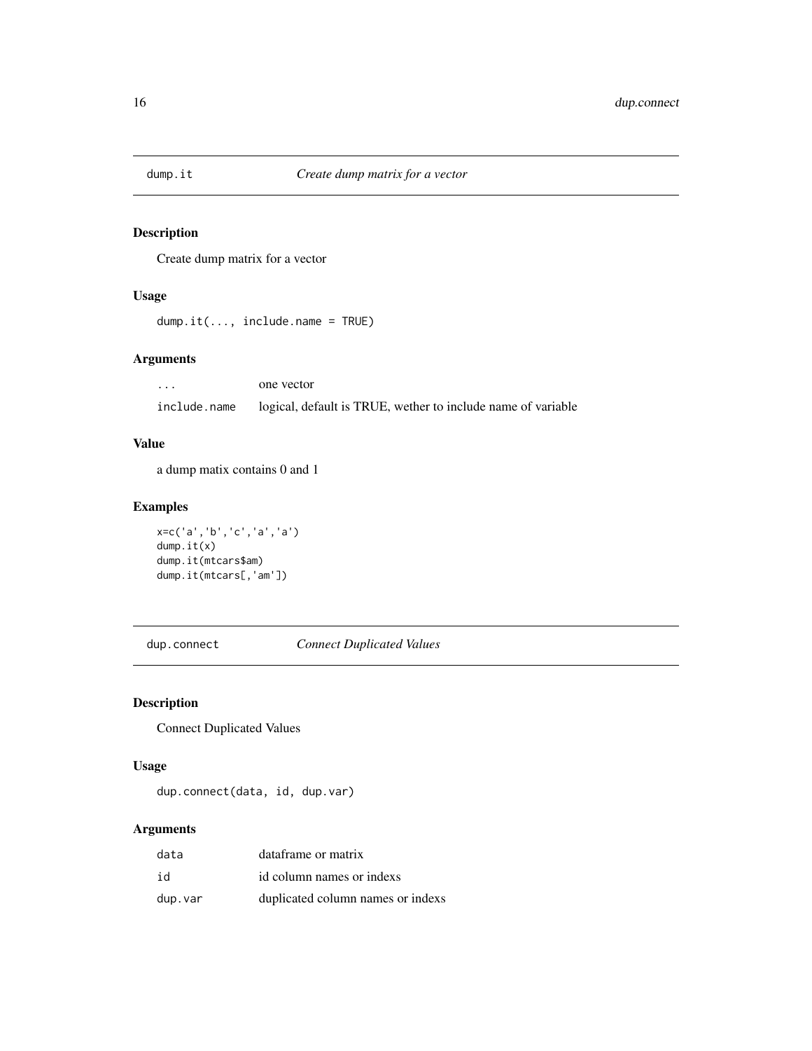## dump.it *Create dump matrix for a vector*

### Description

Create dump matrix for a vector

### Usage

```
dump.it(..., include.name = TRUE)
```

### Arguments

| | |
|---|---|
| ... | one vector |
| include.name | logical, default is TRUE, wether to include name of variable |

### Value

a dump matix contains 0 and 1

### Examples

```
x=c('a','b','c','a','a')
dump.it(x)
dump.it(mtcars$am)
dump.it(mtcars[,'am'])
```

## dup.connect *Connect Duplicated Values*

### Description

Connect Duplicated Values

### Usage

```
dup.connect(data, id, dup.var)
```

### Arguments

| | |
|---|---|
| data | dataframe or matrix |
| id | id column names or indexs |
| dup.var | duplicated column names or indexs |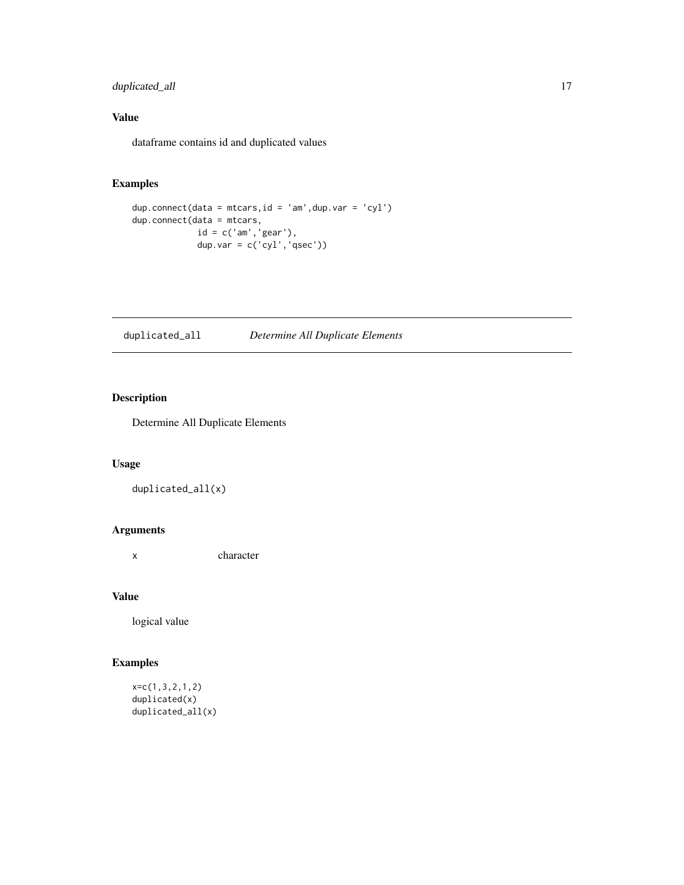## Value

dataframe contains id and duplicated values

## Examples

```
dup.connect(data = mtcars,id = 'am',dup.var = 'cyl')
dup.connect(data = mtcars,
            id = c('am','gear'),
            dup.var = c('cyl','qsec'))
```

---

# duplicated_all *Determine All Duplicate Elements*

---

## Description

Determine All Duplicate Elements

## Usage

```
duplicated_all(x)
```

## Arguments

| | |
|---|---|
| x | character |

## Value

logical value

## Examples

```
x=c(1,3,2,1,2)
duplicated(x)
duplicated_all(x)
```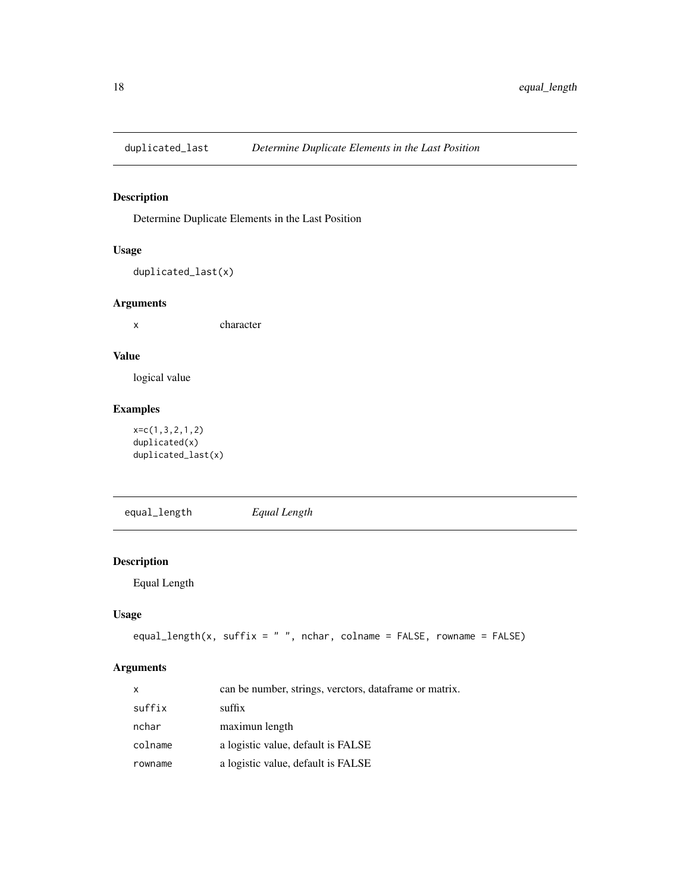## duplicated_last *Determine Duplicate Elements in the Last Position*

### Description

Determine Duplicate Elements in the Last Position

### Usage

```
duplicated_last(x)
```

### Arguments

| | |
|---|---|
| x | character |

### Value

logical value

### Examples

```
x=c(1,3,2,1,2)
duplicated(x)
duplicated_last(x)
```

## equal_length *Equal Length*

### Description

Equal Length

### Usage

```
equal_length(x, suffix = " ", nchar, colname = FALSE, rowname = FALSE)
```

### Arguments

| | |
|---|---|
| x | can be number, strings, verctors, dataframe or matrix. |
| suffix | suffix |
| nchar | maximun length |
| colname | a logistic value, default is FALSE |
| rowname | a logistic value, default is FALSE |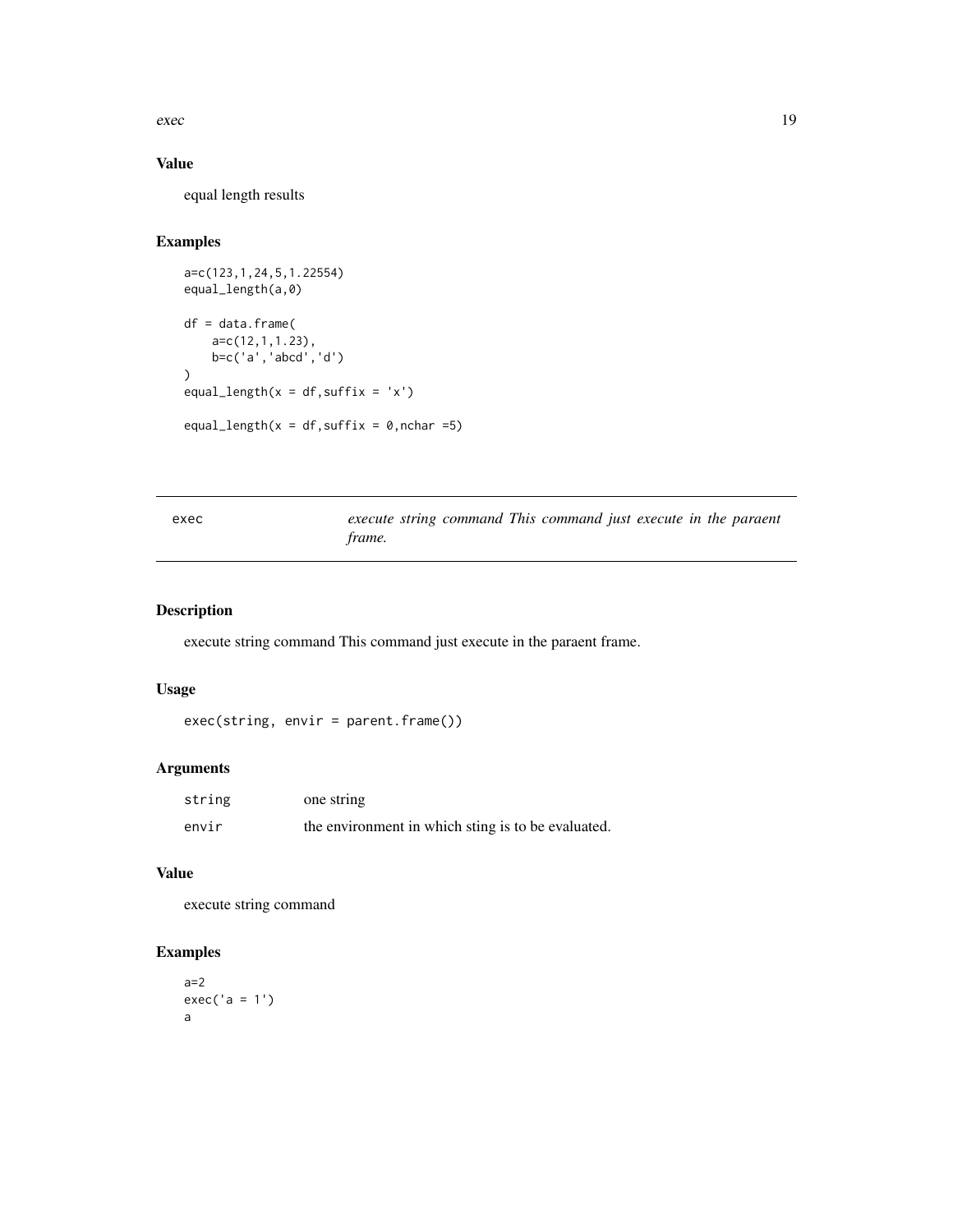### Value

equal length results

### Examples

```
a=c(123,1,24,5,1.22554)
equal_length(a,0)

df = data.frame(
    a=c(12,1,1.23),
    b=c('a','abcd','d')
)
equal_length(x = df,suffix = 'x')

equal_length(x = df,suffix = 0,nchar =5)
```

---

## exec — *execute string command This command just execute in the paraent frame.*

### Description

execute string command This command just execute in the paraent frame.

### Usage

```
exec(string, envir = parent.frame())
```

### Arguments

| | |
|---|---|
| `string` | one string |
| `envir` | the environment in which sting is to be evaluated. |

### Value

execute string command

### Examples

```
a=2
exec('a = 1')
a
```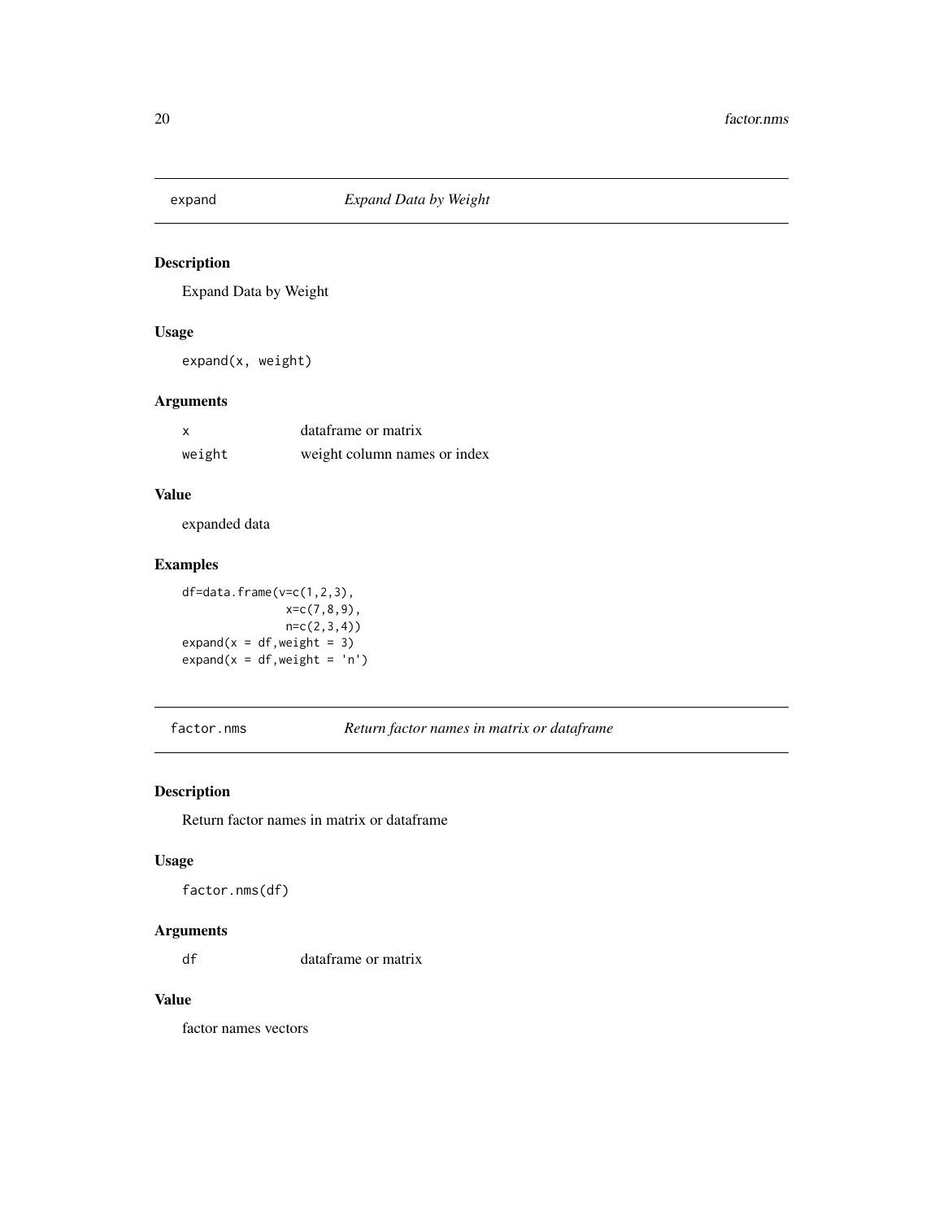## expand — *Expand Data by Weight*

### Description

Expand Data by Weight

### Usage

```
expand(x, weight)
```

### Arguments

| | |
|---|---|
| x | dataframe or matrix |
| weight | weight column names or index |

### Value

expanded data

### Examples

```
df=data.frame(v=c(1,2,3),
              x=c(7,8,9),
              n=c(2,3,4))
expand(x = df,weight = 3)
expand(x = df,weight = 'n')
```

## factor.nms — *Return factor names in matrix or dataframe*

### Description

Return factor names in matrix or dataframe

### Usage

```
factor.nms(df)
```

### Arguments

| | |
|---|---|
| df | dataframe or matrix |

### Value

factor names vectors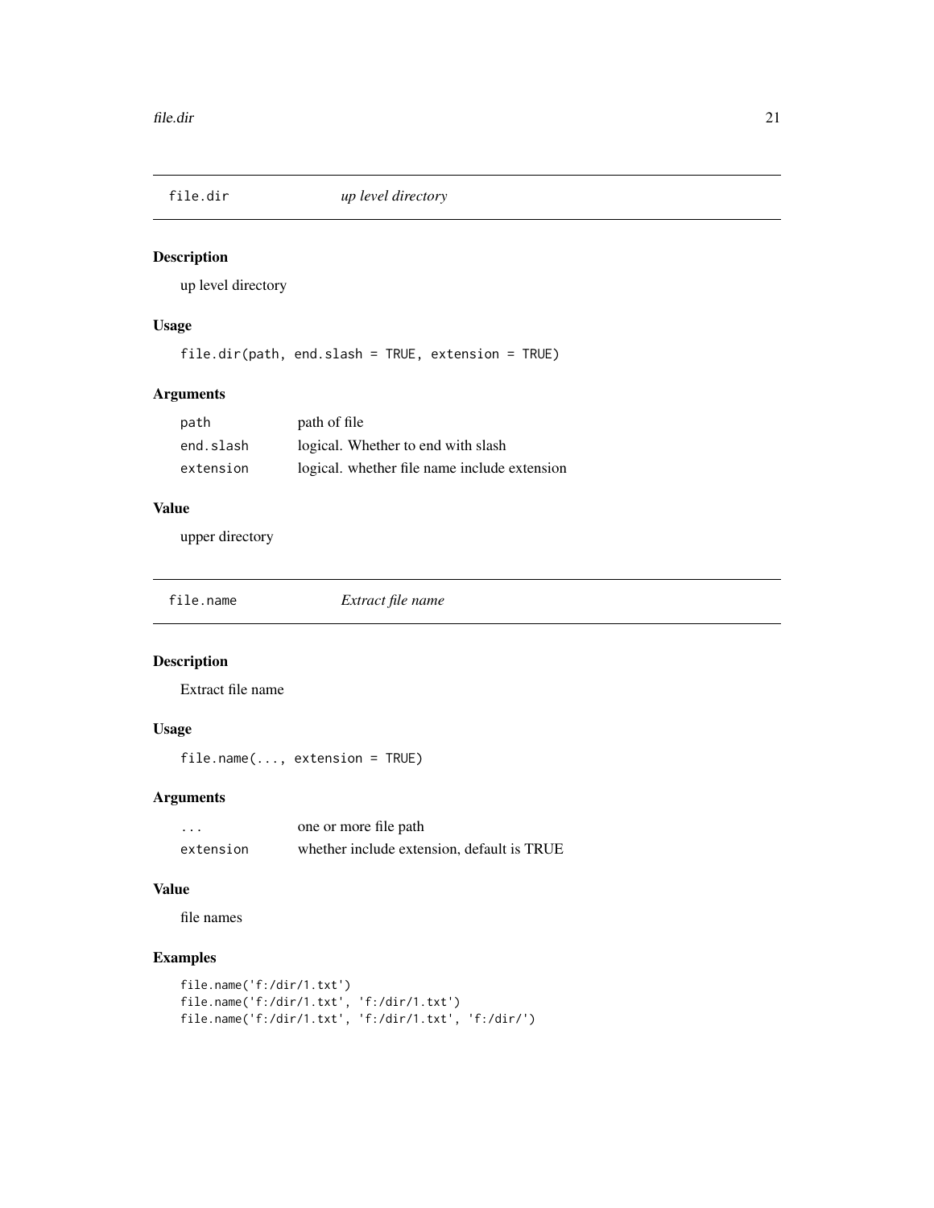## file.dir — *up level directory*

### Description

up level directory

### Usage

```
file.dir(path, end.slash = TRUE, extension = TRUE)
```

### Arguments

| | |
|---|---|
| `path` | path of file |
| `end.slash` | logical. Whether to end with slash |
| `extension` | logical. whether file name include extension |

### Value

upper directory

## file.name — *Extract file name*

### Description

Extract file name

### Usage

```
file.name(..., extension = TRUE)
```

### Arguments

| | |
|---|---|
| `...` | one or more file path |
| `extension` | whether include extension, default is TRUE |

### Value

file names

### Examples

```
file.name('f:/dir/1.txt')
file.name('f:/dir/1.txt', 'f:/dir/1.txt')
file.name('f:/dir/1.txt', 'f:/dir/1.txt', 'f:/dir/')
```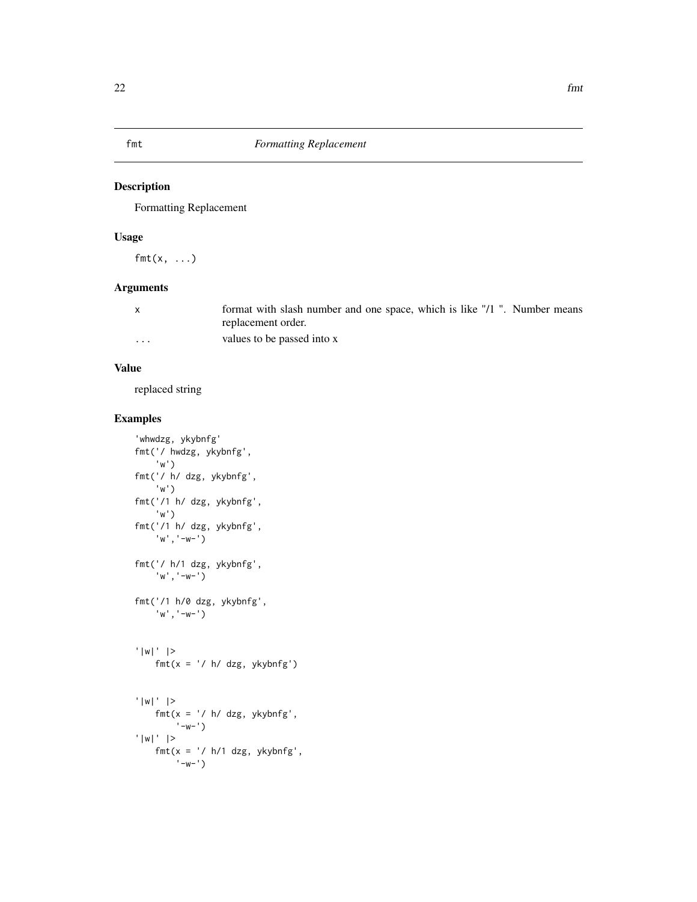# fmt — *Formatting Replacement*

## Description

Formatting Replacement

## Usage

```
fmt(x, ...)
```

## Arguments

| | |
|---|---|
| x | format with slash number and one space, which is like "/1 ". Number means replacement order. |
| ... | values to be passed into x |

## Value

replaced string

## Examples

```
'whwdzg, ykybnfg'
fmt('/ hwdzg, ykybnfg',
    'w')
fmt('/ h/ dzg, ykybnfg',
    'w')
fmt('/1 h/ dzg, ykybnfg',
    'w')
fmt('/1 h/ dzg, ykybnfg',
    'w','-w-')

fmt('/ h/1 dzg, ykybnfg',
    'w','-w-')

fmt('/1 h/0 dzg, ykybnfg',
    'w','-w-')


'|w|' |>
    fmt(x = '/ h/ dzg, ykybnfg')


'|w|' |>
    fmt(x = '/ h/ dzg, ykybnfg',
        '-w-')
'|w|' |>
    fmt(x = '/ h/1 dzg, ykybnfg',
        '-w-')
```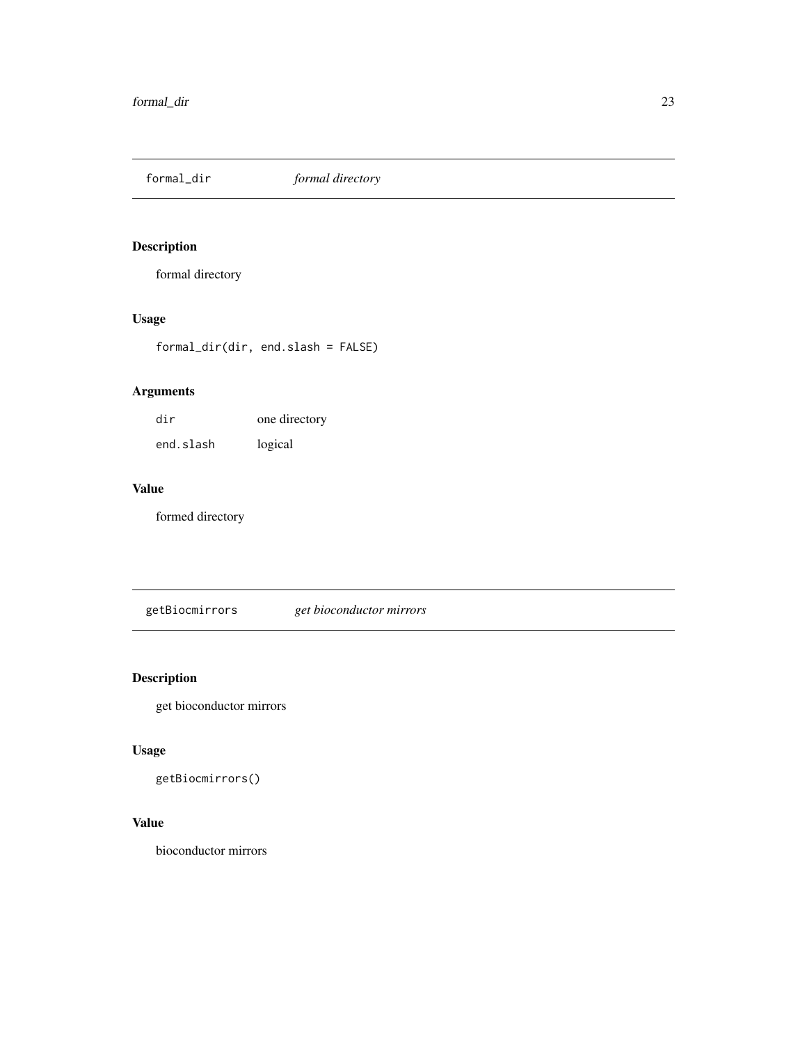## formal_dir    *formal directory*

### Description

formal directory

### Usage

```
formal_dir(dir, end.slash = FALSE)
```

### Arguments

| | |
|---|---|
| `dir` | one directory |
| `end.slash` | logical |

### Value

formed directory

## getBiocmirrors    *get bioconductor mirrors*

### Description

get bioconductor mirrors

### Usage

```
getBiocmirrors()
```

### Value

bioconductor mirrors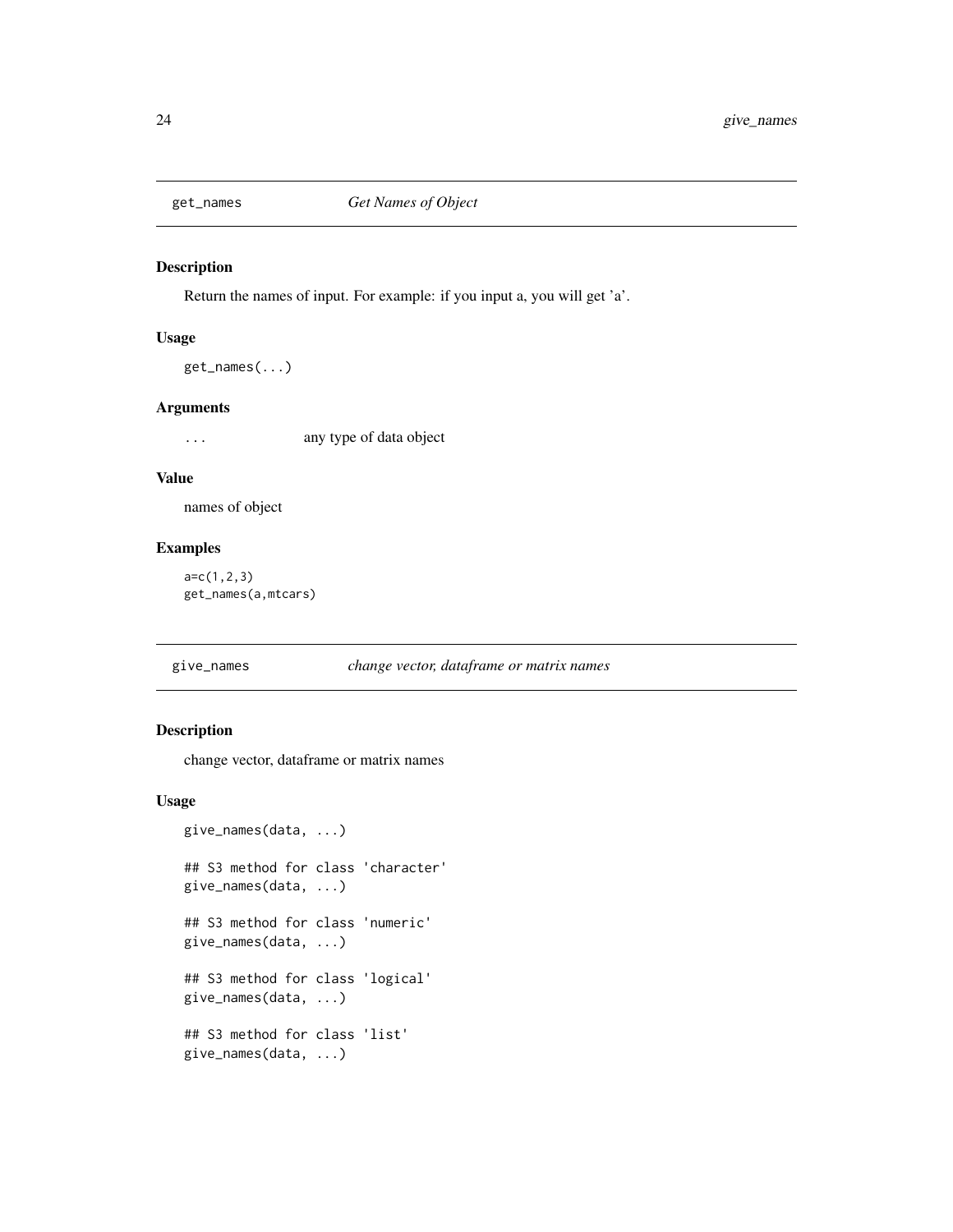## get_names *Get Names of Object*

### Description

Return the names of input. For example: if you input a, you will get 'a'.

### Usage

```
get_names(...)
```

### Arguments

| | |
|---|---|
| ... | any type of data object |

### Value

names of object

### Examples

```
a=c(1,2,3)
get_names(a,mtcars)
```

## give_names *change vector, dataframe or matrix names*

### Description

change vector, dataframe or matrix names

### Usage

```
give_names(data, ...)

## S3 method for class 'character'
give_names(data, ...)

## S3 method for class 'numeric'
give_names(data, ...)

## S3 method for class 'logical'
give_names(data, ...)

## S3 method for class 'list'
give_names(data, ...)
```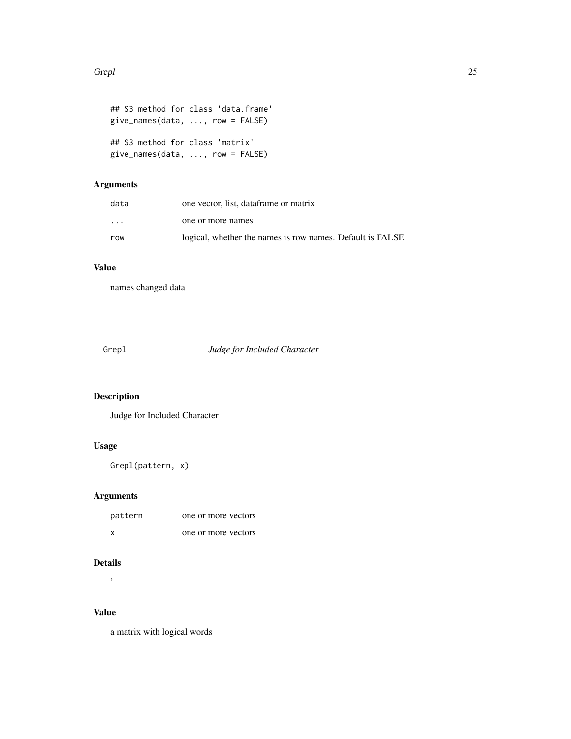```
## S3 method for class 'data.frame'
give_names(data, ..., row = FALSE)

## S3 method for class 'matrix'
give_names(data, ..., row = FALSE)
```

### Arguments

| | |
|---|---|
| data | one vector, list, dataframe or matrix |
| ... | one or more names |
| row | logical, whether the names is row names. Default is FALSE |

### Value

names changed data

---

## Grepl — *Judge for Included Character*

### Description

Judge for Included Character

### Usage

```
Grepl(pattern, x)
```

### Arguments

| | |
|---|---|
| pattern | one or more vectors |
| x | one or more vectors |

### Details

,

### Value

a matrix with logical words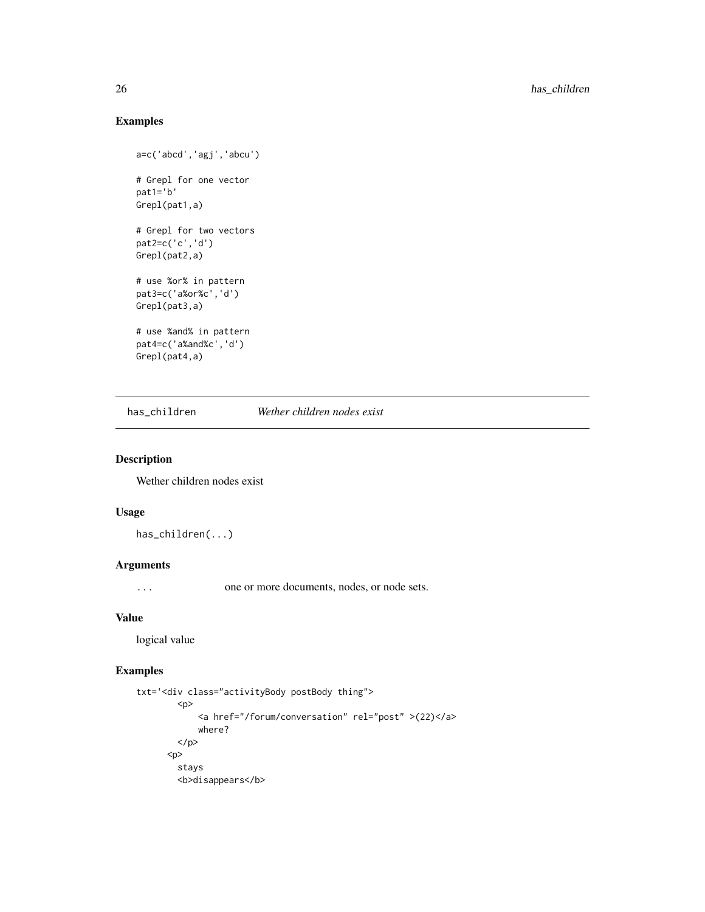## Examples

```
a=c('abcd','agj','abcu')

# Grepl for one vector
pat1='b'
Grepl(pat1,a)

# Grepl for two vectors
pat2=c('c','d')
Grepl(pat2,a)

# use %or% in pattern
pat3=c('a%or%c','d')
Grepl(pat3,a)

# use %and% in pattern
pat4=c('a%and%c','d')
Grepl(pat4,a)
```

---

# has_children *Wether children nodes exist*

## Description

Wether children nodes exist

## Usage

```
has_children(...)
```

## Arguments

| | |
|---|---|
| ... | one or more documents, nodes, or node sets. |

## Value

logical value

## Examples

```
txt='<div class="activityBody postBody thing">
        <p>
            <a href="/forum/conversation" rel="post" >(22)</a>
            where?
        </p>
      <p>
        stays
        <b>disappears</b>
```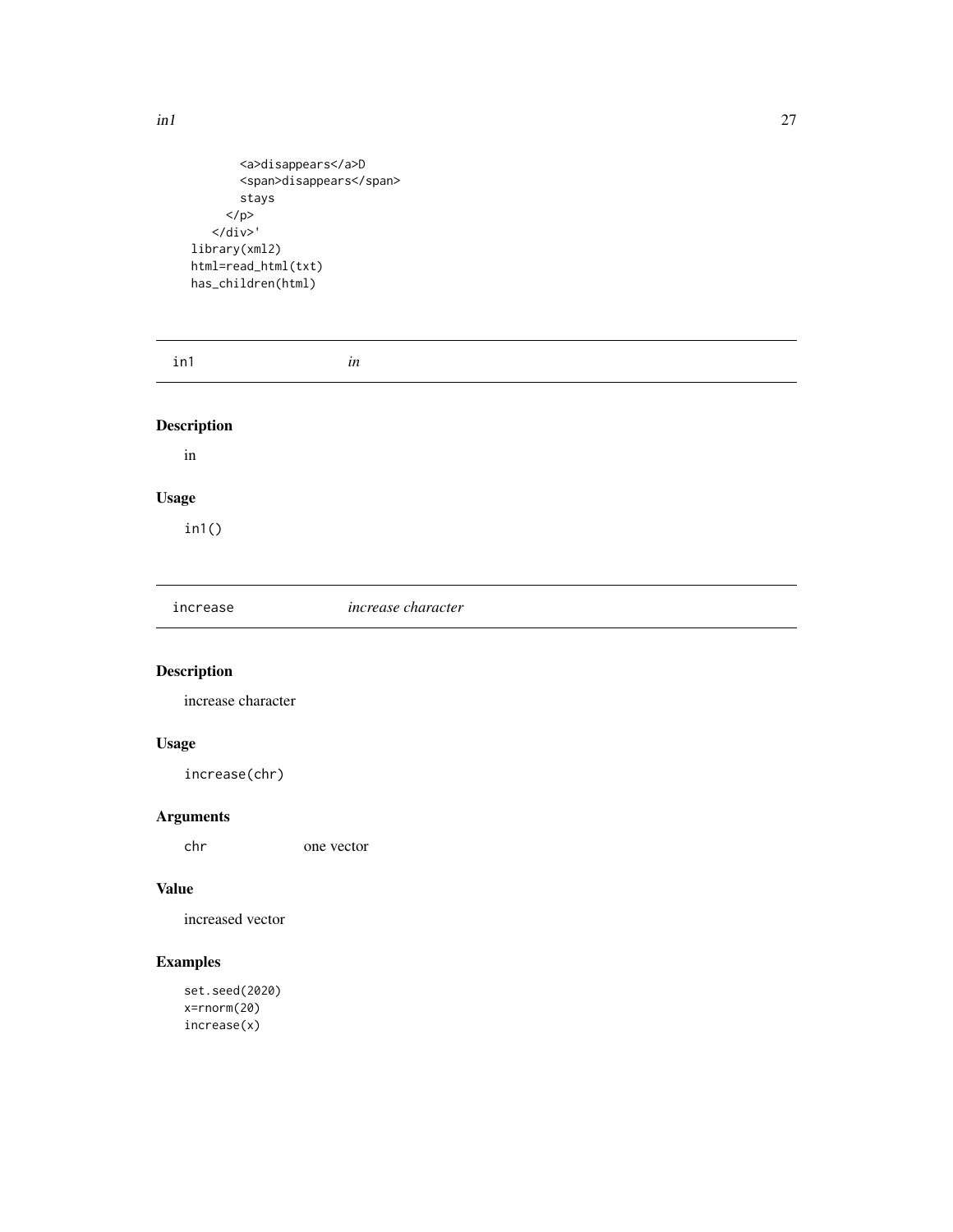```
        <a>disappears</a>D
        <span>disappears</span>
        stays
      </p>
    </div>'
library(xml2)
html=read_html(txt)
has_children(html)
```

---

`in1` *in*

---

## Description

in

## Usage

```
in1()
```

---

`increase` *increase character*

---

## Description

increase character

## Usage

```
increase(chr)
```

## Arguments

| | |
|---|---|
| chr | one vector |

## Value

increased vector

## Examples

```
set.seed(2020)
x=rnorm(20)
increase(x)
```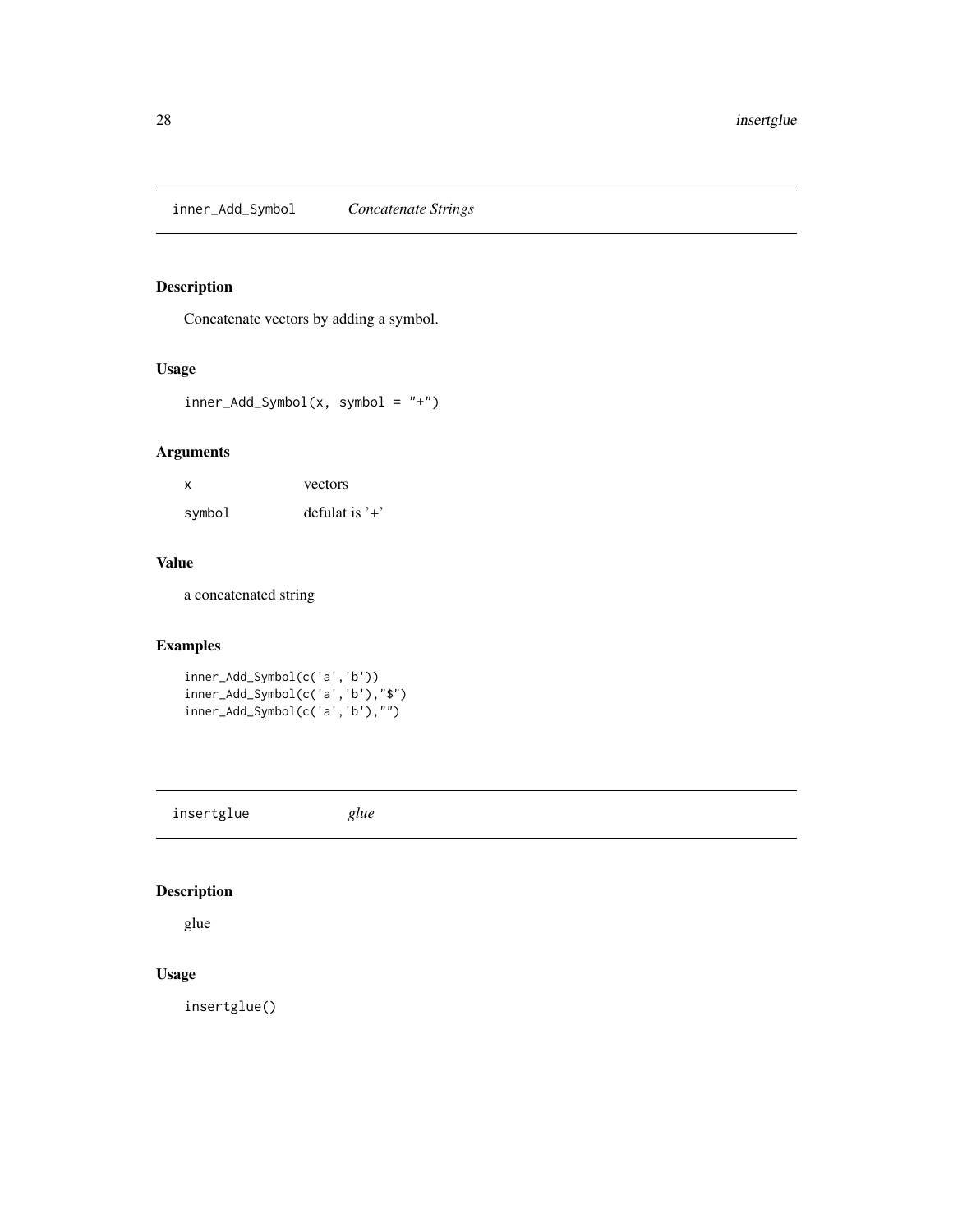## inner_Add_Symbol *Concatenate Strings*

### Description

Concatenate vectors by adding a symbol.

### Usage

```
inner_Add_Symbol(x, symbol = "+")
```

### Arguments

| | |
|---|---|
| x | vectors |
| symbol | defulat is '+' |

### Value

a concatenated string

### Examples

```
inner_Add_Symbol(c('a','b'))
inner_Add_Symbol(c('a','b'),"$")
inner_Add_Symbol(c('a','b'),"")
```

## insertglue *glue*

### Description

glue

### Usage

```
insertglue()
```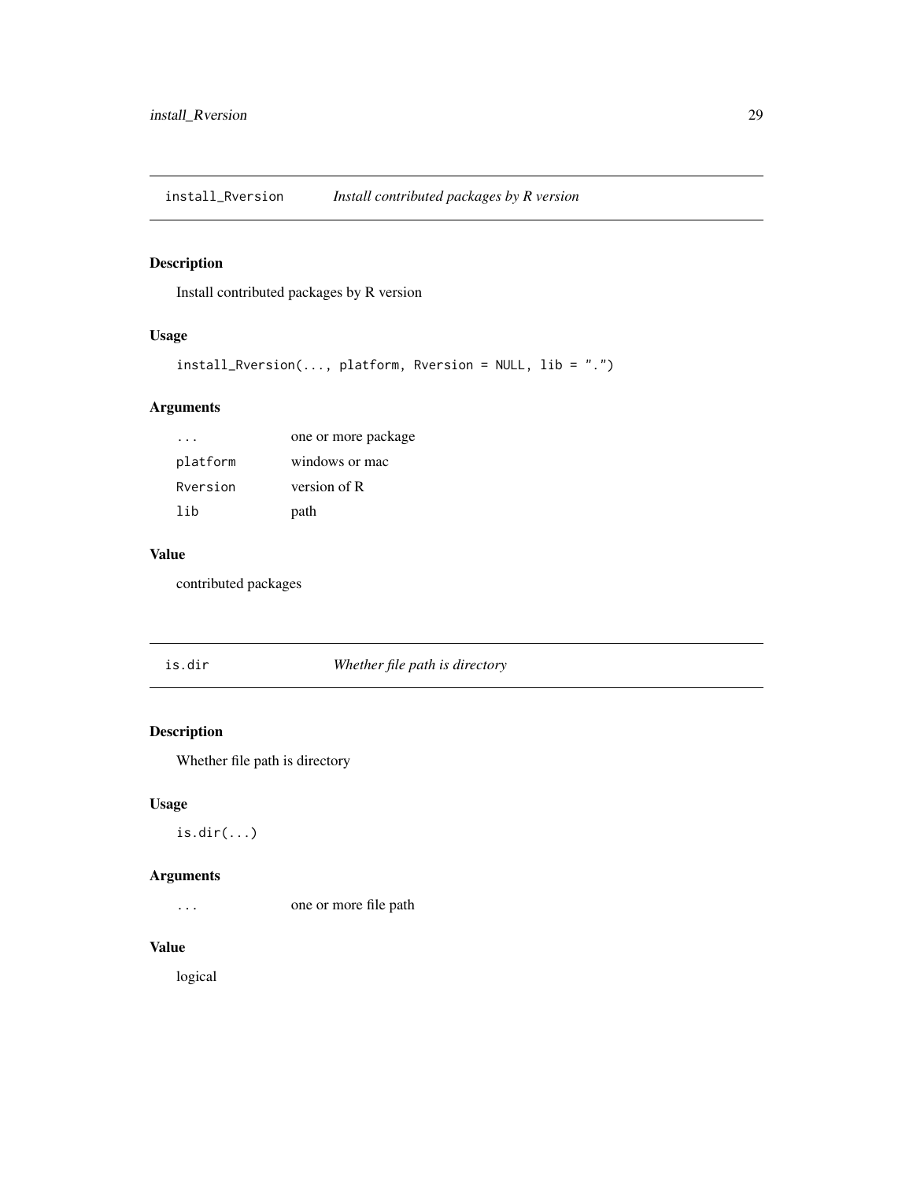## install_Rversion *Install contributed packages by R version*

### Description

Install contributed packages by R version

### Usage

```
install_Rversion(..., platform, Rversion = NULL, lib = ".")
```

### Arguments

| | |
|---|---|
| ... | one or more package |
| platform | windows or mac |
| Rversion | version of R |
| lib | path |

### Value

contributed packages

## is.dir *Whether file path is directory*

### Description

Whether file path is directory

### Usage

```
is.dir(...)
```

### Arguments

| | |
|---|---|
| ... | one or more file path |

### Value

logical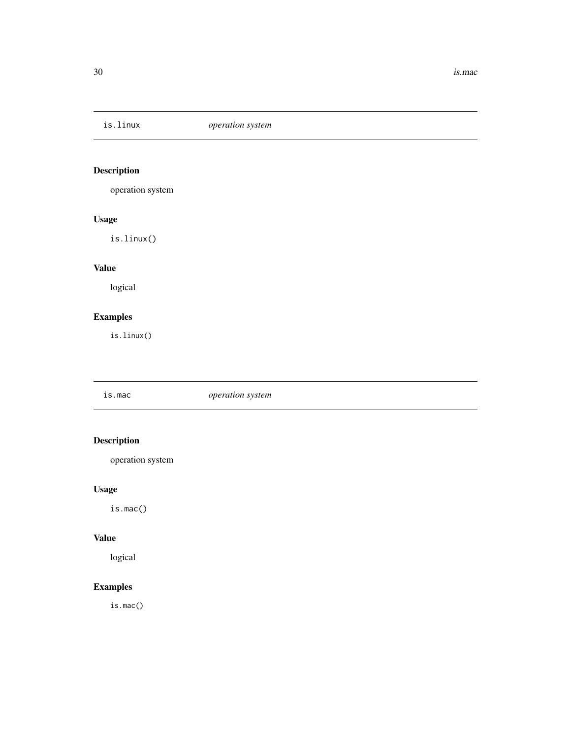## is.linux — *operation system*

### Description

operation system

### Usage

```
is.linux()
```

### Value

logical

### Examples

```
is.linux()
```

## is.mac — *operation system*

### Description

operation system

### Usage

```
is.mac()
```

### Value

logical

### Examples

```
is.mac()
```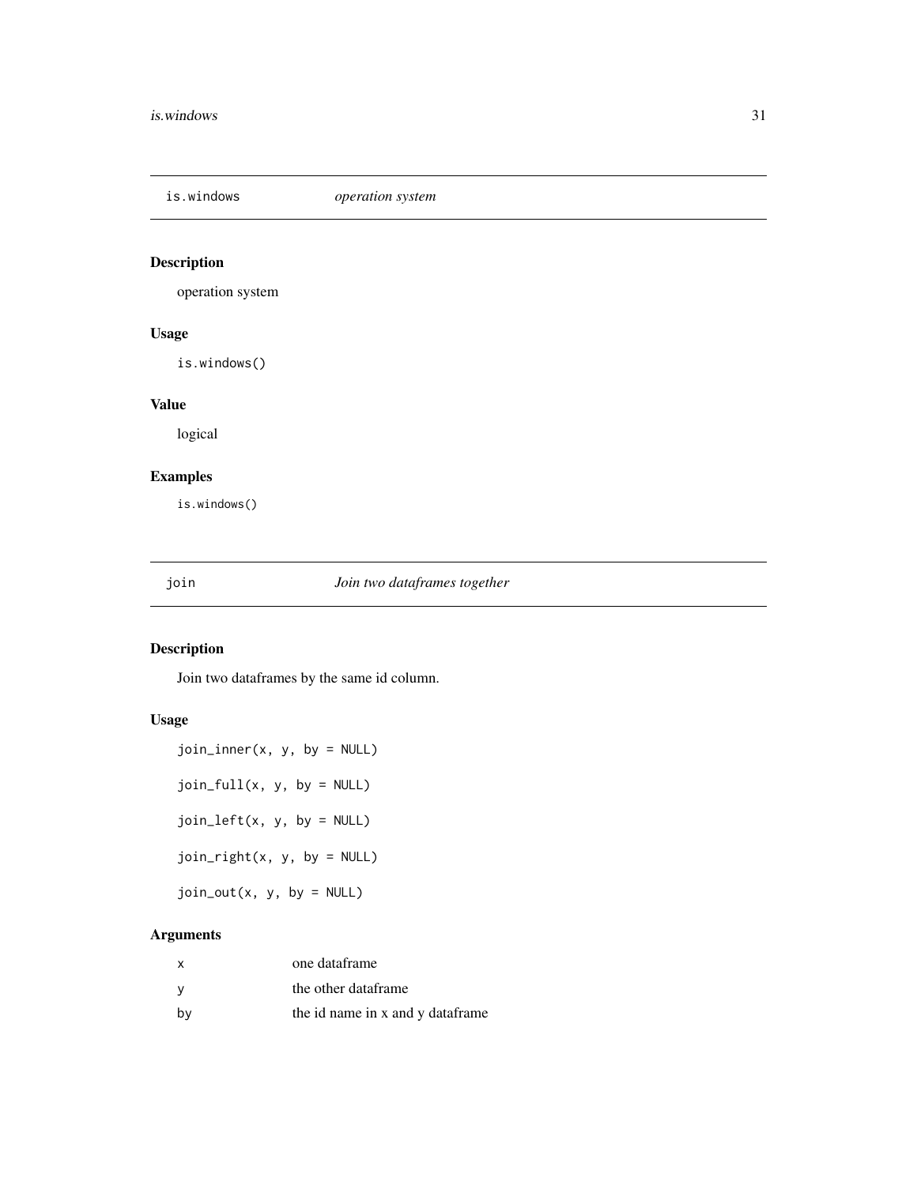## is.windows *operation system*

### Description

operation system

### Usage

```
is.windows()
```

### Value

logical

### Examples

```
is.windows()
```

## join *Join two dataframes together*

### Description

Join two dataframes by the same id column.

### Usage

```
join_inner(x, y, by = NULL)

join_full(x, y, by = NULL)

join_left(x, y, by = NULL)

join_right(x, y, by = NULL)

join_out(x, y, by = NULL)
```

### Arguments

| | |
|---|---|
| x | one dataframe |
| y | the other dataframe |
| by | the id name in x and y dataframe |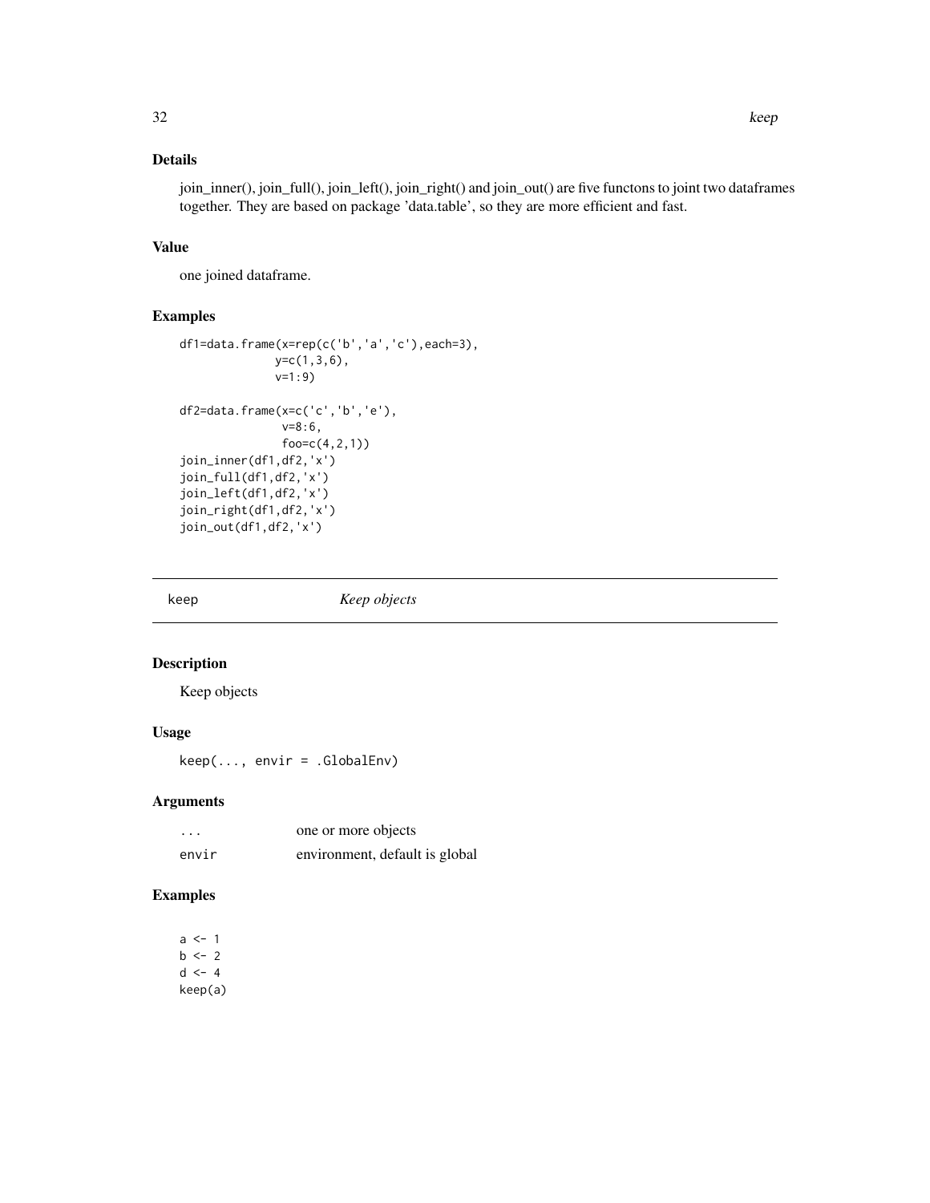## Details

join_inner(), join_full(), join_left(), join_right() and join_out() are five functons to joint two dataframes together. They are based on package 'data.table', so they are more efficient and fast.

## Value

one joined dataframe.

## Examples

```
df1=data.frame(x=rep(c('b','a','c'),each=3),
              y=c(1,3,6),
              v=1:9)

df2=data.frame(x=c('c','b','e'),
               v=8:6,
               foo=c(4,2,1))
join_inner(df1,df2,'x')
join_full(df1,df2,'x')
join_left(df1,df2,'x')
join_right(df1,df2,'x')
join_out(df1,df2,'x')
```

---

# keep    *Keep objects*

## Description

Keep objects

## Usage

```
keep(..., envir = .GlobalEnv)
```

## Arguments

| | |
|---|---|
| ... | one or more objects |
| envir | environment, default is global |

## Examples

```
a <- 1
b <- 2
d <- 4
keep(a)
```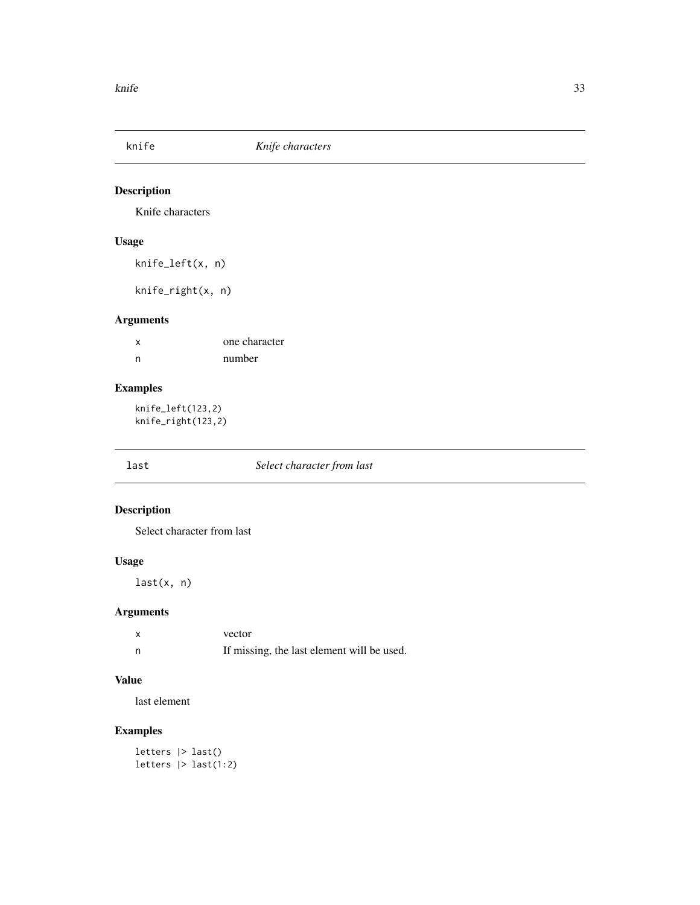## knife *Knife characters*

### Description

Knife characters

### Usage

```
knife_left(x, n)

knife_right(x, n)
```

### Arguments

| | |
|---|---|
| x | one character |
| n | number |

### Examples

```
knife_left(123,2)
knife_right(123,2)
```

## last *Select character from last*

### Description

Select character from last

### Usage

```
last(x, n)
```

### Arguments

| | |
|---|---|
| x | vector |
| n | If missing, the last element will be used. |

### Value

last element

### Examples

```
letters |> last()
letters |> last(1:2)
```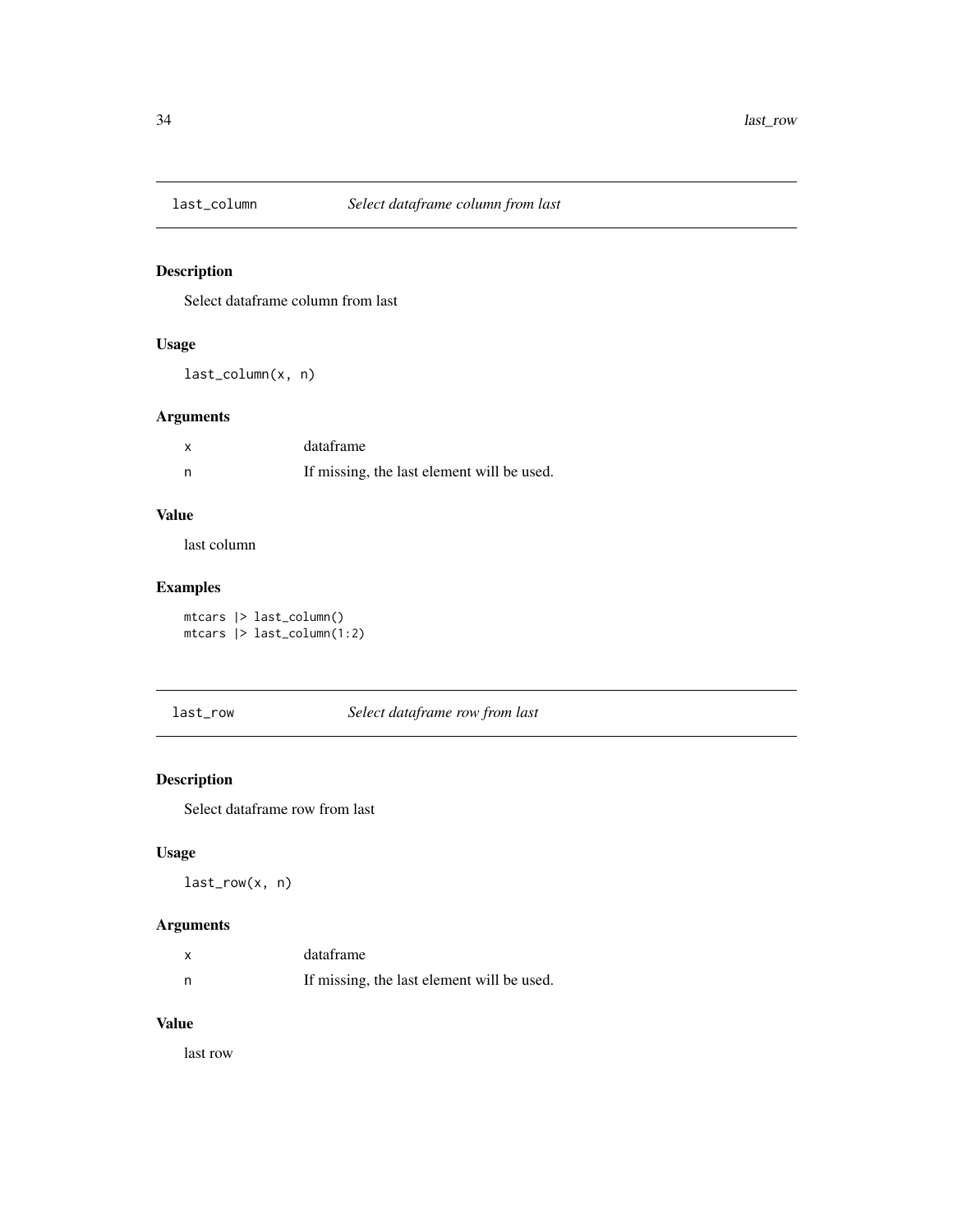## last_column — *Select dataframe column from last*

### Description

Select dataframe column from last

### Usage

```
last_column(x, n)
```

### Arguments

| | |
|---|---|
| x | dataframe |
| n | If missing, the last element will be used. |

### Value

last column

### Examples

```
mtcars |> last_column()
mtcars |> last_column(1:2)
```

## last_row — *Select dataframe row from last*

### Description

Select dataframe row from last

### Usage

```
last_row(x, n)
```

### Arguments

| | |
|---|---|
| x | dataframe |
| n | If missing, the last element will be used. |

### Value

last row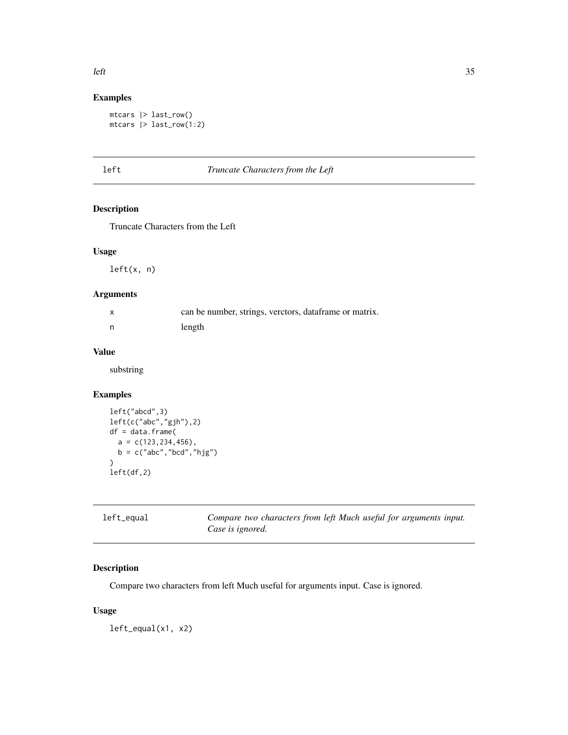### Examples

```
mtcars |> last_row()
mtcars |> last_row(1:2)
```

## left — *Truncate Characters from the Left*

### Description

Truncate Characters from the Left

### Usage

```
left(x, n)
```

### Arguments

| | |
|---|---|
| x | can be number, strings, verctors, dataframe or matrix. |
| n | length |

### Value

substring

### Examples

```
left("abcd",3)
left(c("abc","gjh"),2)
df = data.frame(
  a = c(123,234,456),
  b = c("abc","bcd","hjg")
)
left(df,2)
```

## left_equal — *Compare two characters from left Much useful for arguments input. Case is ignored.*

### Description

Compare two characters from left Much useful for arguments input. Case is ignored.

### Usage

```
left_equal(x1, x2)
```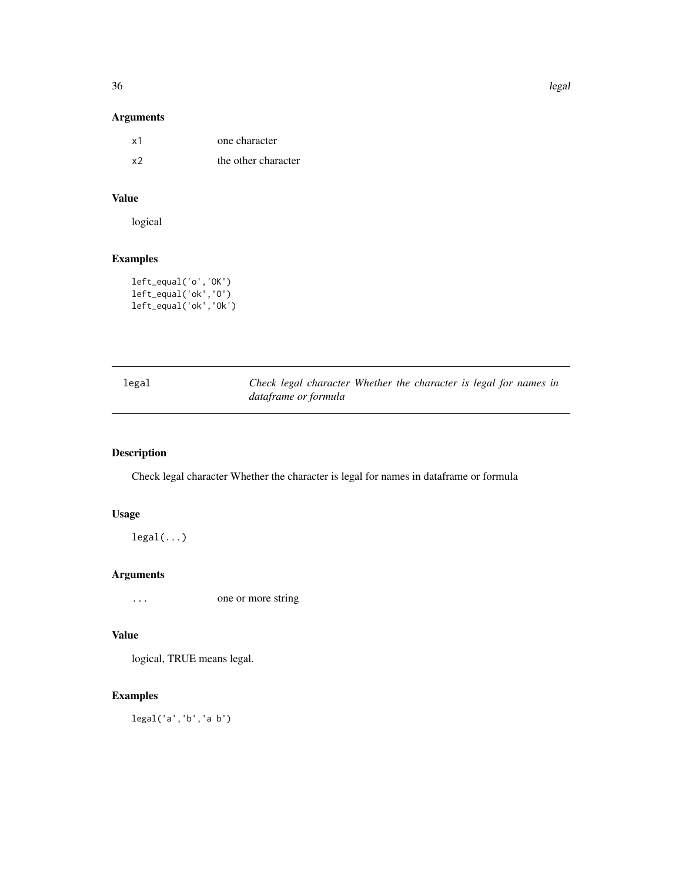## Arguments

| | |
|---|---|
| x1 | one character |
| x2 | the other character |

## Value

logical

## Examples

```
left_equal('o','OK')
left_equal('ok','O')
left_equal('ok','Ok')
```

---

# legal — *Check legal character Whether the character is legal for names in dataframe or formula*

## Description

Check legal character Whether the character is legal for names in dataframe or formula

## Usage

```
legal(...)
```

## Arguments

| | |
|---|---|
| ... | one or more string |

## Value

logical, TRUE means legal.

## Examples

```
legal('a','b','a b')
```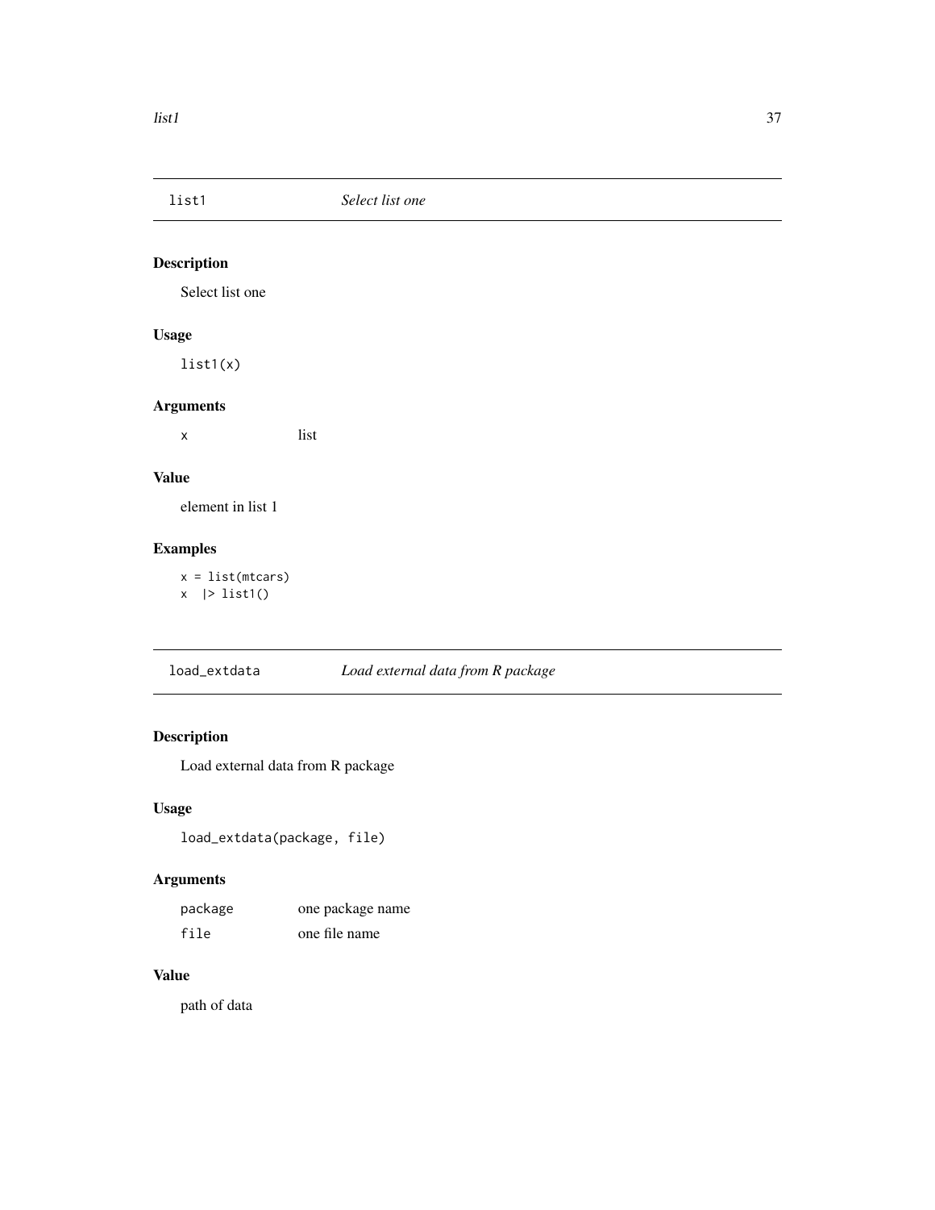## list1 — *Select list one*

### Description

Select list one

### Usage

```
list1(x)
```

### Arguments

| | |
|---|---|
| x | list |

### Value

element in list 1

### Examples

```
x = list(mtcars)
x  |> list1()
```

## load_extdata — *Load external data from R package*

### Description

Load external data from R package

### Usage

```
load_extdata(package, file)
```

### Arguments

| | |
|---|---|
| package | one package name |
| file | one file name |

### Value

path of data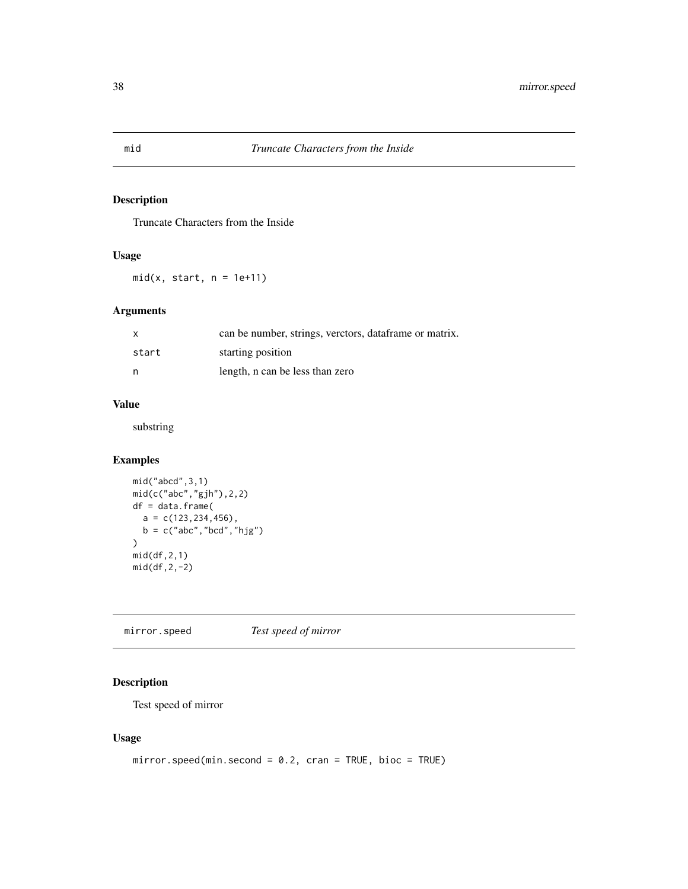## mid *Truncate Characters from the Inside*

### Description

Truncate Characters from the Inside

### Usage

```
mid(x, start, n = 1e+11)
```

### Arguments

| | |
|---|---|
| x | can be number, strings, verctors, dataframe or matrix. |
| start | starting position |
| n | length, n can be less than zero |

### Value

substring

### Examples

```
mid("abcd",3,1)
mid(c("abc","gjh"),2,2)
df = data.frame(
  a = c(123,234,456),
  b = c("abc","bcd","hjg")
)
mid(df,2,1)
mid(df,2,-2)
```

## mirror.speed *Test speed of mirror*

### Description

Test speed of mirror

### Usage

```
mirror.speed(min.second = 0.2, cran = TRUE, bioc = TRUE)
```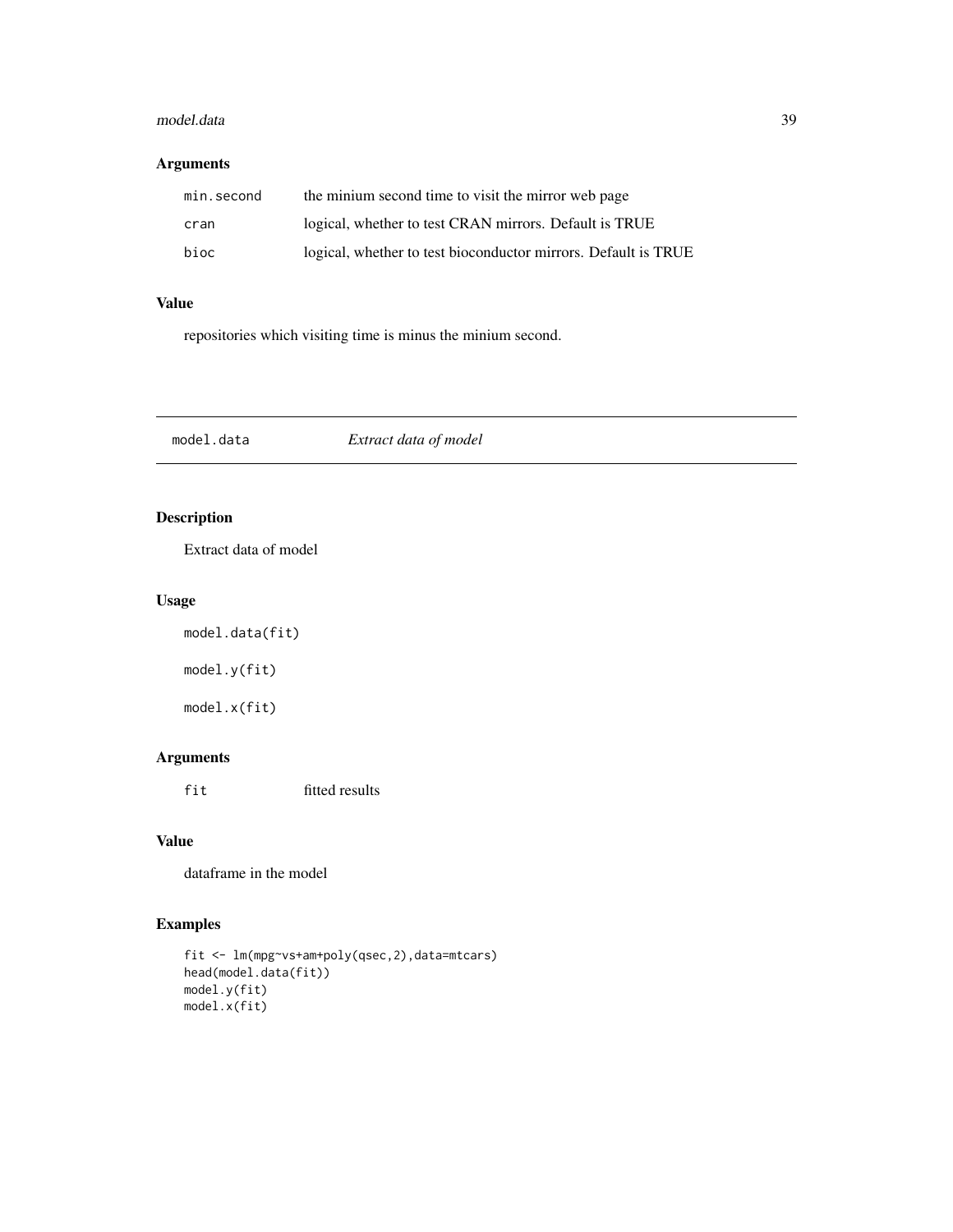### Arguments

| | |
|---|---|
| `min.second` | the minium second time to visit the mirror web page |
| `cran` | logical, whether to test CRAN mirrors. Default is TRUE |
| `bioc` | logical, whether to test bioconductor mirrors. Default is TRUE |

### Value

repositories which visiting time is minus the minium second.

---

## `model.data` *Extract data of model*

---

### Description

Extract data of model

### Usage

```
model.data(fit)

model.y(fit)

model.x(fit)
```

### Arguments

| | |
|---|---|
| `fit` | fitted results |

### Value

dataframe in the model

### Examples

```
fit <- lm(mpg~vs+am+poly(qsec,2),data=mtcars)
head(model.data(fit))
model.y(fit)
model.x(fit)
```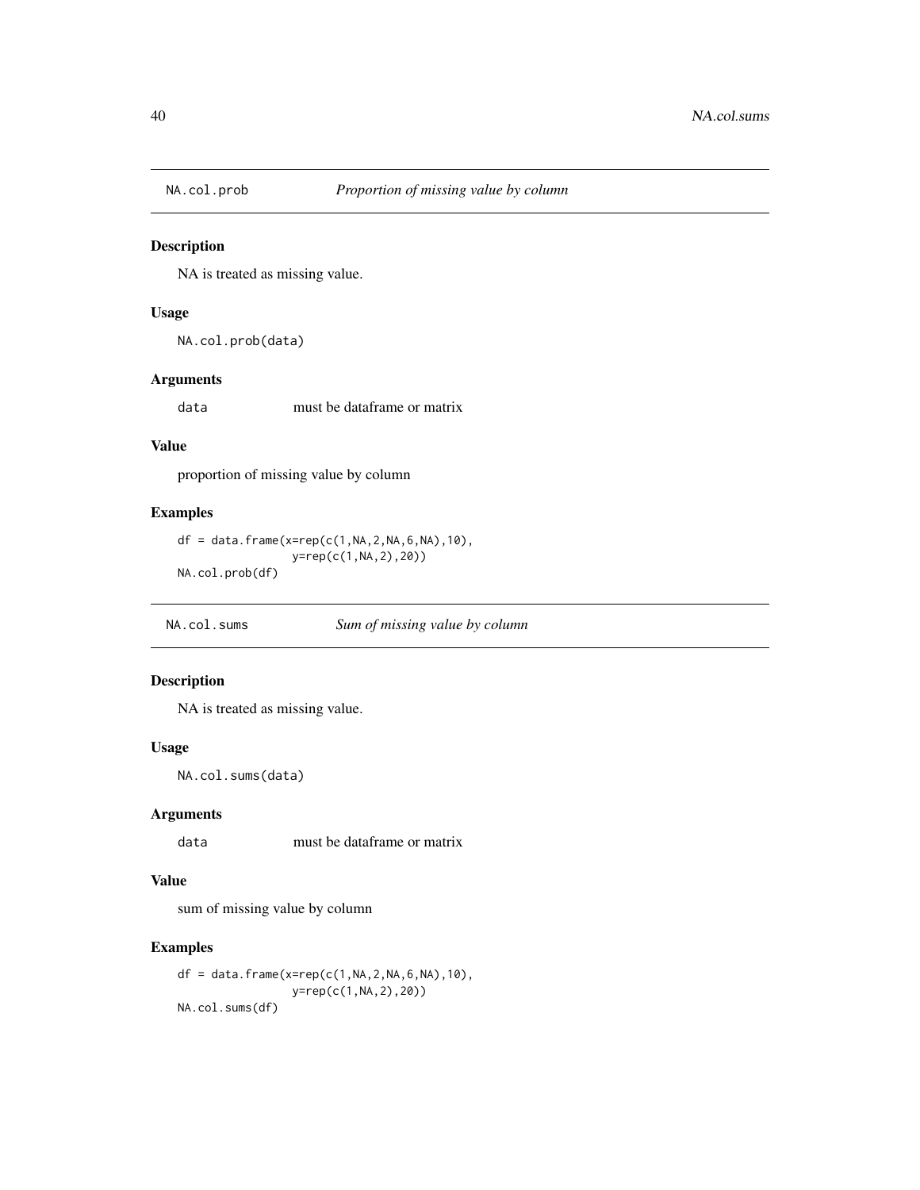## NA.col.prob *Proportion of missing value by column*

### Description

NA is treated as missing value.

### Usage

```
NA.col.prob(data)
```

### Arguments

| | |
|---|---|
| data | must be dataframe or matrix |

### Value

proportion of missing value by column

### Examples

```
df = data.frame(x=rep(c(1,NA,2,NA,6,NA),10),
                y=rep(c(1,NA,2),20))
NA.col.prob(df)
```

## NA.col.sums *Sum of missing value by column*

### Description

NA is treated as missing value.

### Usage

```
NA.col.sums(data)
```

### Arguments

| | |
|---|---|
| data | must be dataframe or matrix |

### Value

sum of missing value by column

### Examples

```
df = data.frame(x=rep(c(1,NA,2,NA,6,NA),10),
                y=rep(c(1,NA,2),20))
NA.col.sums(df)
```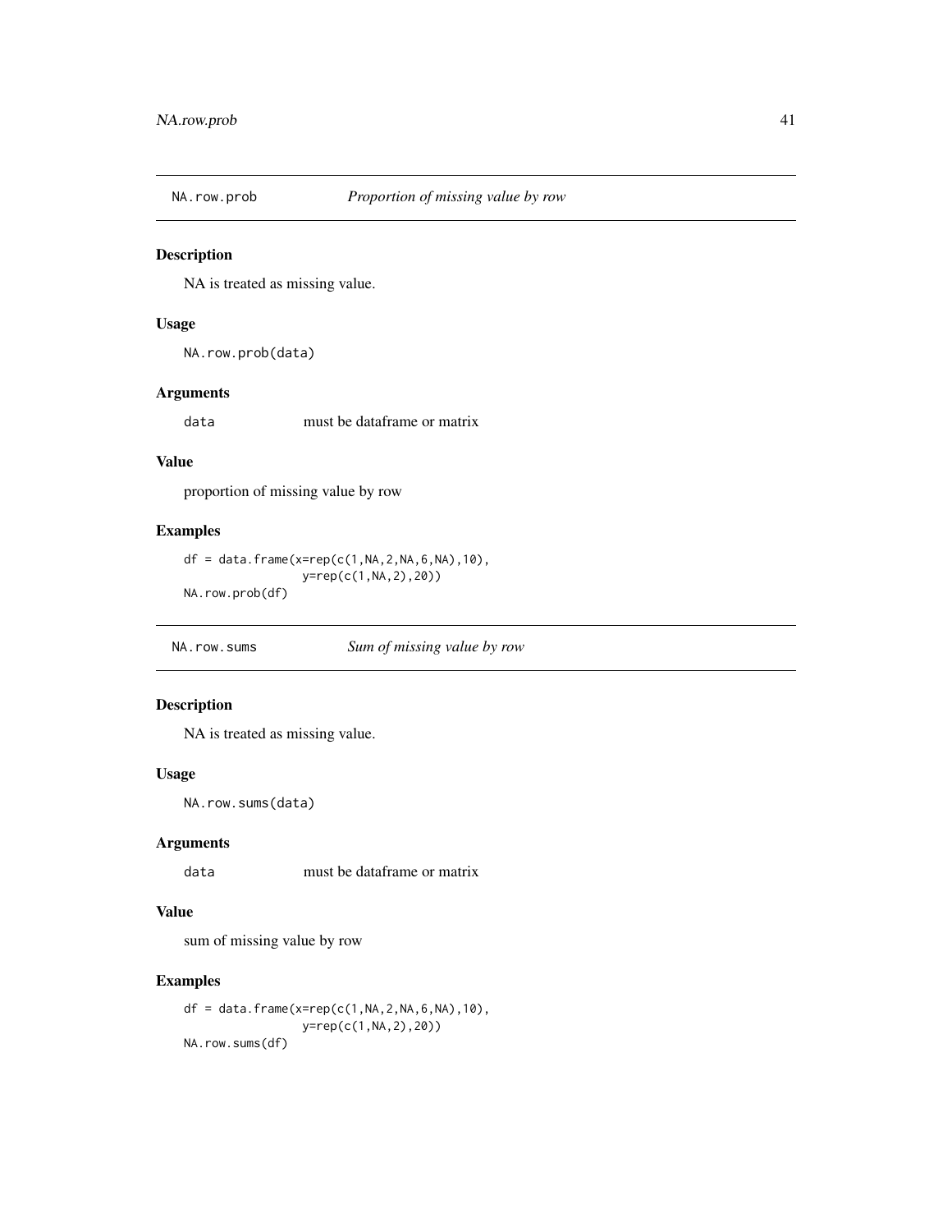## NA.row.prob *Proportion of missing value by row*

### Description

NA is treated as missing value.

### Usage

```
NA.row.prob(data)
```

### Arguments

| | |
|---|---|
| data | must be dataframe or matrix |

### Value

proportion of missing value by row

### Examples

```
df = data.frame(x=rep(c(1,NA,2,NA,6,NA),10),
                y=rep(c(1,NA,2),20))
NA.row.prob(df)
```

## NA.row.sums *Sum of missing value by row*

### Description

NA is treated as missing value.

### Usage

```
NA.row.sums(data)
```

### Arguments

| | |
|---|---|
| data | must be dataframe or matrix |

### Value

sum of missing value by row

### Examples

```
df = data.frame(x=rep(c(1,NA,2,NA,6,NA),10),
                y=rep(c(1,NA,2),20))
NA.row.sums(df)
```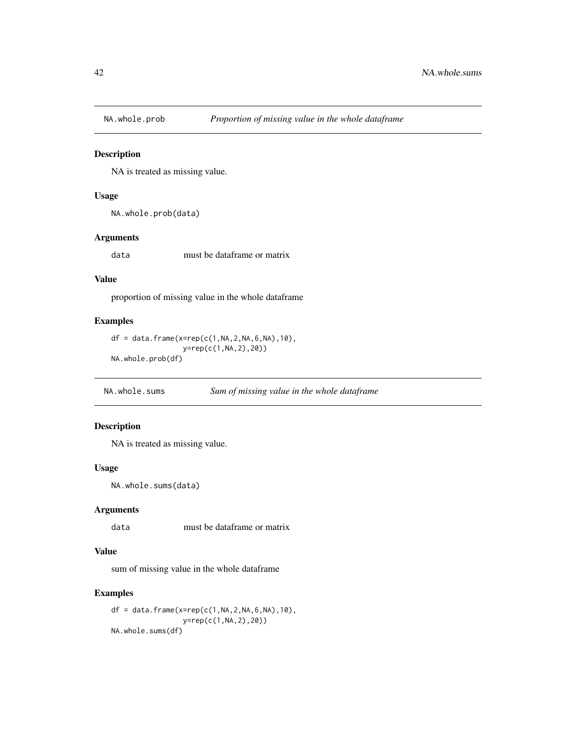## NA.whole.prob *Proportion of missing value in the whole dataframe*

### Description

NA is treated as missing value.

### Usage

```
NA.whole.prob(data)
```

### Arguments

| | |
|---|---|
| data | must be dataframe or matrix |

### Value

proportion of missing value in the whole dataframe

### Examples

```
df = data.frame(x=rep(c(1,NA,2,NA,6,NA),10),
                y=rep(c(1,NA,2),20))
NA.whole.prob(df)
```

## NA.whole.sums *Sum of missing value in the whole dataframe*

### Description

NA is treated as missing value.

### Usage

```
NA.whole.sums(data)
```

### Arguments

| | |
|---|---|
| data | must be dataframe or matrix |

### Value

sum of missing value in the whole dataframe

### Examples

```
df = data.frame(x=rep(c(1,NA,2,NA,6,NA),10),
                y=rep(c(1,NA,2),20))
NA.whole.sums(df)
```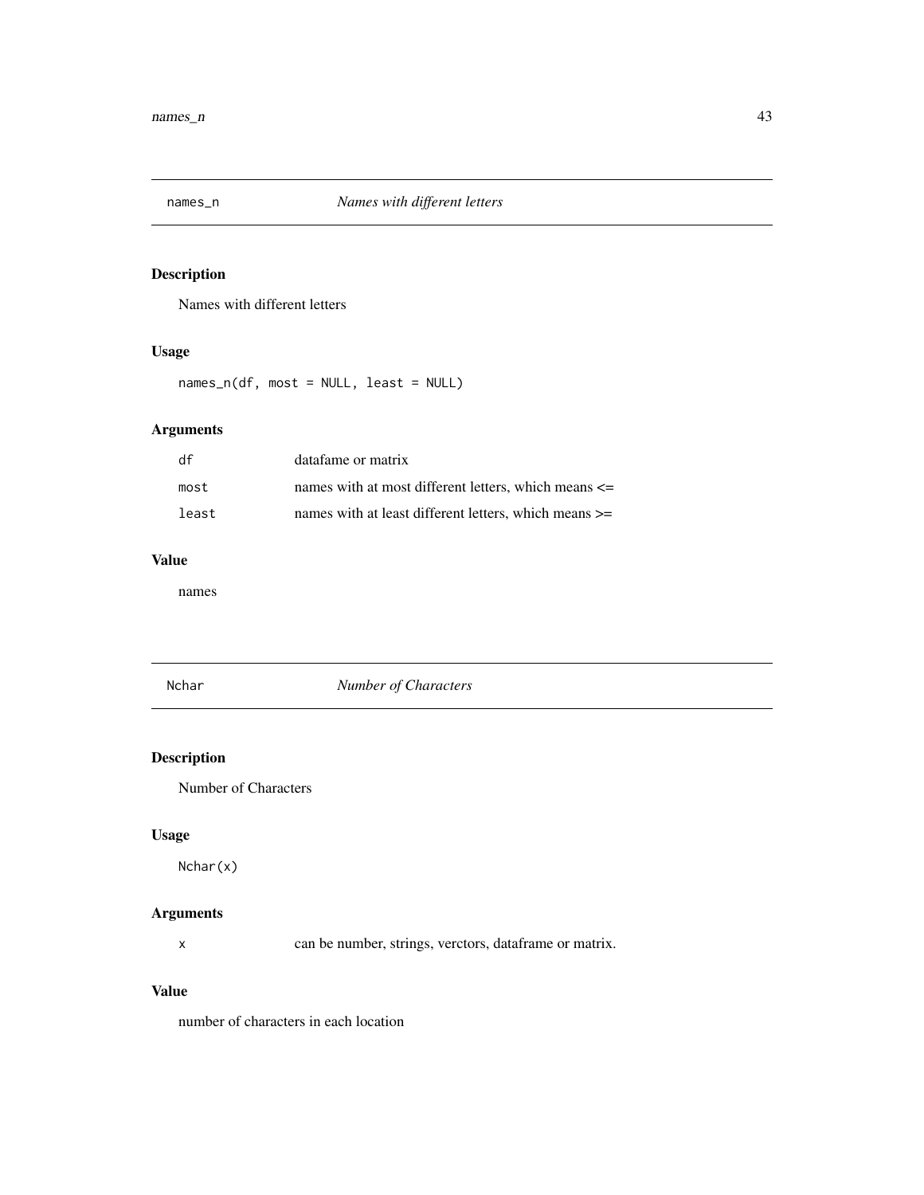## names_n *Names with different letters*

### Description

Names with different letters

### Usage

```
names_n(df, most = NULL, least = NULL)
```

### Arguments

| | |
|---|---|
| df | datafame or matrix |
| most | names with at most different letters, which means <= |
| least | names with at least different letters, which means >= |

### Value

names

## Nchar *Number of Characters*

### Description

Number of Characters

### Usage

```
Nchar(x)
```

### Arguments

| | |
|---|---|
| x | can be number, strings, verctors, dataframe or matrix. |

### Value

number of characters in each location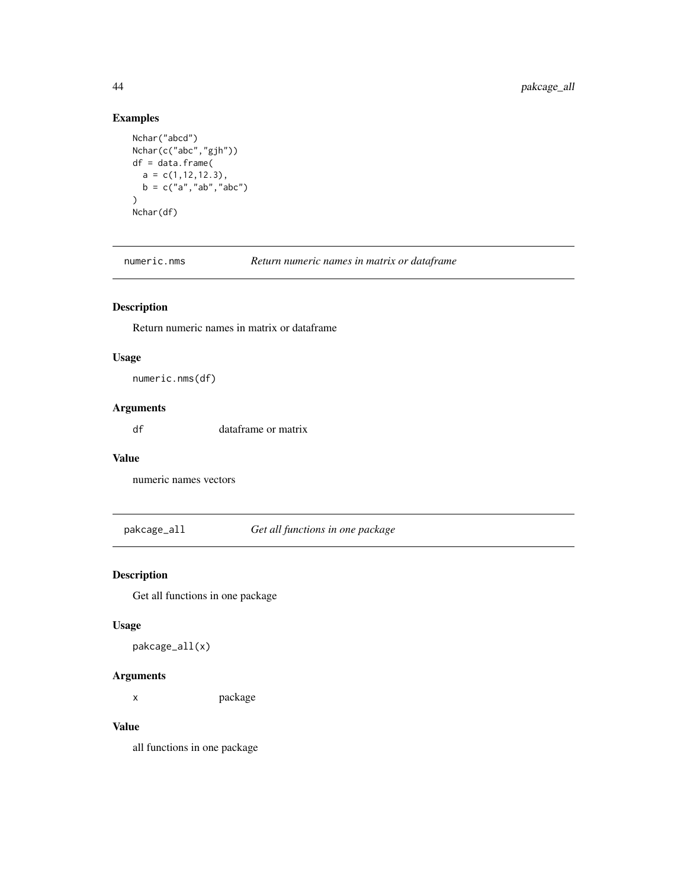## Examples

```
Nchar("abcd")
Nchar(c("abc","gjh"))
df = data.frame(
  a = c(1,12,12.3),
  b = c("a","ab","abc")
)
Nchar(df)
```

---

`numeric.nms` *Return numeric names in matrix or dataframe*

---

### Description

Return numeric names in matrix or dataframe

### Usage

```
numeric.nms(df)
```

### Arguments

| | |
|---|---|
| `df` | dataframe or matrix |

### Value

numeric names vectors

---

`pakcage_all` *Get all functions in one package*

---

### Description

Get all functions in one package

### Usage

```
pakcage_all(x)
```

### Arguments

| | |
|---|---|
| `x` | package |

### Value

all functions in one package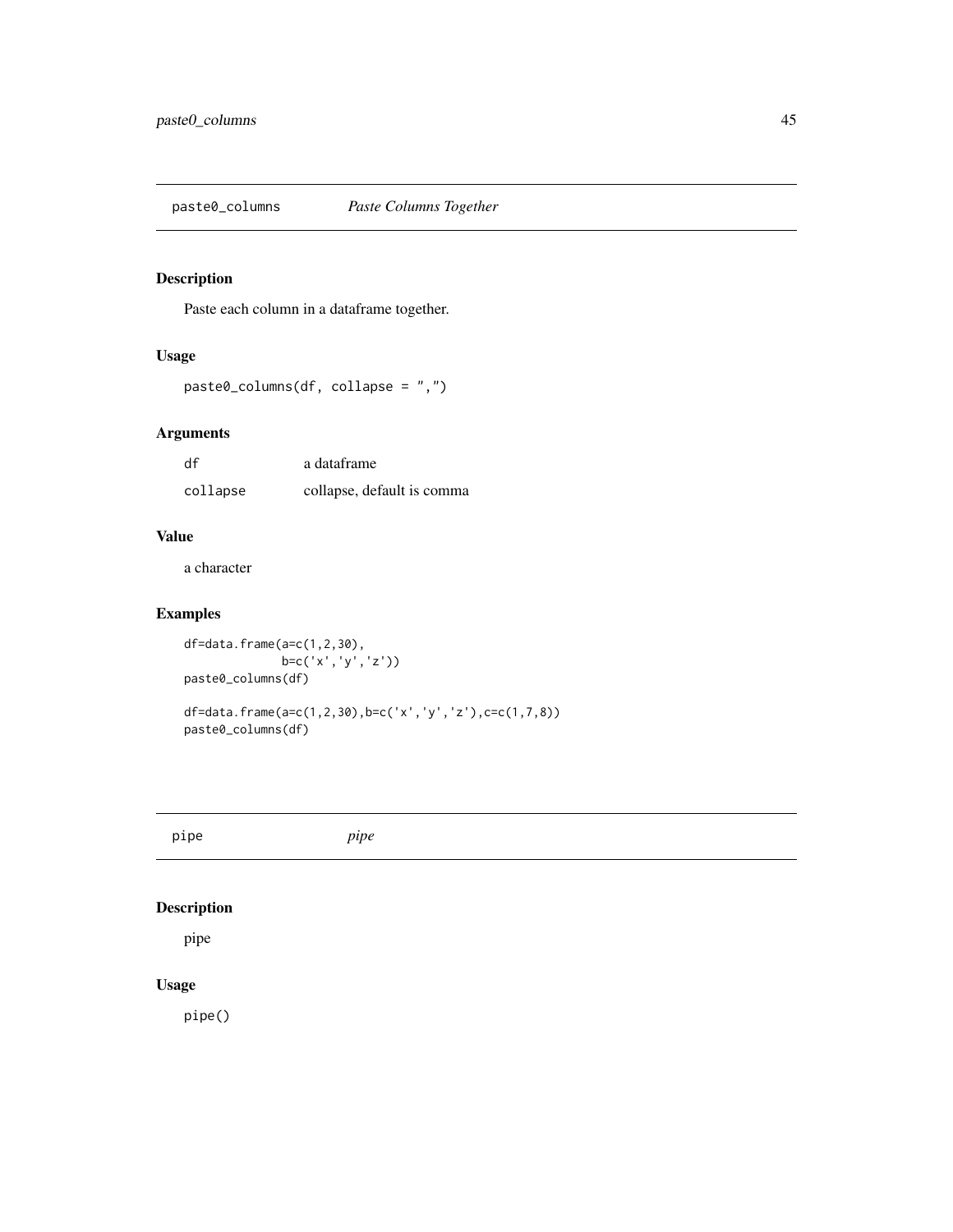## paste0_columns *Paste Columns Together*

### Description

Paste each column in a dataframe together.

### Usage

```
paste0_columns(df, collapse = ",")
```

### Arguments

| | |
|---|---|
| df | a dataframe |
| collapse | collapse, default is comma |

### Value

a character

### Examples

```
df=data.frame(a=c(1,2,30),
              b=c('x','y','z'))
paste0_columns(df)

df=data.frame(a=c(1,2,30),b=c('x','y','z'),c=c(1,7,8))
paste0_columns(df)
```

## pipe *pipe*

### Description

pipe

### Usage

```
pipe()
```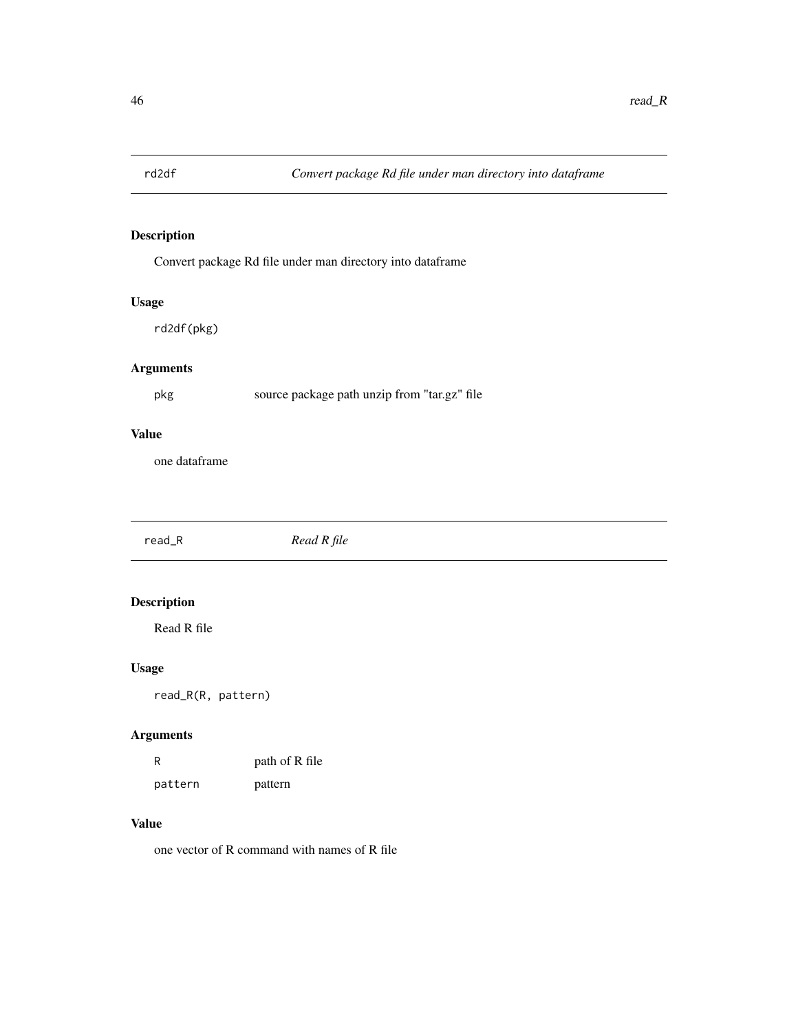## rd2df — *Convert package Rd file under man directory into dataframe*

### Description

Convert package Rd file under man directory into dataframe

### Usage

```
rd2df(pkg)
```

### Arguments

| | |
|---|---|
| pkg | source package path unzip from "tar.gz" file |

### Value

one dataframe

## read_R — *Read R file*

### Description

Read R file

### Usage

```
read_R(R, pattern)
```

### Arguments

| | |
|---|---|
| R | path of R file |
| pattern | pattern |

### Value

one vector of R command with names of R file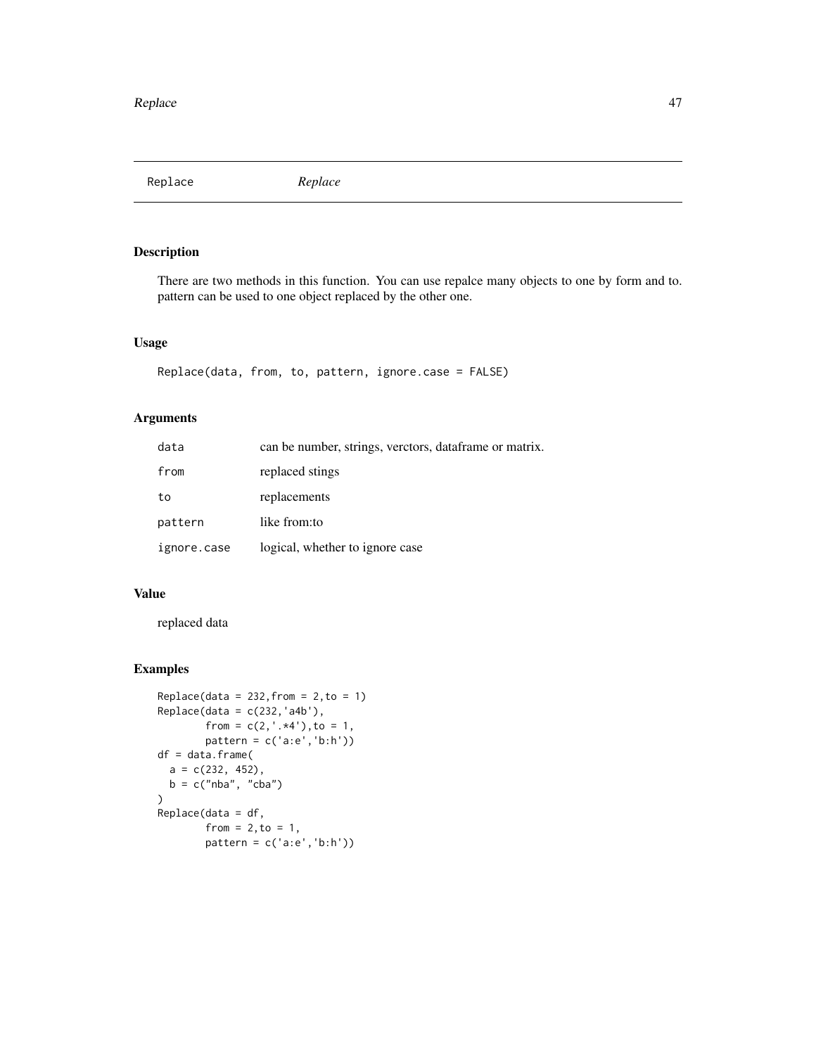Replace *Replace*

## Description

There are two methods in this function. You can use repalce many objects to one by form and to. pattern can be used to one object replaced by the other one.

## Usage

```
Replace(data, from, to, pattern, ignore.case = FALSE)
```

## Arguments

| | |
|---|---|
| data | can be number, strings, verctors, dataframe or matrix. |
| from | replaced stings |
| to | replacements |
| pattern | like from:to |
| ignore.case | logical, whether to ignore case |

## Value

replaced data

## Examples

```
Replace(data = 232,from = 2,to = 1)
Replace(data = c(232,'a4b'),
        from = c(2,'.*4'),to = 1,
        pattern = c('a:e','b:h'))
df = data.frame(
  a = c(232, 452),
  b = c("nba", "cba")
)
Replace(data = df,
        from = 2,to = 1,
        pattern = c('a:e','b:h'))
```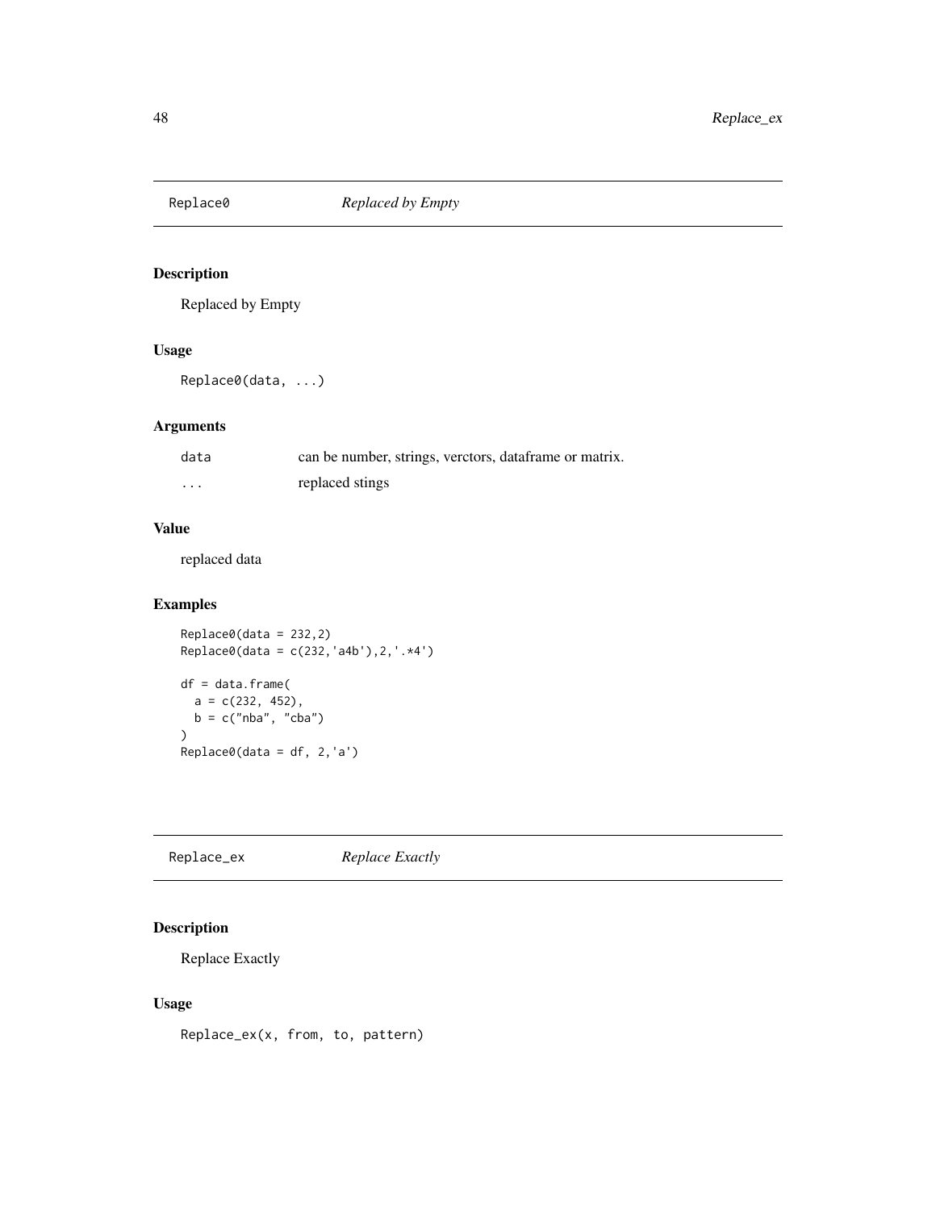## Replace0 *Replaced by Empty*

### Description

Replaced by Empty

### Usage

```
Replace0(data, ...)
```

### Arguments

| | |
|---|---|
| data | can be number, strings, verctors, dataframe or matrix. |
| ... | replaced stings |

### Value

replaced data

### Examples

```
Replace0(data = 232,2)
Replace0(data = c(232,'a4b'),2,'.*4')

df = data.frame(
  a = c(232, 452),
  b = c("nba", "cba")
)
Replace0(data = df, 2,'a')
```

## Replace_ex *Replace Exactly*

### Description

Replace Exactly

### Usage

```
Replace_ex(x, from, to, pattern)
```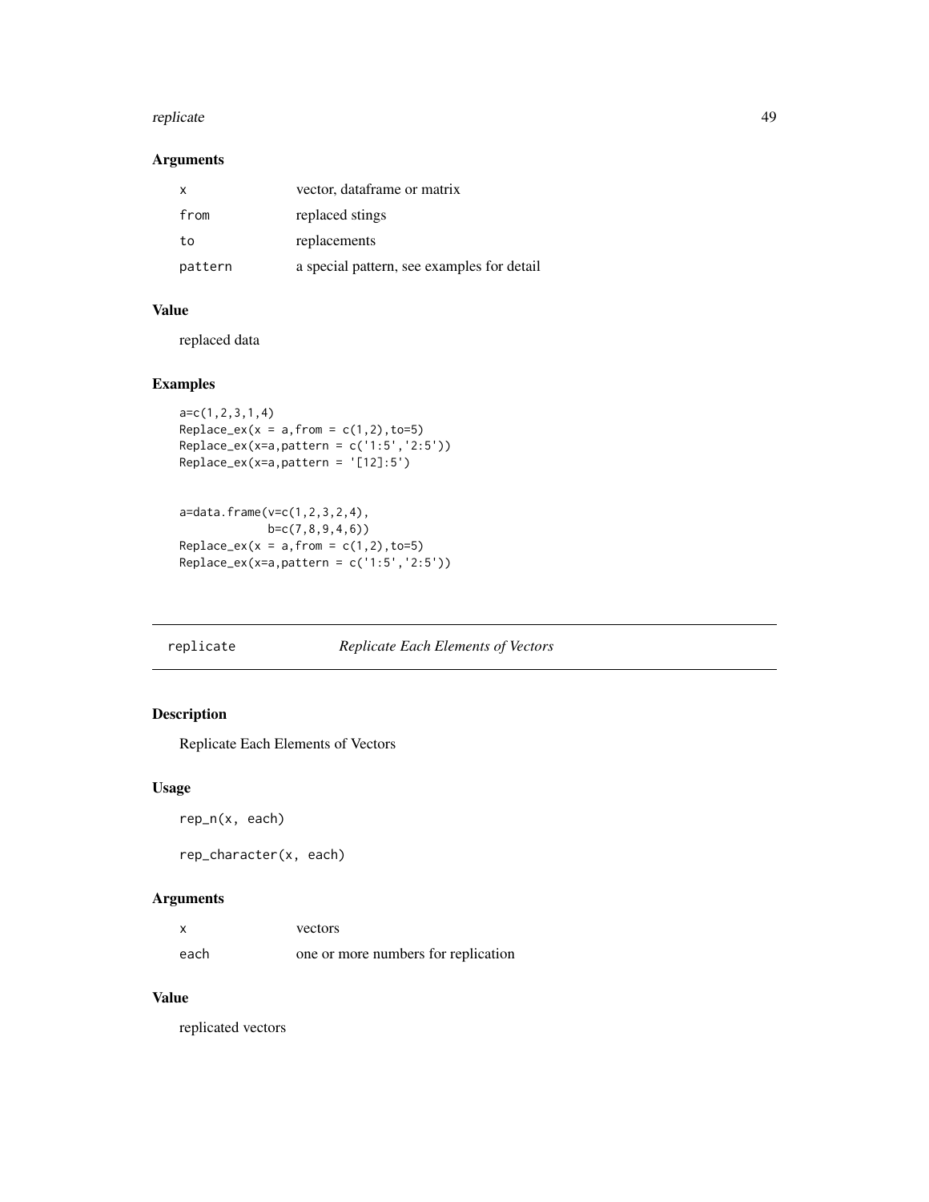### Arguments

| | |
|---|---|
| x | vector, dataframe or matrix |
| from | replaced stings |
| to | replacements |
| pattern | a special pattern, see examples for detail |

### Value

replaced data

### Examples

```
a=c(1,2,3,1,4)
Replace_ex(x = a,from = c(1,2),to=5)
Replace_ex(x=a,pattern = c('1:5','2:5'))
Replace_ex(x=a,pattern = '[12]:5')


a=data.frame(v=c(1,2,3,2,4),
             b=c(7,8,9,4,6))
Replace_ex(x = a,from = c(1,2),to=5)
Replace_ex(x=a,pattern = c('1:5','2:5'))
```

---

## replicate — *Replicate Each Elements of Vectors*

### Description

Replicate Each Elements of Vectors

### Usage

```
rep_n(x, each)

rep_character(x, each)
```

### Arguments

| | |
|---|---|
| x | vectors |
| each | one or more numbers for replication |

### Value

replicated vectors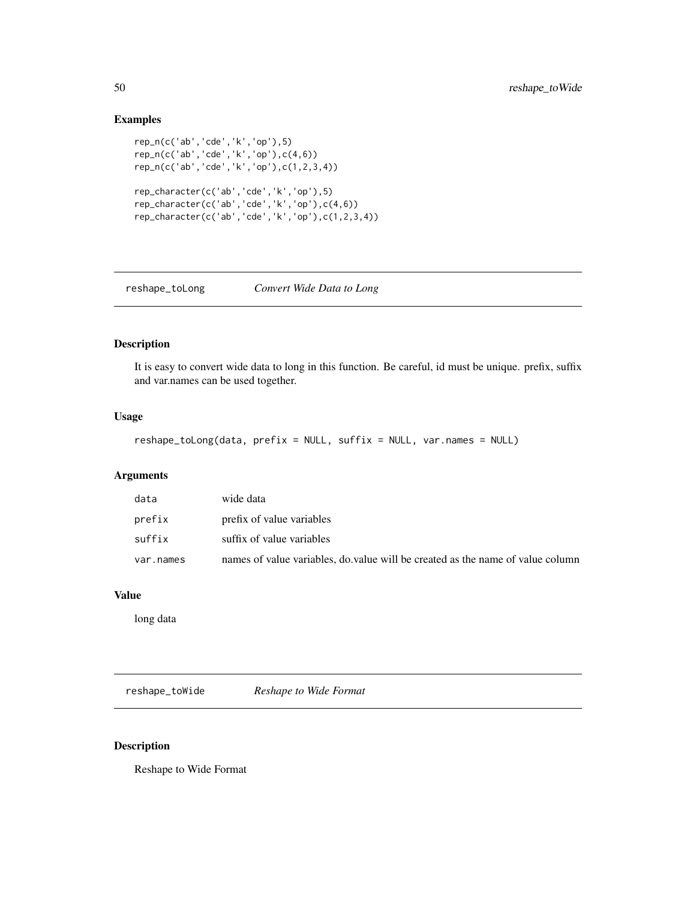## Examples

```
rep_n(c('ab','cde','k','op'),5)
rep_n(c('ab','cde','k','op'),c(4,6))
rep_n(c('ab','cde','k','op'),c(1,2,3,4))

rep_character(c('ab','cde','k','op'),5)
rep_character(c('ab','cde','k','op'),c(4,6))
rep_character(c('ab','cde','k','op'),c(1,2,3,4))
```

---

# reshape_toLong *Convert Wide Data to Long*

## Description

It is easy to convert wide data to long in this function. Be careful, id must be unique. prefix, suffix and var.names can be used together.

## Usage

```
reshape_toLong(data, prefix = NULL, suffix = NULL, var.names = NULL)
```

## Arguments

| | |
|---|---|
| data | wide data |
| prefix | prefix of value variables |
| suffix | suffix of value variables |
| var.names | names of value variables, do.value will be created as the name of value column |

## Value

long data

---

# reshape_toWide *Reshape to Wide Format*

## Description

Reshape to Wide Format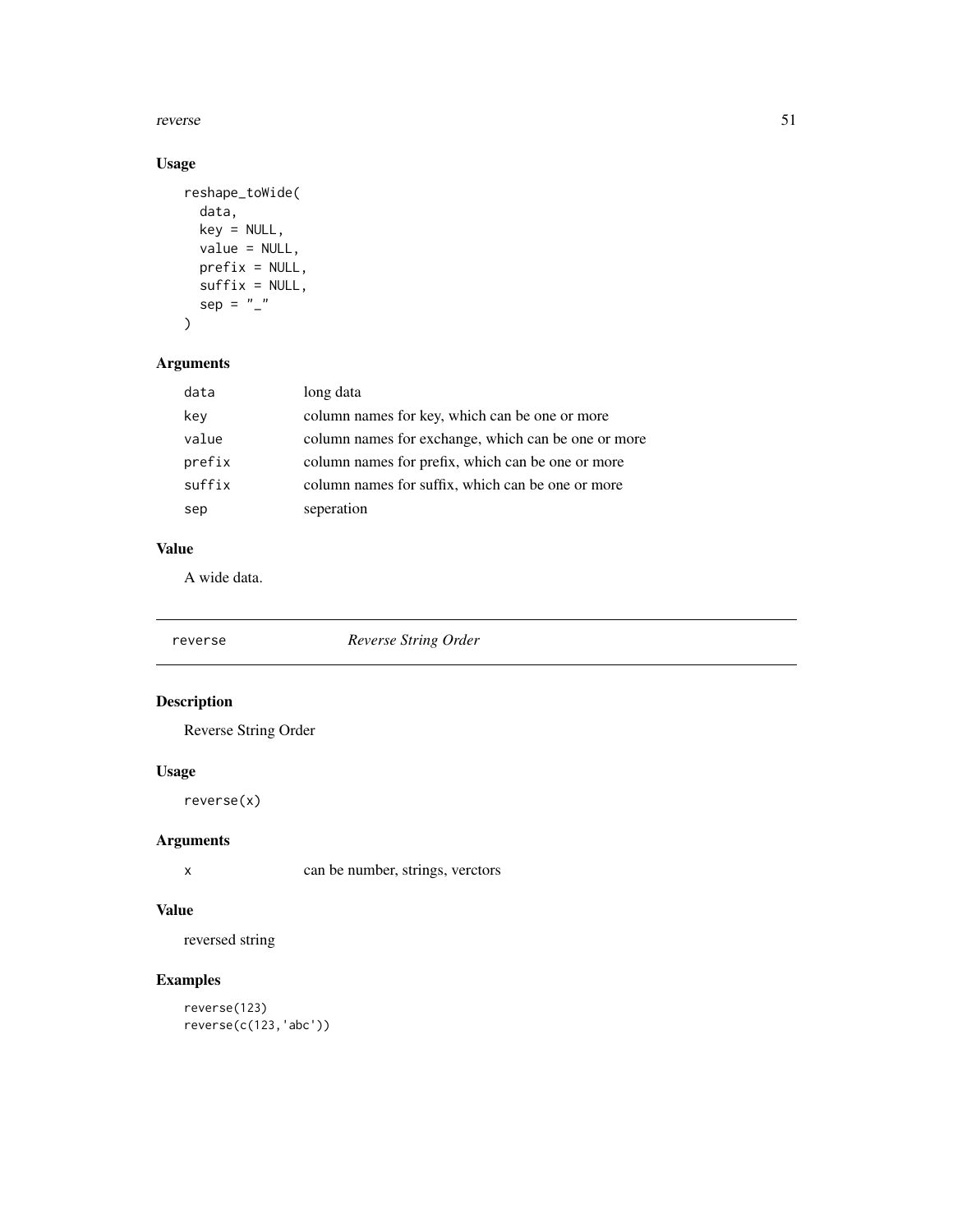### Usage

```
reshape_toWide(
  data,
  key = NULL,
  value = NULL,
  prefix = NULL,
  suffix = NULL,
  sep = "_"
)
```

### Arguments

| | |
|---|---|
| data | long data |
| key | column names for key, which can be one or more |
| value | column names for exchange, which can be one or more |
| prefix | column names for prefix, which can be one or more |
| suffix | column names for suffix, which can be one or more |
| sep | seperation |

### Value

A wide data.

---

## reverse *Reverse String Order*

---

### Description

Reverse String Order

### Usage

```
reverse(x)
```

### Arguments

| | |
|---|---|
| x | can be number, strings, verctors |

### Value

reversed string

### Examples

```
reverse(123)
reverse(c(123,'abc'))
```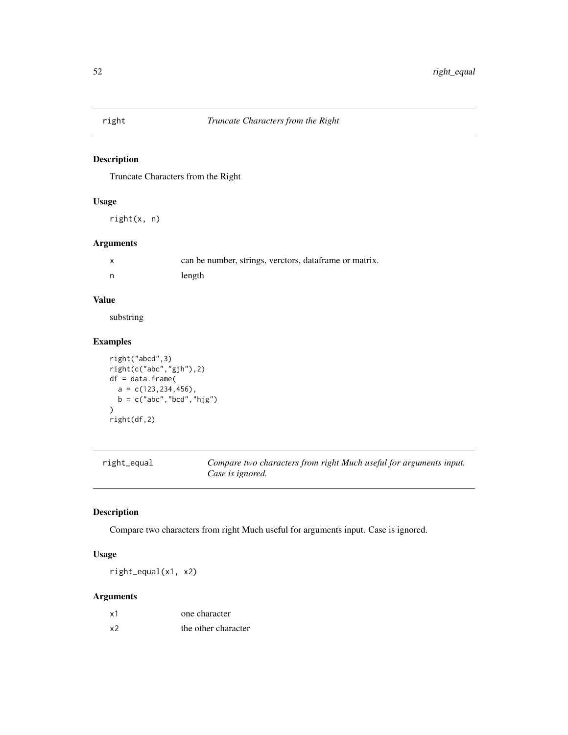## right *Truncate Characters from the Right*

### Description

Truncate Characters from the Right

### Usage

```
right(x, n)
```

### Arguments

| | |
|---|---|
| x | can be number, strings, verctors, dataframe or matrix. |
| n | length |

### Value

substring

### Examples

```
right("abcd",3)
right(c("abc","gjh"),2)
df = data.frame(
  a = c(123,234,456),
  b = c("abc","bcd","hjg")
)
right(df,2)
```

## right_equal *Compare two characters from right Much useful for arguments input. Case is ignored.*

### Description

Compare two characters from right Much useful for arguments input. Case is ignored.

### Usage

```
right_equal(x1, x2)
```

### Arguments

| | |
|---|---|
| x1 | one character |
| x2 | the other character |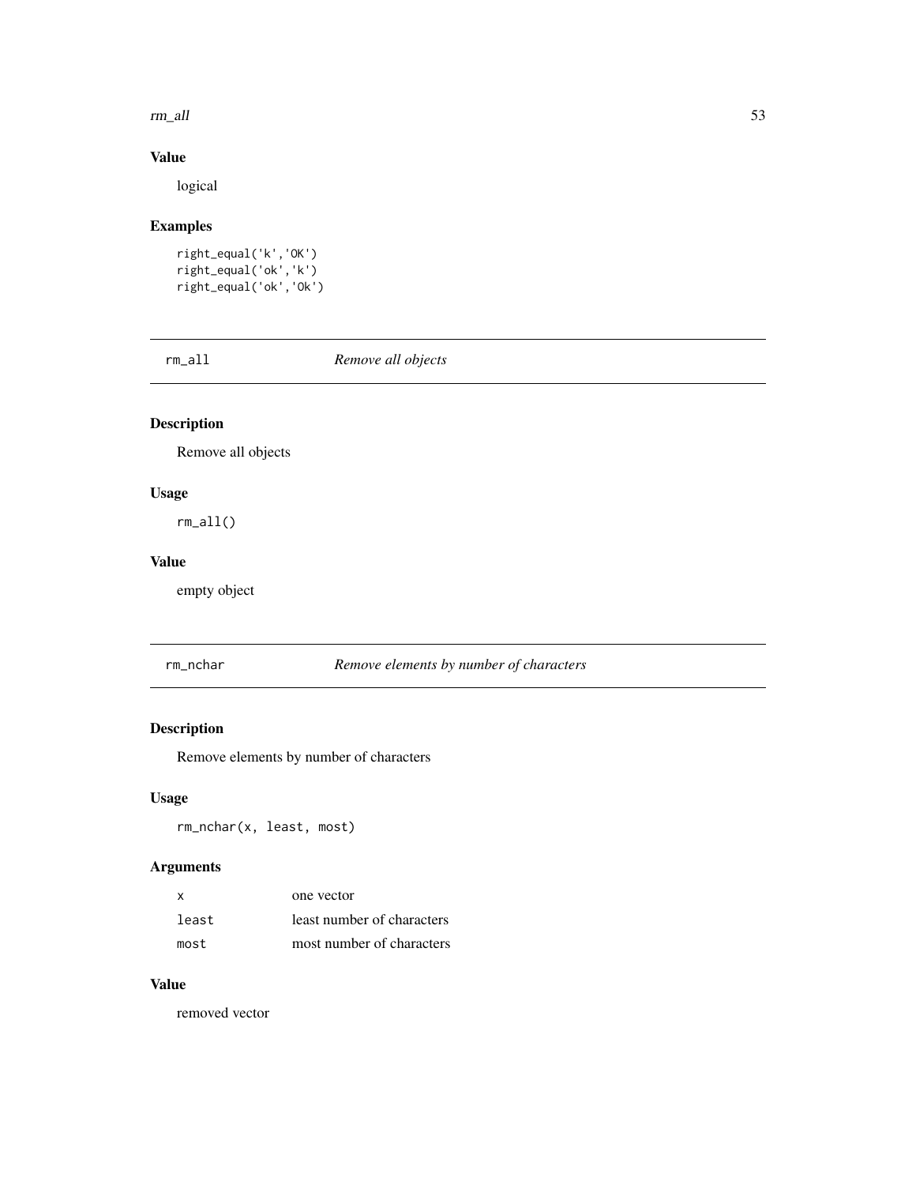## Value

logical

## Examples

```
right_equal('k','OK')
right_equal('ok','k')
right_equal('ok','Ok')
```

---

# rm_all — *Remove all objects*

## Description

Remove all objects

## Usage

```
rm_all()
```

## Value

empty object

---

# rm_nchar — *Remove elements by number of characters*

## Description

Remove elements by number of characters

## Usage

```
rm_nchar(x, least, most)
```

## Arguments

| | |
|---|---|
| x | one vector |
| least | least number of characters |
| most | most number of characters |

## Value

removed vector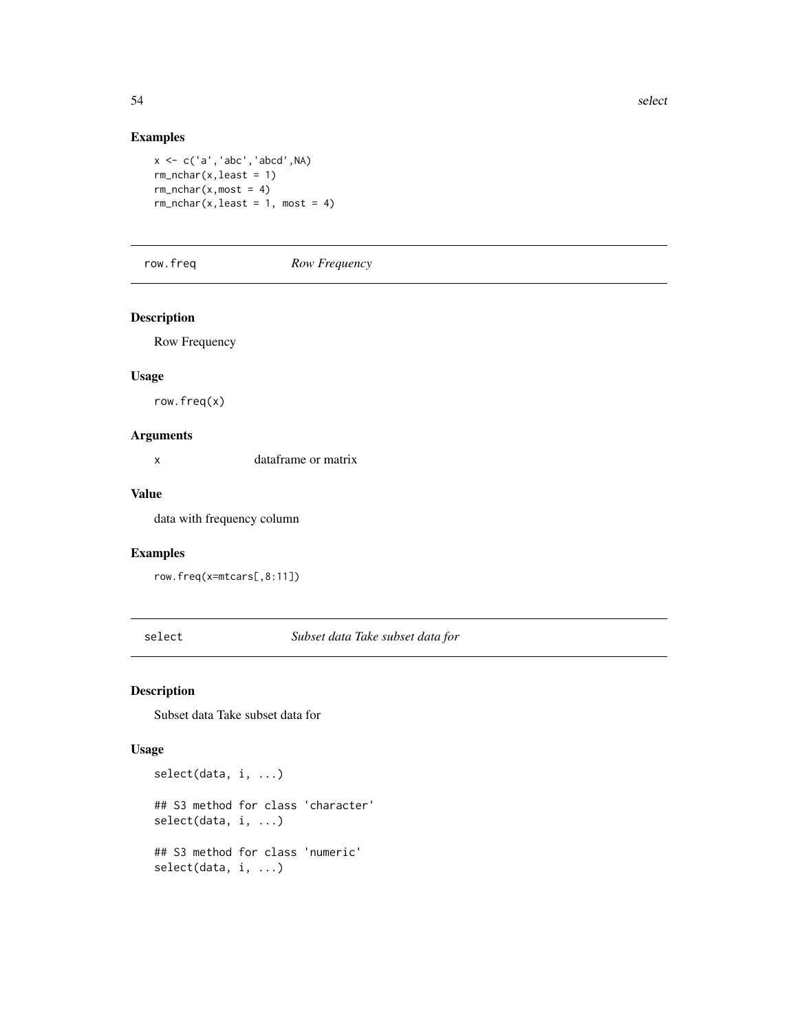### Examples

```
x <- c('a','abc','abcd',NA)
rm_nchar(x,least = 1)
rm_nchar(x,most = 4)
rm_nchar(x,least = 1, most = 4)
```

## row.freq *Row Frequency*

### Description

Row Frequency

### Usage

```
row.freq(x)
```

### Arguments

| | |
|---|---|
| x | dataframe or matrix |

### Value

data with frequency column

### Examples

```
row.freq(x=mtcars[,8:11])
```

## select *Subset data Take subset data for*

### Description

Subset data Take subset data for

### Usage

```
select(data, i, ...)

## S3 method for class 'character'
select(data, i, ...)

## S3 method for class 'numeric'
select(data, i, ...)
```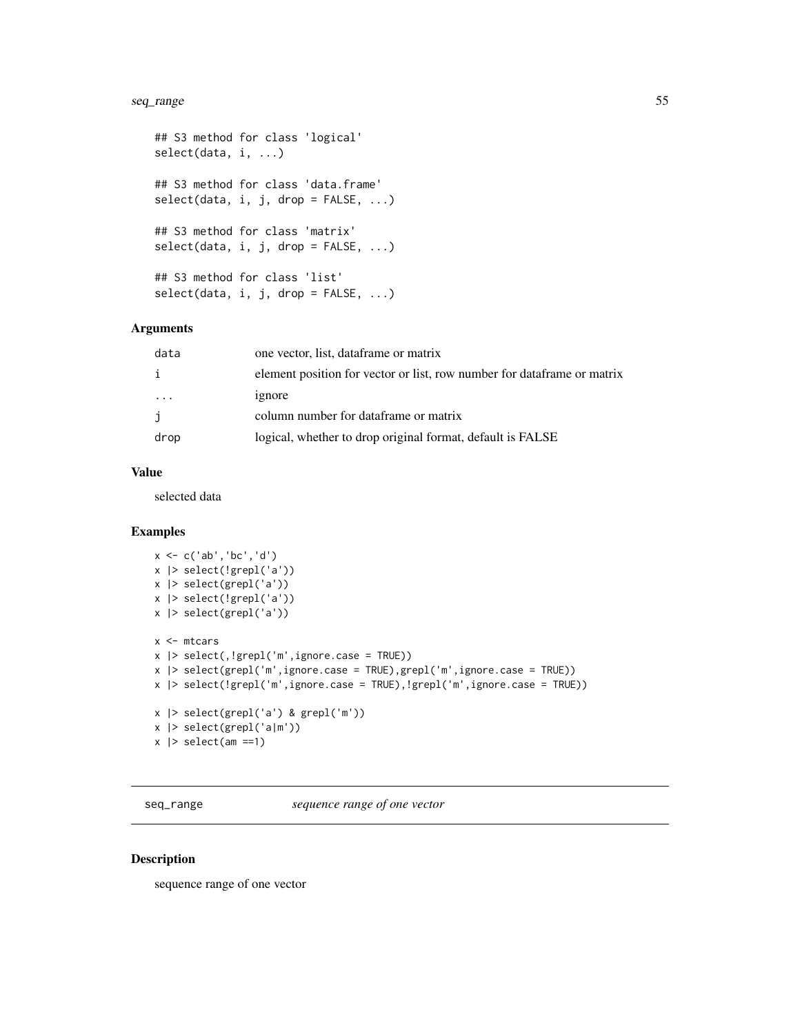```
## S3 method for class 'logical'
select(data, i, ...)

## S3 method for class 'data.frame'
select(data, i, j, drop = FALSE, ...)

## S3 method for class 'matrix'
select(data, i, j, drop = FALSE, ...)

## S3 method for class 'list'
select(data, i, j, drop = FALSE, ...)
```

### Arguments

| | |
|---|---|
| data | one vector, list, dataframe or matrix |
| i | element position for vector or list, row number for dataframe or matrix |
| ... | ignore |
| j | column number for dataframe or matrix |
| drop | logical, whether to drop original format, default is FALSE |

### Value

selected data

### Examples

```
x <- c('ab','bc','d')
x |> select(!grepl('a'))
x |> select(grepl('a'))
x |> select(!grepl('a'))
x |> select(grepl('a'))

x <- mtcars
x |> select(,!grepl('m',ignore.case = TRUE))
x |> select(grepl('m',ignore.case = TRUE),grepl('m',ignore.case = TRUE))
x |> select(!grepl('m',ignore.case = TRUE),!grepl('m',ignore.case = TRUE))

x |> select(grepl('a') & grepl('m'))
x |> select(grepl('a|m'))
x |> select(am ==1)
```

---

## seq_range &nbsp;&nbsp;&nbsp;&nbsp; *sequence range of one vector*

---

### Description

sequence range of one vector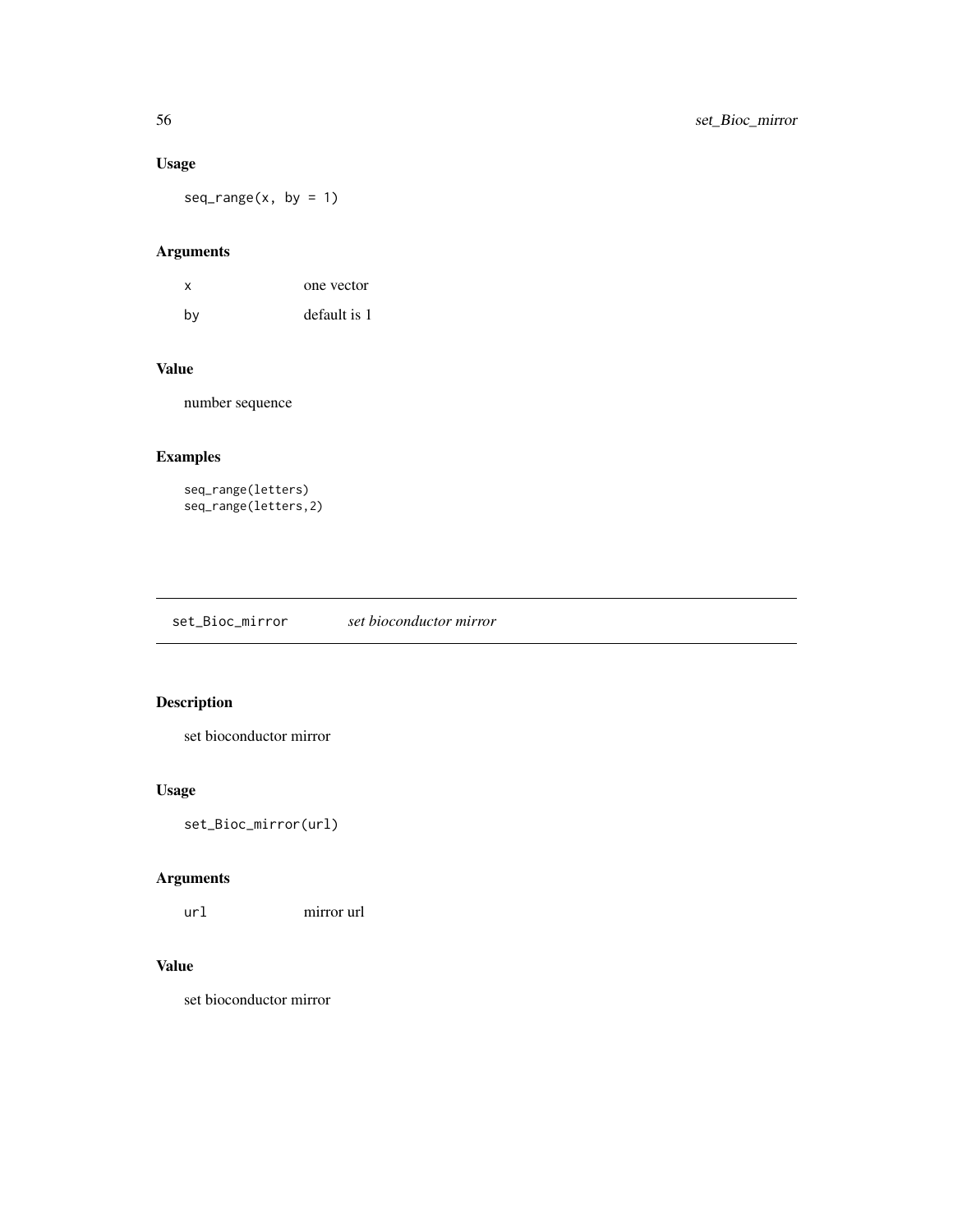## Usage

```
seq_range(x, by = 1)
```

## Arguments

| | |
|---|---|
| x | one vector |
| by | default is 1 |

## Value

number sequence

## Examples

```
seq_range(letters)
seq_range(letters,2)
```

---

# set_Bioc_mirror *set bioconductor mirror*

---

## Description

set bioconductor mirror

## Usage

```
set_Bioc_mirror(url)
```

## Arguments

| | |
|---|---|
| url | mirror url |

## Value

set bioconductor mirror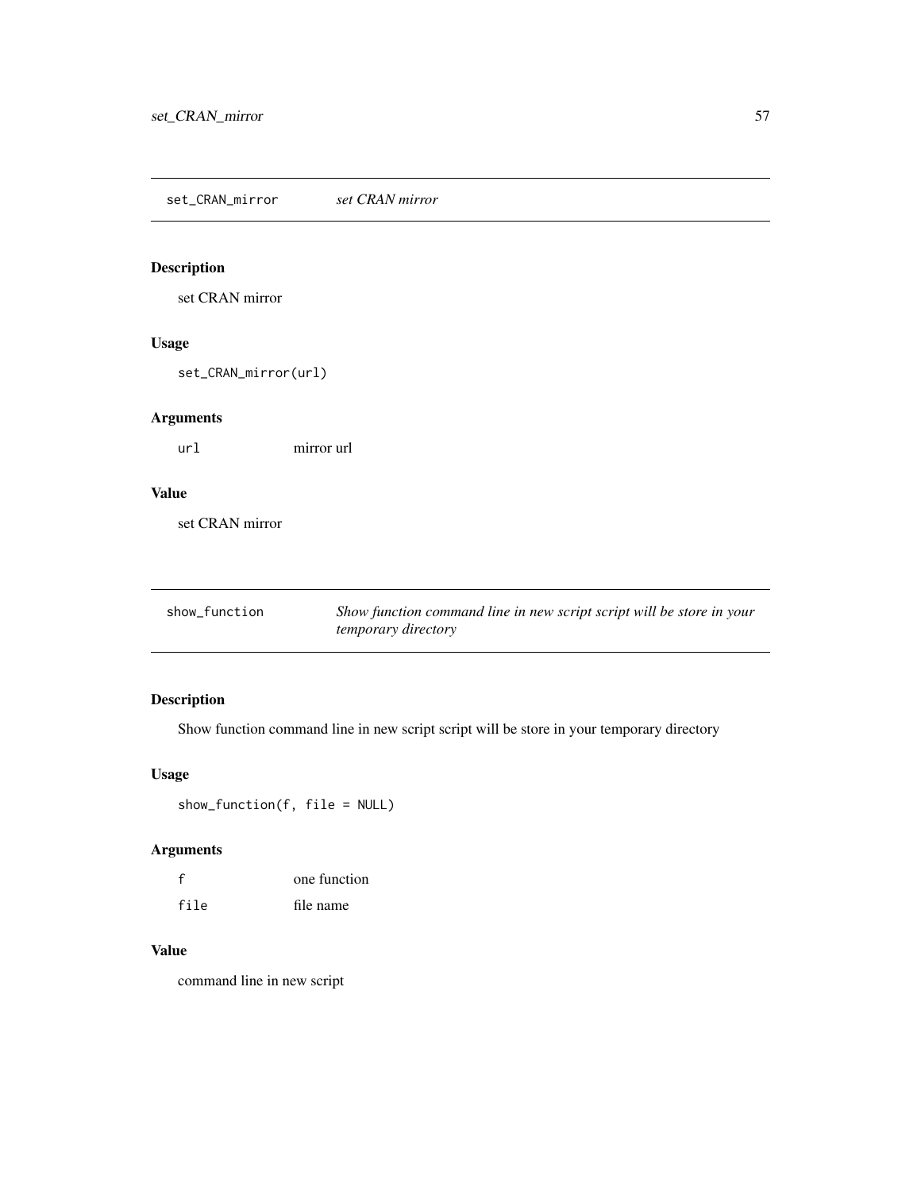## set_CRAN_mirror *set CRAN mirror*

### Description

set CRAN mirror

### Usage

```
set_CRAN_mirror(url)
```

### Arguments

| | |
|---|---|
| url | mirror url |

### Value

set CRAN mirror

## show_function *Show function command line in new script script will be store in your temporary directory*

### Description

Show function command line in new script script will be store in your temporary directory

### Usage

```
show_function(f, file = NULL)
```

### Arguments

| | |
|---|---|
| f | one function |
| file | file name |

### Value

command line in new script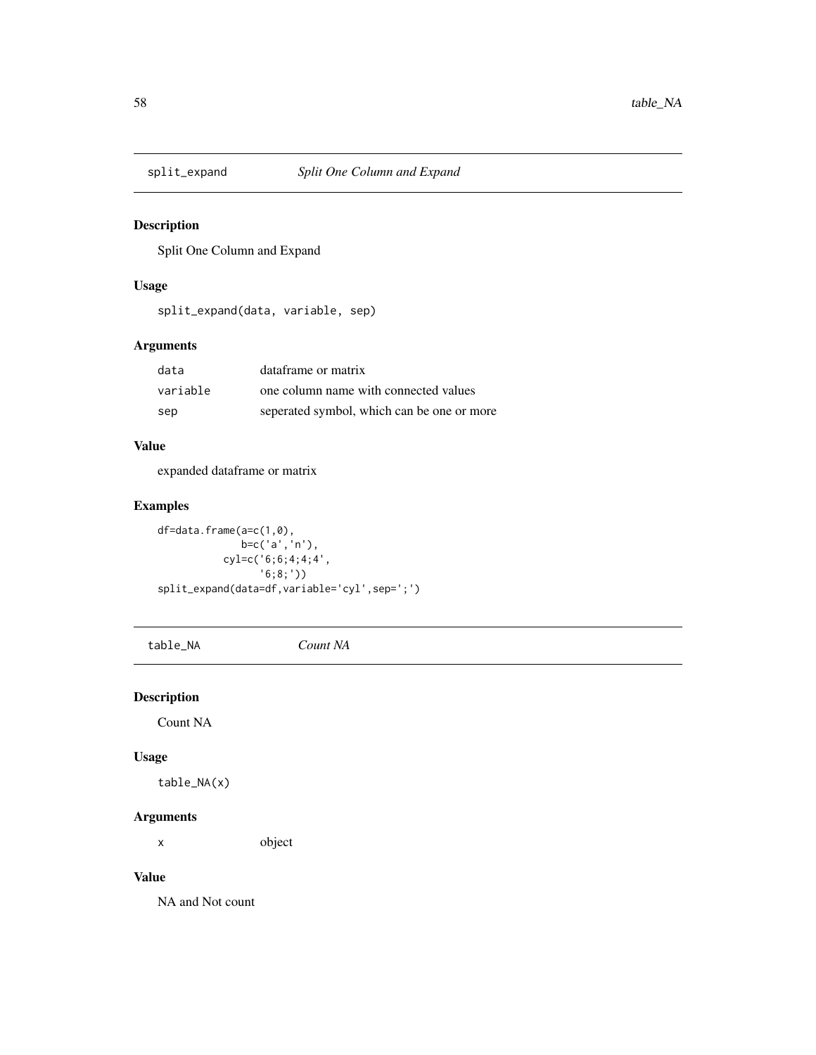## split_expand    *Split One Column and Expand*

### Description

Split One Column and Expand

### Usage

```
split_expand(data, variable, sep)
```

### Arguments

| | |
|---|---|
| data | dataframe or matrix |
| variable | one column name with connected values |
| sep | seperated symbol, which can be one or more |

### Value

expanded dataframe or matrix

### Examples

```
df=data.frame(a=c(1,0),
              b=c('a','n'),
           cyl=c('6;6;4;4;4',
                 '6;8;'))
split_expand(data=df,variable='cyl',sep=';')
```

## table_NA    *Count NA*

### Description

Count NA

### Usage

```
table_NA(x)
```

### Arguments

| | |
|---|---|
| x | object |

### Value

NA and Not count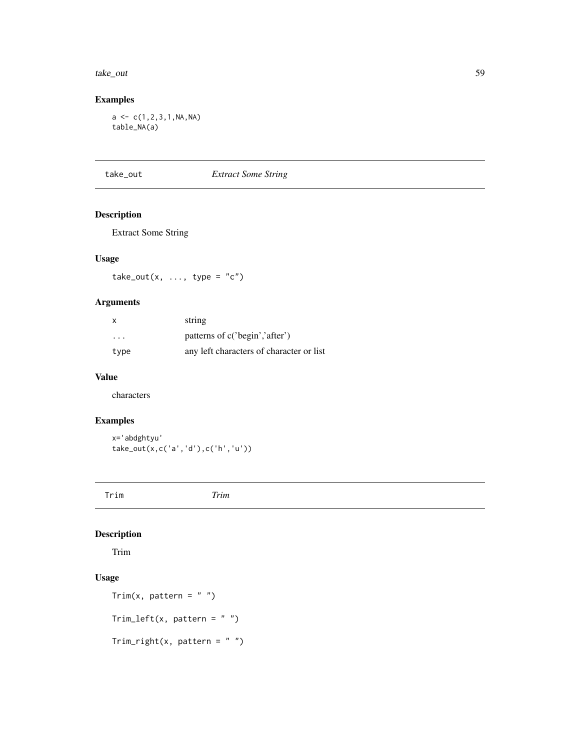## Examples

```
a <- c(1,2,3,1,NA,NA)
table_NA(a)
```

---

# take_out *Extract Some String*

---

## Description

Extract Some String

## Usage

```
take_out(x, ..., type = "c")
```

## Arguments

| | |
|---|---|
| x | string |
| ... | patterns of c('begin','after') |
| type | any left characters of character or list |

## Value

characters

## Examples

```
x='abdghtyu'
take_out(x,c('a','d'),c('h','u'))
```

---

# Trim *Trim*

---

## Description

Trim

## Usage

```
Trim(x, pattern = " ")

Trim_left(x, pattern = " ")

Trim_right(x, pattern = " ")
```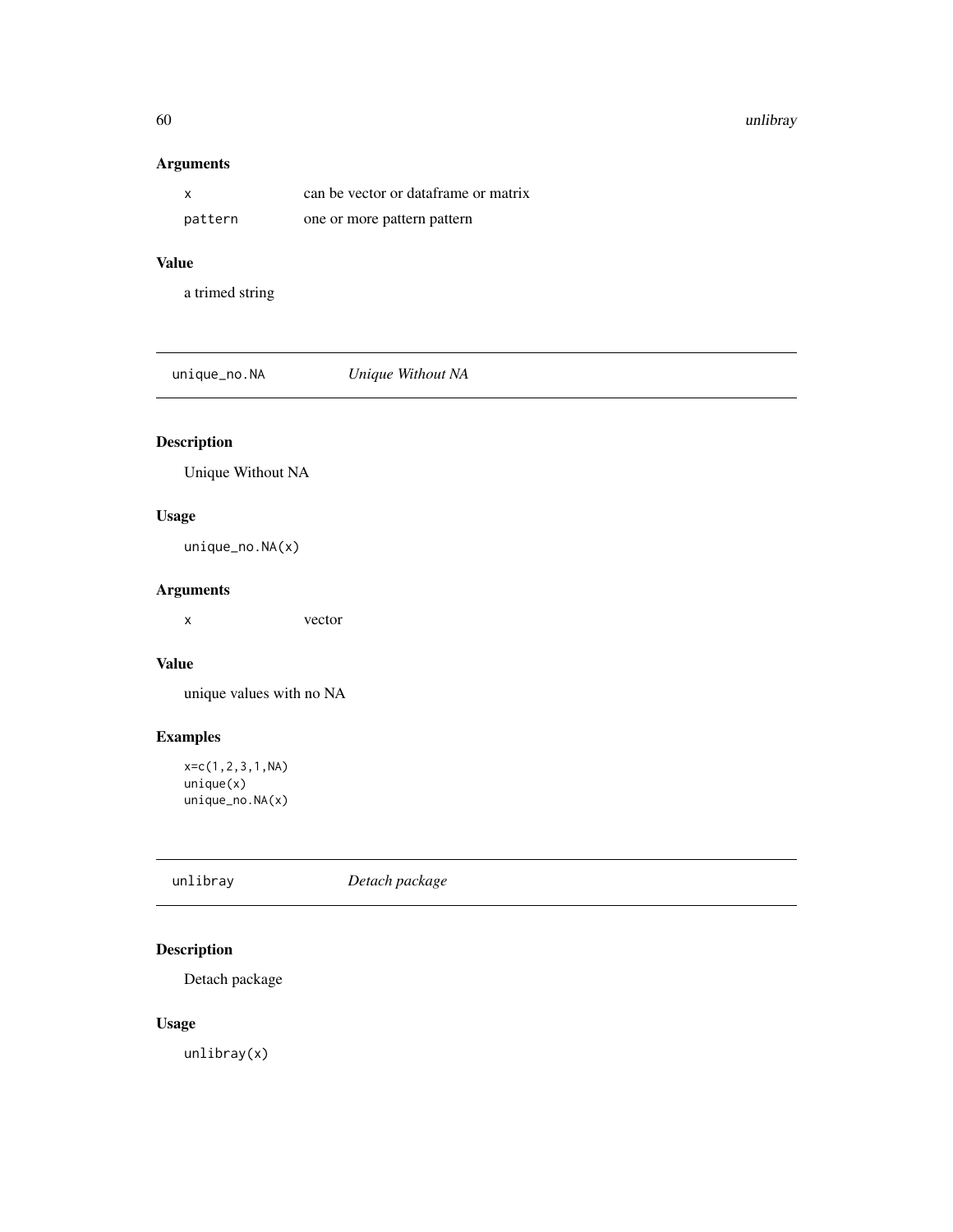### Arguments

| | |
|---|---|
| `x` | can be vector or dataframe or matrix |
| `pattern` | one or more pattern pattern |

### Value

a trimed string

## unique_no.NA *Unique Without NA*

### Description

Unique Without NA

### Usage

```
unique_no.NA(x)
```

### Arguments

| | |
|---|---|
| `x` | vector |

### Value

unique values with no NA

### Examples

```
x=c(1,2,3,1,NA)
unique(x)
unique_no.NA(x)
```

## unlibray *Detach package*

### Description

Detach package

### Usage

```
unlibray(x)
```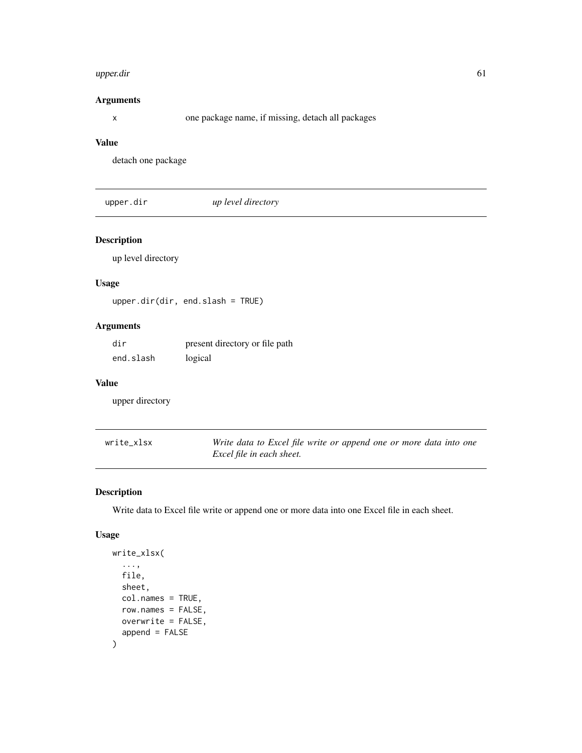### Arguments

| | |
|---|---|
| x | one package name, if missing, detach all packages |

### Value

detach one package

## upper.dir — *up level directory*

### Description

up level directory

### Usage

```
upper.dir(dir, end.slash = TRUE)
```

### Arguments

| | |
|---|---|
| dir | present directory or file path |
| end.slash | logical |

### Value

upper directory

## write_xlsx — *Write data to Excel file write or append one or more data into one Excel file in each sheet.*

### Description

Write data to Excel file write or append one or more data into one Excel file in each sheet.

### Usage

```
write_xlsx(
  ...,
  file,
  sheet,
  col.names = TRUE,
  row.names = FALSE,
  overwrite = FALSE,
  append = FALSE
)
```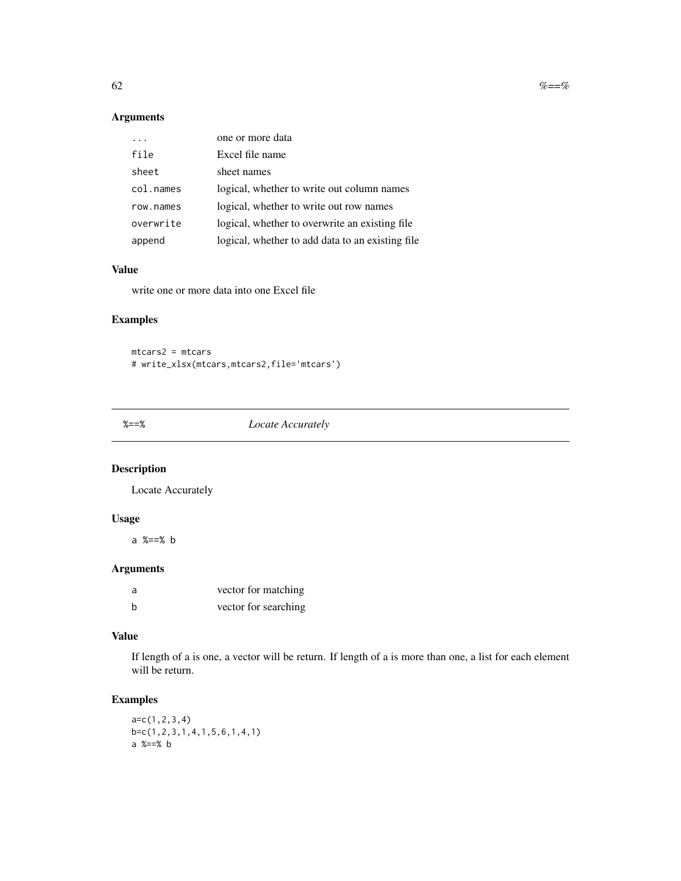### Arguments

| | |
|---|---|
| ... | one or more data |
| file | Excel file name |
| sheet | sheet names |
| col.names | logical, whether to write out column names |
| row.names | logical, whether to write out row names |
| overwrite | logical, whether to overwrite an existing file |
| append | logical, whether to add data to an existing file |

### Value

write one or more data into one Excel file

### Examples

```
mtcars2 = mtcars
# write_xlsx(mtcars,mtcars2,file='mtcars')
```

---

## %==%    *Locate Accurately*

---

### Description

Locate Accurately

### Usage

```
a %==% b
```

### Arguments

| | |
|---|---|
| a | vector for matching |
| b | vector for searching |

### Value

If length of a is one, a vector will be return. If length of a is more than one, a list for each element will be return.

### Examples

```
a=c(1,2,3,4)
b=c(1,2,3,1,4,1,5,6,1,4,1)
a %==% b
```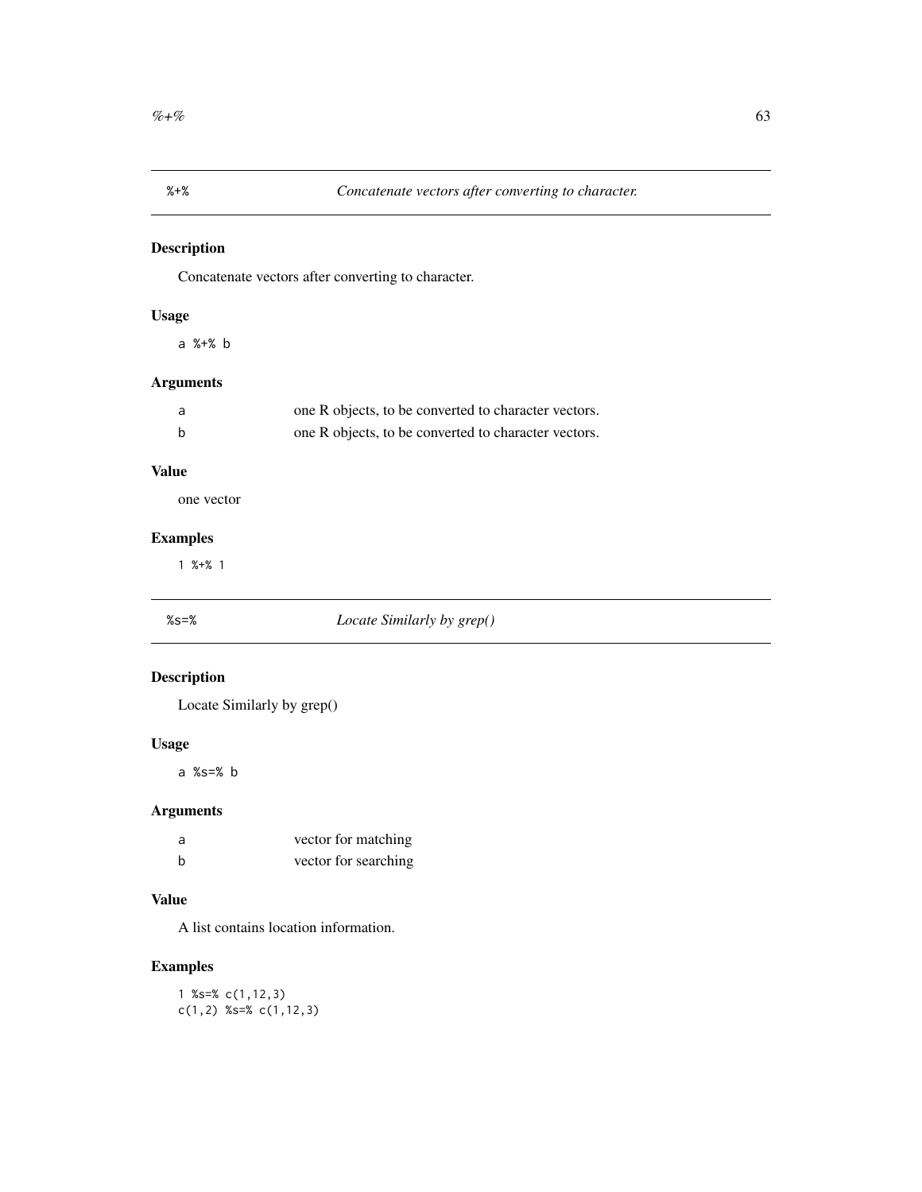## %+%  *Concatenate vectors after converting to character.*

### Description

Concatenate vectors after converting to character.

### Usage

```
a %+% b
```

### Arguments

| | |
|---|---|
| a | one R objects, to be converted to character vectors. |
| b | one R objects, to be converted to character vectors. |

### Value

one vector

### Examples

```
1 %+% 1
```

## %s=%  *Locate Similarly by grep()*

### Description

Locate Similarly by grep()

### Usage

```
a %s=% b
```

### Arguments

| | |
|---|---|
| a | vector for matching |
| b | vector for searching |

### Value

A list contains location information.

### Examples

```
1 %s=% c(1,12,3)
c(1,2) %s=% c(1,12,3)
```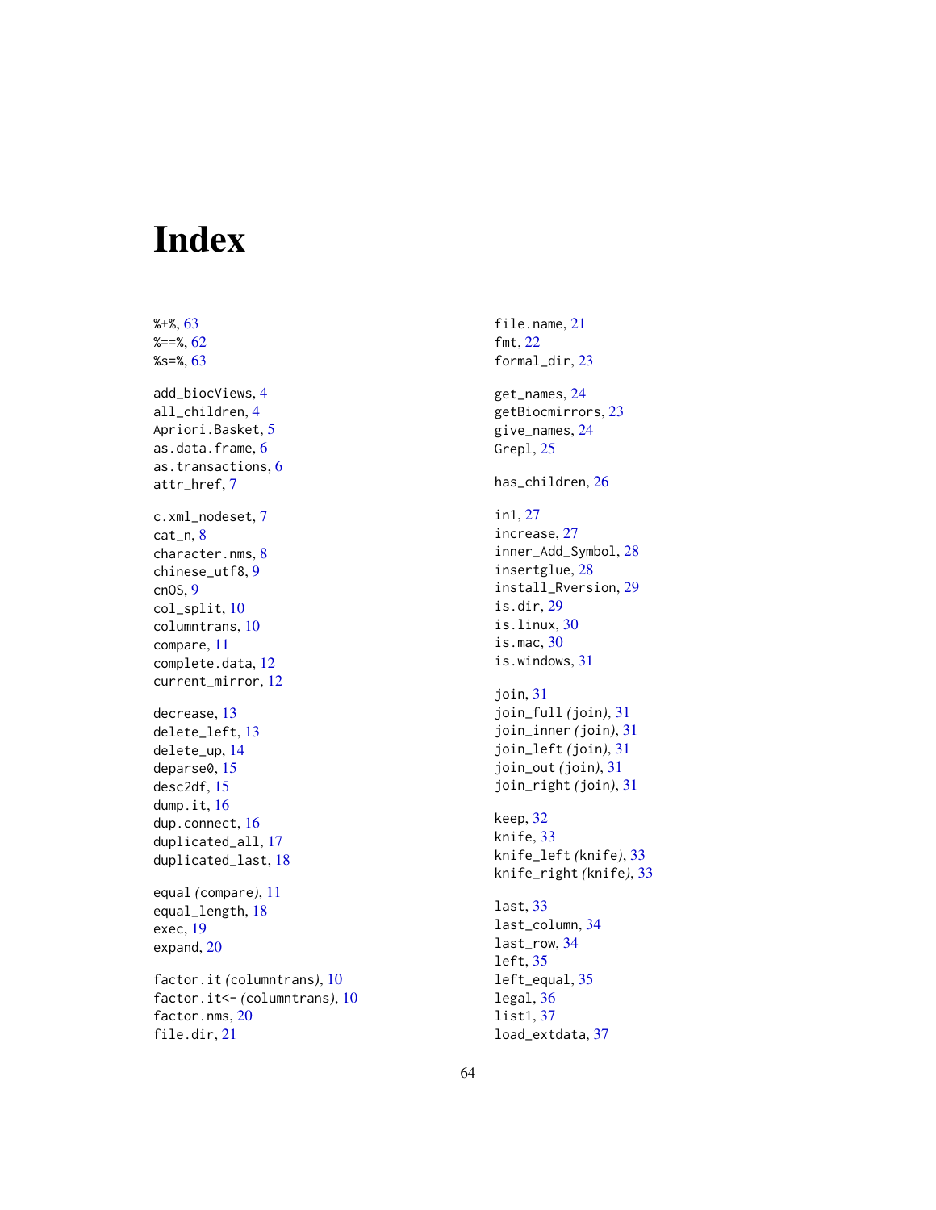# Index

%+%, 63
%==%, 62
%s=%, 63

add_biocViews, 4
all_children, 4
Apriori.Basket, 5
as.data.frame, 6
as.transactions, 6
attr_href, 7

c.xml_nodeset, 7
cat_n, 8
character.nms, 8
chinese_utf8, 9
cnOS, 9
col_split, 10
columntrans, 10
compare, 11
complete.data, 12
current_mirror, 12

decrease, 13
delete_left, 13
delete_up, 14
deparse0, 15
desc2df, 15
dump.it, 16
dup.connect, 16
duplicated_all, 17
duplicated_last, 18

equal *(compare)*, 11
equal_length, 18
exec, 19
expand, 20

factor.it *(columntrans)*, 10
factor.it<- *(columntrans)*, 10
factor.nms, 20
file.dir, 21
file.name, 21
fmt, 22
formal_dir, 23

get_names, 24
getBiocmirrors, 23
give_names, 24
Grepl, 25

has_children, 26

in1, 27
increase, 27
inner_Add_Symbol, 28
insertglue, 28
install_Rversion, 29
is.dir, 29
is.linux, 30
is.mac, 30
is.windows, 31

join, 31
join_full *(join)*, 31
join_inner *(join)*, 31
join_left *(join)*, 31
join_out *(join)*, 31
join_right *(join)*, 31

keep, 32
knife, 33
knife_left *(knife)*, 33
knife_right *(knife)*, 33

last, 33
last_column, 34
last_row, 34
left, 35
left_equal, 35
legal, 36
list1, 37
load_extdata, 37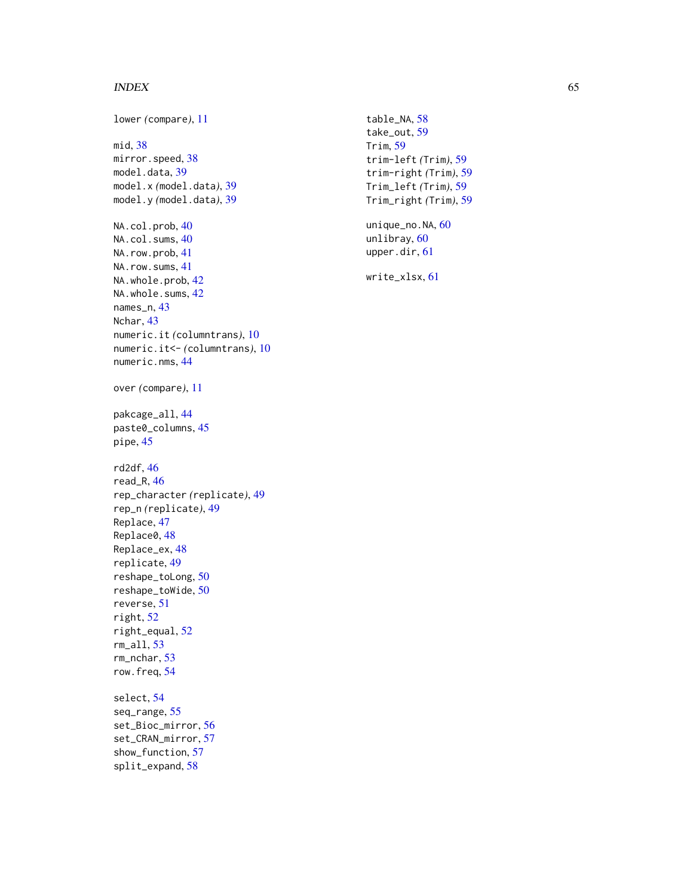lower *(*compare*)*, 11

mid, 38
mirror.speed, 38
model.data, 39
model.x *(*model.data*)*, 39
model.y *(*model.data*)*, 39

NA.col.prob, 40
NA.col.sums, 40
NA.row.prob, 41
NA.row.sums, 41
NA.whole.prob, 42
NA.whole.sums, 42
names_n, 43
Nchar, 43
numeric.it *(*columntrans*)*, 10
numeric.it<- *(*columntrans*)*, 10
numeric.nms, 44

over *(*compare*)*, 11

pakcage_all, 44
paste0_columns, 45
pipe, 45

rd2df, 46
read_R, 46
rep_character *(*replicate*)*, 49
rep_n *(*replicate*)*, 49
Replace, 47
Replace0, 48
Replace_ex, 48
replicate, 49
reshape_toLong, 50
reshape_toWide, 50
reverse, 51
right, 52
right_equal, 52
rm_all, 53
rm_nchar, 53
row.freq, 54

select, 54
seq_range, 55
set_Bioc_mirror, 56
set_CRAN_mirror, 57
show_function, 57
split_expand, 58

table_NA, 58
take_out, 59
Trim, 59
trim-left *(*Trim*)*, 59
trim-right *(*Trim*)*, 59
Trim_left *(*Trim*)*, 59
Trim_right *(*Trim*)*, 59

unique_no.NA, 60
unlibray, 60
upper.dir, 61

write_xlsx, 61